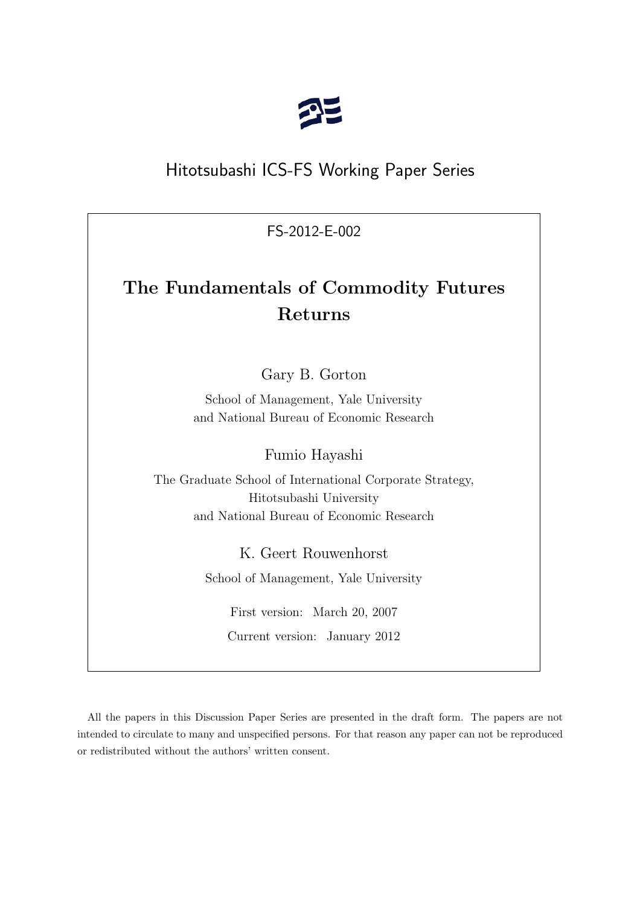Hitotsubashi ICS-FS Working Paper Series

FS-2012-E-002

# The Fundamentals of Commodity Futures Returns

Gary B. Gorton

School of Management, Yale University
and National Bureau of Economic Research

Fumio Hayashi

The Graduate School of International Corporate Strategy,
Hitotsubashi University
and National Bureau of Economic Research

K. Geert Rouwenhorst

School of Management, Yale University

First version: March 20, 2007

Current version: January 2012

All the papers in this Discussion Paper Series are presented in the draft form. The papers are not intended to circulate to many and unspecified persons. For that reason any paper can not be reproduced or redistributed without the authors' written consent.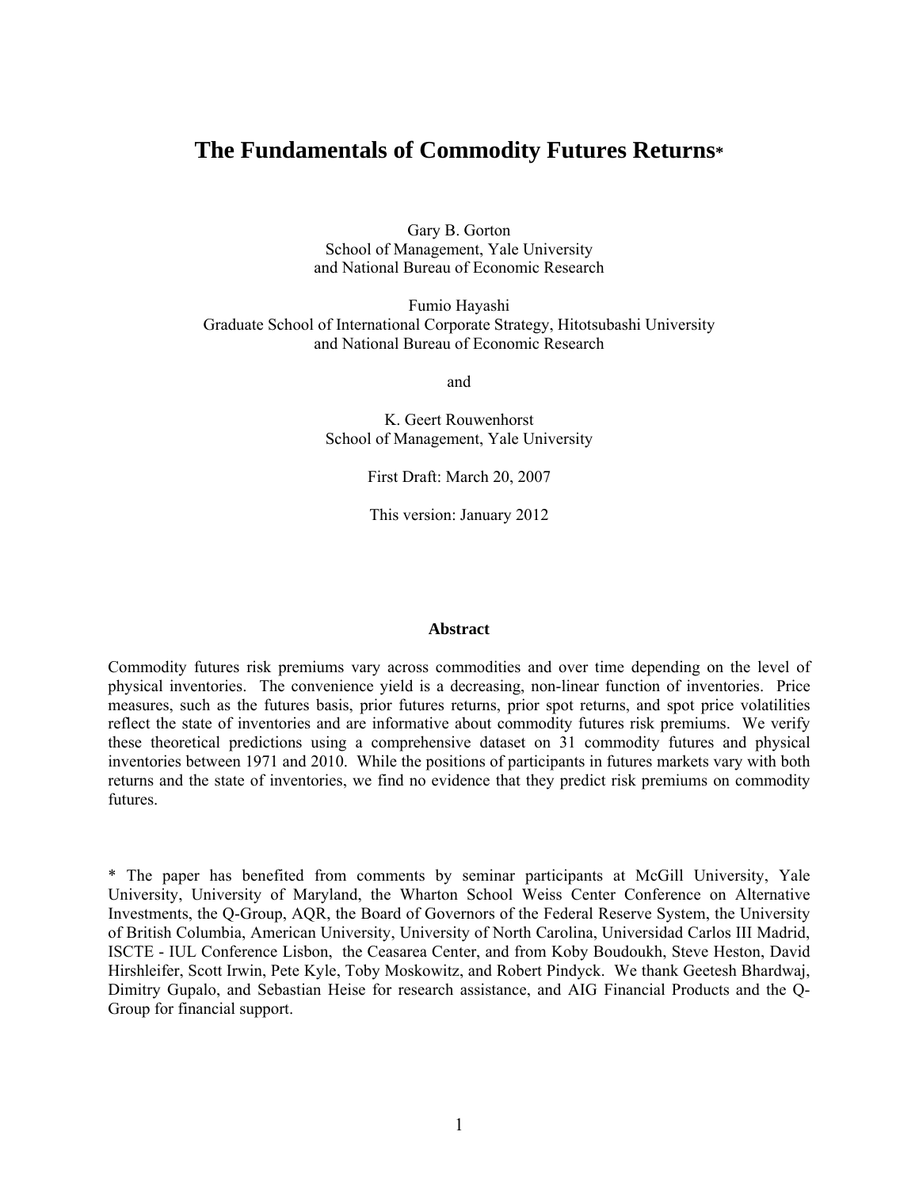# The Fundamentals of Commodity Futures Returns*

Gary B. Gorton
School of Management, Yale University
and National Bureau of Economic Research

Fumio Hayashi
Graduate School of International Corporate Strategy, Hitotsubashi University
and National Bureau of Economic Research

and

K. Geert Rouwenhorst
School of Management, Yale University

First Draft: March 20, 2007

This version: January 2012

### Abstract

Commodity futures risk premiums vary across commodities and over time depending on the level of physical inventories. The convenience yield is a decreasing, non-linear function of inventories. Price measures, such as the futures basis, prior futures returns, prior spot returns, and spot price volatilities reflect the state of inventories and are informative about commodity futures risk premiums. We verify these theoretical predictions using a comprehensive dataset on 31 commodity futures and physical inventories between 1971 and 2010. While the positions of participants in futures markets vary with both returns and the state of inventories, we find no evidence that they predict risk premiums on commodity futures.

\* The paper has benefited from comments by seminar participants at McGill University, Yale University, University of Maryland, the Wharton School Weiss Center Conference on Alternative Investments, the Q-Group, AQR, the Board of Governors of the Federal Reserve System, the University of British Columbia, American University, University of North Carolina, Universidad Carlos III Madrid, ISCTE - IUL Conference Lisbon, the Ceasarea Center, and from Koby Boudoukh, Steve Heston, David Hirshleifer, Scott Irwin, Pete Kyle, Toby Moskowitz, and Robert Pindyck. We thank Geetesh Bhardwaj, Dimitry Gupalo, and Sebastian Heise for research assistance, and AIG Financial Products and the Q-Group for financial support.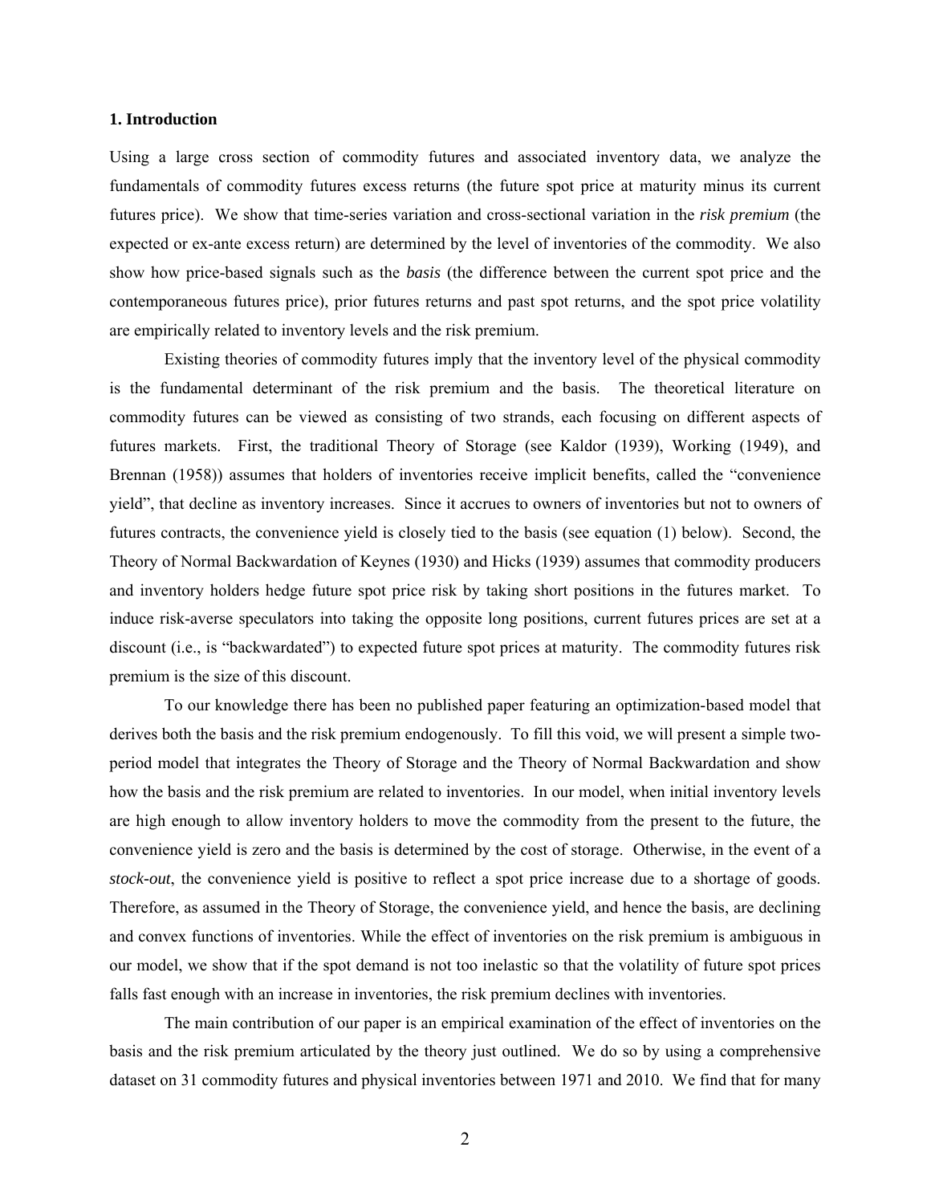## 1. Introduction

Using a large cross section of commodity futures and associated inventory data, we analyze the fundamentals of commodity futures excess returns (the future spot price at maturity minus its current futures price). We show that time-series variation and cross-sectional variation in the *risk premium* (the expected or ex-ante excess return) are determined by the level of inventories of the commodity. We also show how price-based signals such as the *basis* (the difference between the current spot price and the contemporaneous futures price), prior futures returns and past spot returns, and the spot price volatility are empirically related to inventory levels and the risk premium.

Existing theories of commodity futures imply that the inventory level of the physical commodity is the fundamental determinant of the risk premium and the basis. The theoretical literature on commodity futures can be viewed as consisting of two strands, each focusing on different aspects of futures markets. First, the traditional Theory of Storage (see Kaldor (1939), Working (1949), and Brennan (1958)) assumes that holders of inventories receive implicit benefits, called the "convenience yield", that decline as inventory increases. Since it accrues to owners of inventories but not to owners of futures contracts, the convenience yield is closely tied to the basis (see equation (1) below). Second, the Theory of Normal Backwardation of Keynes (1930) and Hicks (1939) assumes that commodity producers and inventory holders hedge future spot price risk by taking short positions in the futures market. To induce risk-averse speculators into taking the opposite long positions, current futures prices are set at a discount (i.e., is "backwardated") to expected future spot prices at maturity. The commodity futures risk premium is the size of this discount.

To our knowledge there has been no published paper featuring an optimization-based model that derives both the basis and the risk premium endogenously. To fill this void, we will present a simple two-period model that integrates the Theory of Storage and the Theory of Normal Backwardation and show how the basis and the risk premium are related to inventories. In our model, when initial inventory levels are high enough to allow inventory holders to move the commodity from the present to the future, the convenience yield is zero and the basis is determined by the cost of storage. Otherwise, in the event of a *stock-out*, the convenience yield is positive to reflect a spot price increase due to a shortage of goods. Therefore, as assumed in the Theory of Storage, the convenience yield, and hence the basis, are declining and convex functions of inventories. While the effect of inventories on the risk premium is ambiguous in our model, we show that if the spot demand is not too inelastic so that the volatility of future spot prices falls fast enough with an increase in inventories, the risk premium declines with inventories.

The main contribution of our paper is an empirical examination of the effect of inventories on the basis and the risk premium articulated by the theory just outlined. We do so by using a comprehensive dataset on 31 commodity futures and physical inventories between 1971 and 2010. We find that for many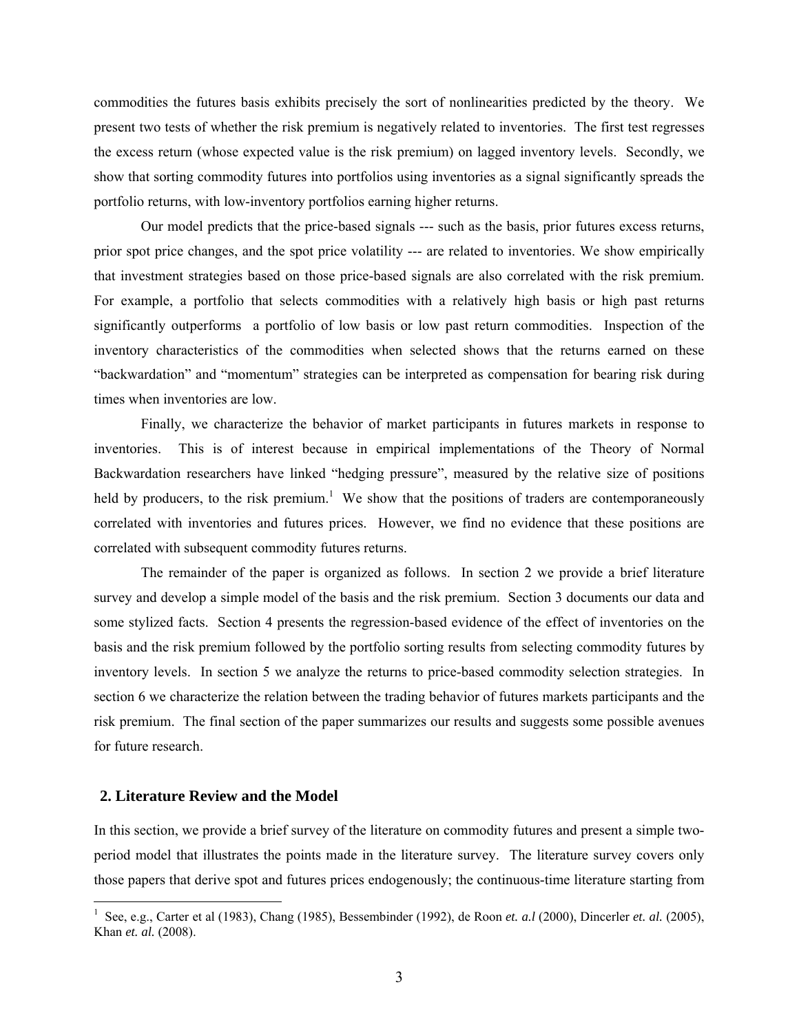commodities the futures basis exhibits precisely the sort of nonlinearities predicted by the theory. We present two tests of whether the risk premium is negatively related to inventories. The first test regresses the excess return (whose expected value is the risk premium) on lagged inventory levels. Secondly, we show that sorting commodity futures into portfolios using inventories as a signal significantly spreads the portfolio returns, with low-inventory portfolios earning higher returns.

Our model predicts that the price-based signals --- such as the basis, prior futures excess returns, prior spot price changes, and the spot price volatility --- are related to inventories. We show empirically that investment strategies based on those price-based signals are also correlated with the risk premium. For example, a portfolio that selects commodities with a relatively high basis or high past returns significantly outperforms a portfolio of low basis or low past return commodities. Inspection of the inventory characteristics of the commodities when selected shows that the returns earned on these "backwardation" and "momentum" strategies can be interpreted as compensation for bearing risk during times when inventories are low.

Finally, we characterize the behavior of market participants in futures markets in response to inventories. This is of interest because in empirical implementations of the Theory of Normal Backwardation researchers have linked "hedging pressure", measured by the relative size of positions held by producers, to the risk premium.[1] We show that the positions of traders are contemporaneously correlated with inventories and futures prices. However, we find no evidence that these positions are correlated with subsequent commodity futures returns.

The remainder of the paper is organized as follows. In section 2 we provide a brief literature survey and develop a simple model of the basis and the risk premium. Section 3 documents our data and some stylized facts. Section 4 presents the regression-based evidence of the effect of inventories on the basis and the risk premium followed by the portfolio sorting results from selecting commodity futures by inventory levels. In section 5 we analyze the returns to price-based commodity selection strategies. In section 6 we characterize the relation between the trading behavior of futures markets participants and the risk premium. The final section of the paper summarizes our results and suggests some possible avenues for future research.

## 2. Literature Review and the Model

In this section, we provide a brief survey of the literature on commodity futures and present a simple two-period model that illustrates the points made in the literature survey. The literature survey covers only those papers that derive spot and futures prices endogenously; the continuous-time literature starting from

[1] See, e.g., Carter et al (1983), Chang (1985), Bessembinder (1992), de Roon *et. a.l* (2000), Dincerler *et. al.* (2005), Khan *et. al.* (2008).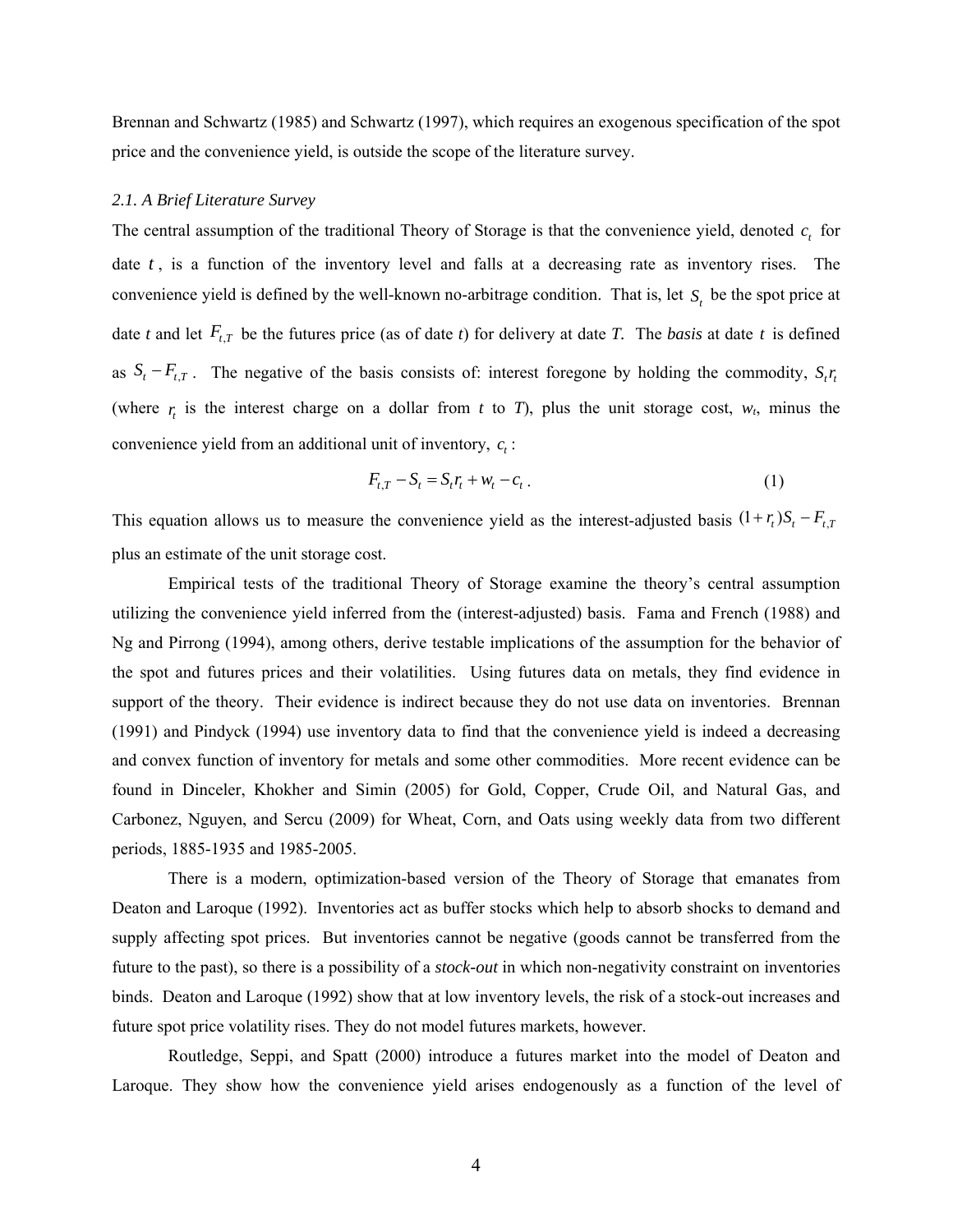Brennan and Schwartz (1985) and Schwartz (1997), which requires an exogenous specification of the spot price and the convenience yield, is outside the scope of the literature survey.

### *2.1. A Brief Literature Survey*

The central assumption of the traditional Theory of Storage is that the convenience yield, denoted $c_t$ for date $t$, is a function of the inventory level and falls at a decreasing rate as inventory rises. The convenience yield is defined by the well-known no-arbitrage condition. That is, let $S_t$ be the spot price at date *t* and let $F_{t,T}$ be the futures price (as of date *t*) for delivery at date ***T***. The ***basis*** at date $t$ is defined as $S_t - F_{t,T}$. The negative of the basis consists of: interest foregone by holding the commodity, $S_t r_t$ (where $r_t$ is the interest charge on a dollar from *t* to *T*), plus the unit storage cost, $w_t$, minus the convenience yield from an additional unit of inventory, $c_t$:

$$F_{t,T} - S_t = S_t r_t + w_t - c_t \,. \tag{1}$$

This equation allows us to measure the convenience yield as the interest-adjusted basis $(1+r_t)S_t - F_{t,T}$ plus an estimate of the unit storage cost.

Empirical tests of the traditional Theory of Storage examine the theory's central assumption utilizing the convenience yield inferred from the (interest-adjusted) basis. Fama and French (1988) and Ng and Pirrong (1994), among others, derive testable implications of the assumption for the behavior of the spot and futures prices and their volatilities. Using futures data on metals, they find evidence in support of the theory. Their evidence is indirect because they do not use data on inventories. Brennan (1991) and Pindyck (1994) use inventory data to find that the convenience yield is indeed a decreasing and convex function of inventory for metals and some other commodities. More recent evidence can be found in Dinceler, Khokher and Simin (2005) for Gold, Copper, Crude Oil, and Natural Gas, and Carbonez, Nguyen, and Sercu (2009) for Wheat, Corn, and Oats using weekly data from two different periods, 1885-1935 and 1985-2005.

There is a modern, optimization-based version of the Theory of Storage that emanates from Deaton and Laroque (1992). Inventories act as buffer stocks which help to absorb shocks to demand and supply affecting spot prices. But inventories cannot be negative (goods cannot be transferred from the future to the past), so there is a possibility of a *stock-out* in which non-negativity constraint on inventories binds. Deaton and Laroque (1992) show that at low inventory levels, the risk of a stock-out increases and future spot price volatility rises. They do not model futures markets, however.

Routledge, Seppi, and Spatt (2000) introduce a futures market into the model of Deaton and Laroque. They show how the convenience yield arises endogenously as a function of the level of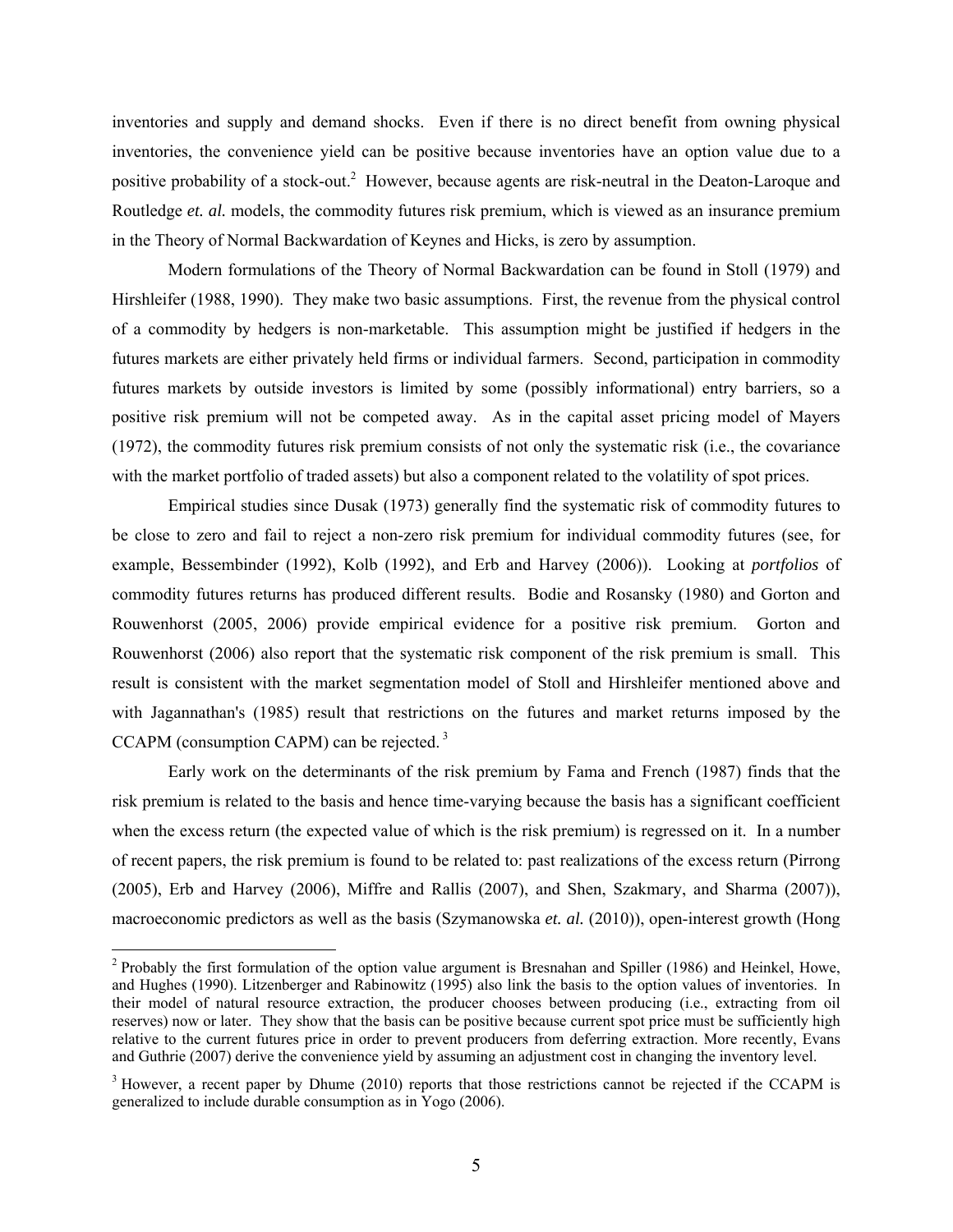inventories and supply and demand shocks. Even if there is no direct benefit from owning physical inventories, the convenience yield can be positive because inventories have an option value due to a positive probability of a stock-out.[2] However, because agents are risk-neutral in the Deaton-Laroque and Routledge *et. al.* models, the commodity futures risk premium, which is viewed as an insurance premium in the Theory of Normal Backwardation of Keynes and Hicks, is zero by assumption.

Modern formulations of the Theory of Normal Backwardation can be found in Stoll (1979) and Hirshleifer (1988, 1990). They make two basic assumptions. First, the revenue from the physical control of a commodity by hedgers is non-marketable. This assumption might be justified if hedgers in the futures markets are either privately held firms or individual farmers. Second, participation in commodity futures markets by outside investors is limited by some (possibly informational) entry barriers, so a positive risk premium will not be competed away. As in the capital asset pricing model of Mayers (1972), the commodity futures risk premium consists of not only the systematic risk (i.e., the covariance with the market portfolio of traded assets) but also a component related to the volatility of spot prices.

Empirical studies since Dusak (1973) generally find the systematic risk of commodity futures to be close to zero and fail to reject a non-zero risk premium for individual commodity futures (see, for example, Bessembinder (1992), Kolb (1992), and Erb and Harvey (2006)). Looking at *portfolios* of commodity futures returns has produced different results. Bodie and Rosansky (1980) and Gorton and Rouwenhorst (2005, 2006) provide empirical evidence for a positive risk premium. Gorton and Rouwenhorst (2006) also report that the systematic risk component of the risk premium is small. This result is consistent with the market segmentation model of Stoll and Hirshleifer mentioned above and with Jagannathan's (1985) result that restrictions on the futures and market returns imposed by the CCAPM (consumption CAPM) can be rejected.[3]

Early work on the determinants of the risk premium by Fama and French (1987) finds that the risk premium is related to the basis and hence time-varying because the basis has a significant coefficient when the excess return (the expected value of which is the risk premium) is regressed on it. In a number of recent papers, the risk premium is found to be related to: past realizations of the excess return (Pirrong (2005), Erb and Harvey (2006), Miffre and Rallis (2007), and Shen, Szakmary, and Sharma (2007)), macroeconomic predictors as well as the basis (Szymanowska *et. al.* (2010)), open-interest growth (Hong

---

[2] Probably the first formulation of the option value argument is Bresnahan and Spiller (1986) and Heinkel, Howe, and Hughes (1990). Litzenberger and Rabinowitz (1995) also link the basis to the option values of inventories. In their model of natural resource extraction, the producer chooses between producing (i.e., extracting from oil reserves) now or later. They show that the basis can be positive because current spot price must be sufficiently high relative to the current futures price in order to prevent producers from deferring extraction. More recently, Evans and Guthrie (2007) derive the convenience yield by assuming an adjustment cost in changing the inventory level.

[3] However, a recent paper by Dhume (2010) reports that those restrictions cannot be rejected if the CCAPM is generalized to include durable consumption as in Yogo (2006).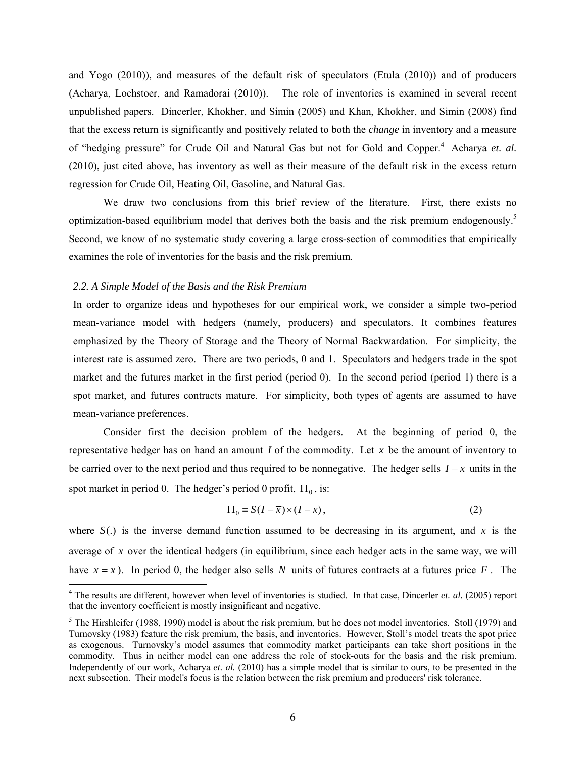and Yogo (2010)), and measures of the default risk of speculators (Etula (2010)) and of producers (Acharya, Lochstoer, and Ramadorai (2010)). The role of inventories is examined in several recent unpublished papers. Dincerler, Khokher, and Simin (2005) and Khan, Khokher, and Simin (2008) find that the excess return is significantly and positively related to both the *change* in inventory and a measure of "hedging pressure" for Crude Oil and Natural Gas but not for Gold and Copper.[4] Acharya *et. al.* (2010), just cited above, has inventory as well as their measure of the default risk in the excess return regression for Crude Oil, Heating Oil, Gasoline, and Natural Gas.

We draw two conclusions from this brief review of the literature. First, there exists no optimization-based equilibrium model that derives both the basis and the risk premium endogenously.[5] Second, we know of no systematic study covering a large cross-section of commodities that empirically examines the role of inventories for the basis and the risk premium.

### *2.2. A Simple Model of the Basis and the Risk Premium*

In order to organize ideas and hypotheses for our empirical work, we consider a simple two-period mean-variance model with hedgers (namely, producers) and speculators. It combines features emphasized by the Theory of Storage and the Theory of Normal Backwardation. For simplicity, the interest rate is assumed zero. There are two periods, 0 and 1. Speculators and hedgers trade in the spot market and the futures market in the first period (period 0). In the second period (period 1) there is a spot market, and futures contracts mature. For simplicity, both types of agents are assumed to have mean-variance preferences.

Consider first the decision problem of the hedgers. At the beginning of period 0, the representative hedger has on hand an amount $I$ of the commodity. Let $x$ be the amount of inventory to be carried over to the next period and thus required to be nonnegative. The hedger sells $I-x$ units in the spot market in period 0. The hedger's period 0 profit, $\Pi_0$, is:

$$\Pi_0 \equiv S(I-\bar{x}) \times (I-x), \tag{2}$$

where $S(.)$ is the inverse demand function assumed to be decreasing in its argument, and $\bar{x}$ is the average of $x$ over the identical hedgers (in equilibrium, since each hedger acts in the same way, we will have $\bar{x} = x$). In period 0, the hedger also sells $N$ units of futures contracts at a futures price $F$. The

---

[4] The results are different, however when level of inventories is studied. In that case, Dincerler *et. al.* (2005) report that the inventory coefficient is mostly insignificant and negative.

[5] The Hirshleifer (1988, 1990) model is about the risk premium, but he does not model inventories. Stoll (1979) and Turnovsky (1983) feature the risk premium, the basis, and inventories. However, Stoll's model treats the spot price as exogenous. Turnovsky's model assumes that commodity market participants can take short positions in the commodity. Thus in neither model can one address the role of stock-outs for the basis and the risk premium. Independently of our work, Acharya *et. al.* (2010) has a simple model that is similar to ours, to be presented in the next subsection. Their model's focus is the relation between the risk premium and producers' risk tolerance.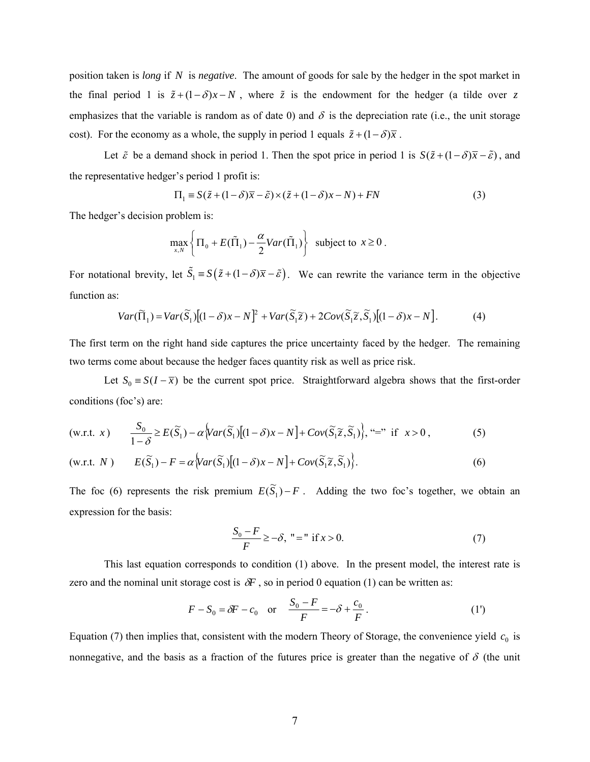position taken is *long* if $N$ is *negative*. The amount of goods for sale by the hedger in the spot market in the final period 1 is $\tilde{z}+(1-\delta)x-N$, where $\tilde{z}$ is the endowment for the hedger (a tilde over $z$ emphasizes that the variable is random as of date 0) and $\delta$ is the depreciation rate (i.e., the unit storage cost). For the economy as a whole, the supply in period 1 equals $\tilde{z}+(1-\delta)\bar{x}$.

Let $\tilde{\varepsilon}$ be a demand shock in period 1. Then the spot price in period 1 is $S(\tilde{z}+(1-\delta)\bar{x}-\tilde{\varepsilon})$, and the representative hedger's period 1 profit is:

$$\Pi_1 \equiv S(\tilde{z}+(1-\delta)\bar{x}-\tilde{\varepsilon})\times(\tilde{z}+(1-\delta)x-N)+FN \tag{3}$$

The hedger's decision problem is:

$$\max_{x,N}\left\{\Pi_0+E(\tilde{\Pi}_1)-\frac{\alpha}{2}Var(\tilde{\Pi}_1)\right\} \text{ subject to } x\geq 0.$$

For notational brevity, let $\tilde{S}_1 \equiv S\left(\tilde{z}+(1-\delta)\bar{x}-\tilde{\varepsilon}\right)$. We can rewrite the variance term in the objective function as:

$$Var(\tilde{\Pi}_1)=Var(\tilde{S}_1)\left[(1-\delta)x-N\right]^2+Var(\tilde{S}_1\tilde{z})+2Cov(\tilde{S}_1\tilde{z},\tilde{S}_1)\left[(1-\delta)x-N\right]. \tag{4}$$

The first term on the right hand side captures the price uncertainty faced by the hedger. The remaining two terms come about because the hedger faces quantity risk as well as price risk.

Let $S_0 \equiv S(I-\bar{x})$ be the current spot price. Straightforward algebra shows that the first-order conditions (foc's) are:

$$\text{(w.r.t. } x\text{)} \qquad \frac{S_0}{1-\delta}\geq E(\tilde{S}_1)-\alpha\left\{Var(\tilde{S}_1)\left[(1-\delta)x-N\right]+Cov(\tilde{S}_1\tilde{z},\tilde{S}_1)\right\}, \text{ "=" if } x>0, \tag{5}$$

$$\text{(w.r.t. } N\text{)} \qquad E(\tilde{S}_1)-F=\alpha\left\{Var(\tilde{S}_1)\left[(1-\delta)x-N\right]+Cov(\tilde{S}_1\tilde{z},\tilde{S}_1)\right\}. \tag{6}$$

The foc (6) represents the risk premium $E(\tilde{S}_1)-F$. Adding the two foc's together, we obtain an expression for the basis:

$$\frac{S_0-F}{F}\geq -\delta, \text{ "=" if } x>0. \tag{7}$$

This last equation corresponds to condition (1) above. In the present model, the interest rate is zero and the nominal unit storage cost is $\delta F$, so in period 0 equation (1) can be written as:

$$F-S_0=\delta F-c_0 \quad \text{or} \quad \frac{S_0-F}{F}=-\delta+\frac{c_0}{F}. \tag{1'}$$

Equation (7) then implies that, consistent with the modern Theory of Storage, the convenience yield $c_0$ is nonnegative, and the basis as a fraction of the futures price is greater than the negative of $\delta$ (the unit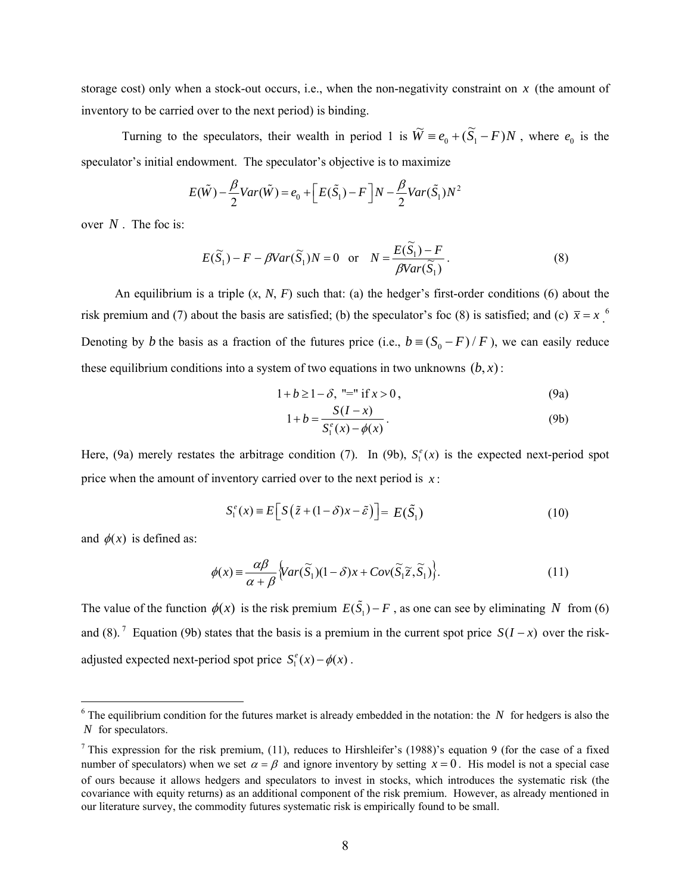storage cost) only when a stock-out occurs, i.e., when the non-negativity constraint on $x$ (the amount of inventory to be carried over to the next period) is binding.

Turning to the speculators, their wealth in period 1 is $\tilde{W} \equiv e_0 + (\tilde{S}_1 - F)N$, where $e_0$ is the speculator's initial endowment. The speculator's objective is to maximize

$$E(\tilde{W}) - \frac{\beta}{2} Var(\tilde{W}) = e_0 + \left[ E(\tilde{S}_1) - F \right] N - \frac{\beta}{2} Var(\tilde{S}_1) N^2$$

over $N$. The foc is:

$$E(\tilde{S}_1) - F - \beta Var(\tilde{S}_1) N = 0 \quad \text{or} \quad N = \frac{E(\tilde{S}_1) - F}{\beta Var(\tilde{S}_1)}. \tag{8}$$

An equilibrium is a triple ($x$, $N$, $F$) such that: (a) the hedger's first-order conditions (6) about the risk premium and (7) about the basis are satisfied; (b) the speculator's foc (8) is satisfied; and (c) $\bar{x} = x$.[6] Denoting by $b$ the basis as a fraction of the futures price (i.e., $b \equiv (S_0 - F)/F$), we can easily reduce these equilibrium conditions into a system of two equations in two unknowns $(b, x)$:

$$1 + b \geq 1 - \delta, \text{ "=" if } x > 0, \tag{9a}$$

$$1 + b = \frac{S(I - x)}{S_1^e(x) - \phi(x)}. \tag{9b}$$

Here, (9a) merely restates the arbitrage condition (7). In (9b), $S_1^e(x)$ is the expected next-period spot price when the amount of inventory carried over to the next period is $x$:

$$S_1^e(x) \equiv E\left[ S\left( \tilde{z} + (1 - \delta)x - \tilde{\varepsilon} \right) \right] = E(\tilde{S}_1) \tag{10}$$

and $\phi(x)$ is defined as:

$$\phi(x) \equiv \frac{\alpha\beta}{\alpha + \beta} \left\{ Var(\tilde{S}_1)(1 - \delta)x + Cov(\tilde{S}_1 \tilde{z}, \tilde{S}_1) \right\}. \tag{11}$$

The value of the function $\phi(x)$ is the risk premium $E(\tilde{S}_1) - F$, as one can see by eliminating $N$ from (6) and (8).[7] Equation (9b) states that the basis is a premium in the current spot price $S(I - x)$ over the risk-adjusted expected next-period spot price $S_1^e(x) - \phi(x)$.

---

[6] The equilibrium condition for the futures market is already embedded in the notation: the $N$ for hedgers is also the $N$ for speculators.

[7] This expression for the risk premium, (11), reduces to Hirshleifer's (1988)'s equation 9 (for the case of a fixed number of speculators) when we set $\alpha = \beta$ and ignore inventory by setting $x = 0$. His model is not a special case of ours because it allows hedgers and speculators to invest in stocks, which introduces the systematic risk (the covariance with equity returns) as an additional component of the risk premium. However, as already mentioned in our literature survey, the commodity futures systematic risk is empirically found to be small.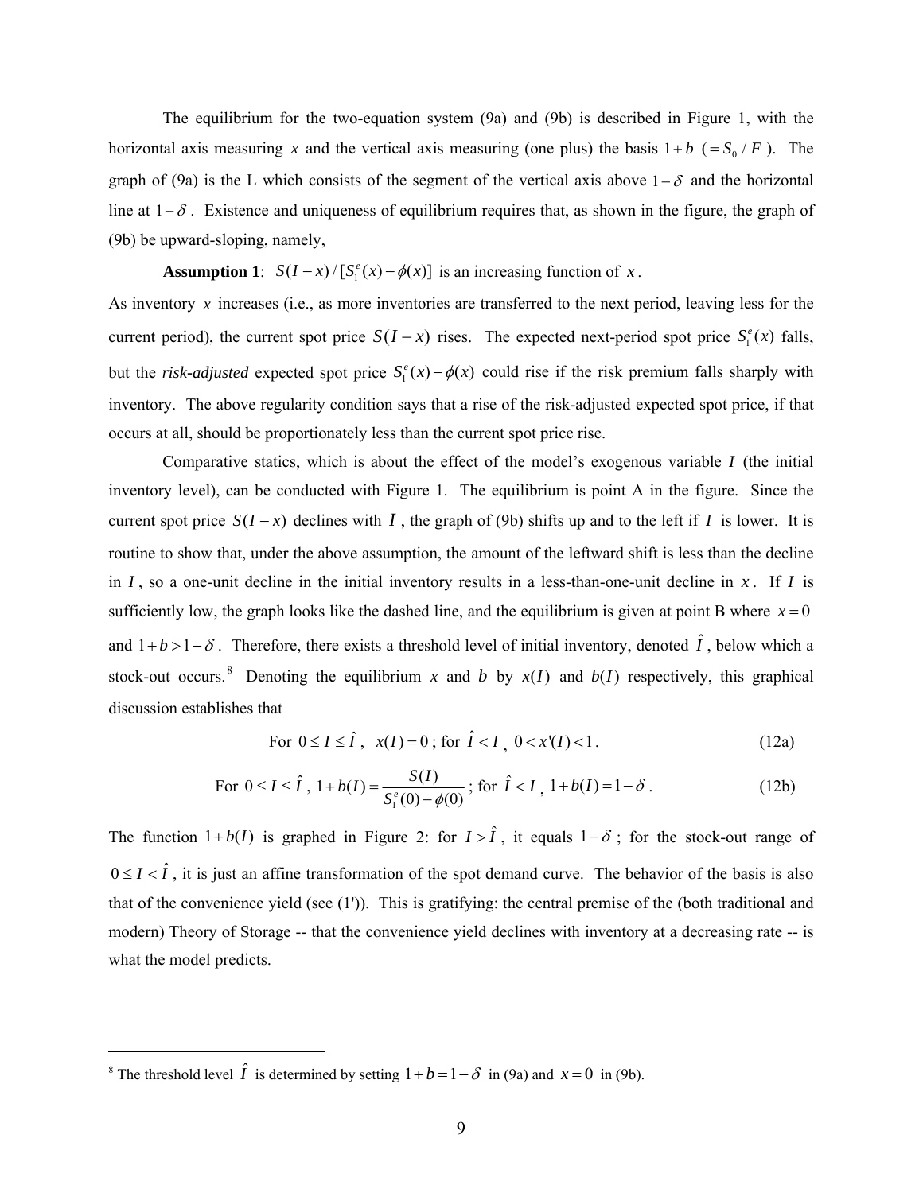The equilibrium for the two-equation system (9a) and (9b) is described in Figure 1, with the horizontal axis measuring $x$ and the vertical axis measuring (one plus) the basis $1+b$ ($= S_0 / F$). The graph of (9a) is the L which consists of the segment of the vertical axis above $1-\delta$ and the horizontal line at $1-\delta$. Existence and uniqueness of equilibrium requires that, as shown in the figure, the graph of (9b) be upward-sloping, namely,

**Assumption 1**: $S(I-x)/[S_1^e(x)-\phi(x)]$ is an increasing function of $x$.

As inventory $x$ increases (i.e., as more inventories are transferred to the next period, leaving less for the current period), the current spot price $S(I-x)$ rises. The expected next-period spot price $S_1^e(x)$ falls, but the *risk-adjusted* expected spot price $S_1^e(x)-\phi(x)$ could rise if the risk premium falls sharply with inventory. The above regularity condition says that a rise of the risk-adjusted expected spot price, if that occurs at all, should be proportionately less than the current spot price rise.

Comparative statics, which is about the effect of the model's exogenous variable $I$ (the initial inventory level), can be conducted with Figure 1. The equilibrium is point A in the figure. Since the current spot price $S(I-x)$ declines with $I$, the graph of (9b) shifts up and to the left if $I$ is lower. It is routine to show that, under the above assumption, the amount of the leftward shift is less than the decline in $I$, so a one-unit decline in the initial inventory results in a less-than-one-unit decline in $x$. If $I$ is sufficiently low, the graph looks like the dashed line, and the equilibrium is given at point B where $x=0$ and $1+b>1-\delta$. Therefore, there exists a threshold level of initial inventory, denoted $\hat{I}$, below which a stock-out occurs.[8] Denoting the equilibrium $x$ and $b$ by $x(I)$ and $b(I)$ respectively, this graphical discussion establishes that

$$\text{For } 0 \le I \le \hat{I},\ \ x(I)=0\text{; for } \hat{I} < I,\ 0 < x'(I) < 1. \tag{12a}$$

$$\text{For } 0 \le I \le \hat{I},\ 1+b(I)=\frac{S(I)}{S_1^e(0)-\phi(0)}\text{; for } \hat{I} < I,\ 1+b(I)=1-\delta. \tag{12b}$$

The function $1+b(I)$ is graphed in Figure 2: for $I > \hat{I}$, it equals $1-\delta$; for the stock-out range of $0 \le I < \hat{I}$, it is just an affine transformation of the spot demand curve. The behavior of the basis is also that of the convenience yield (see (1')). This is gratifying: the central premise of the (both traditional and modern) Theory of Storage -- that the convenience yield declines with inventory at a decreasing rate -- is what the model predicts.

---

[8] The threshold level $\hat{I}$ is determined by setting $1+b=1-\delta$ in (9a) and $x=0$ in (9b).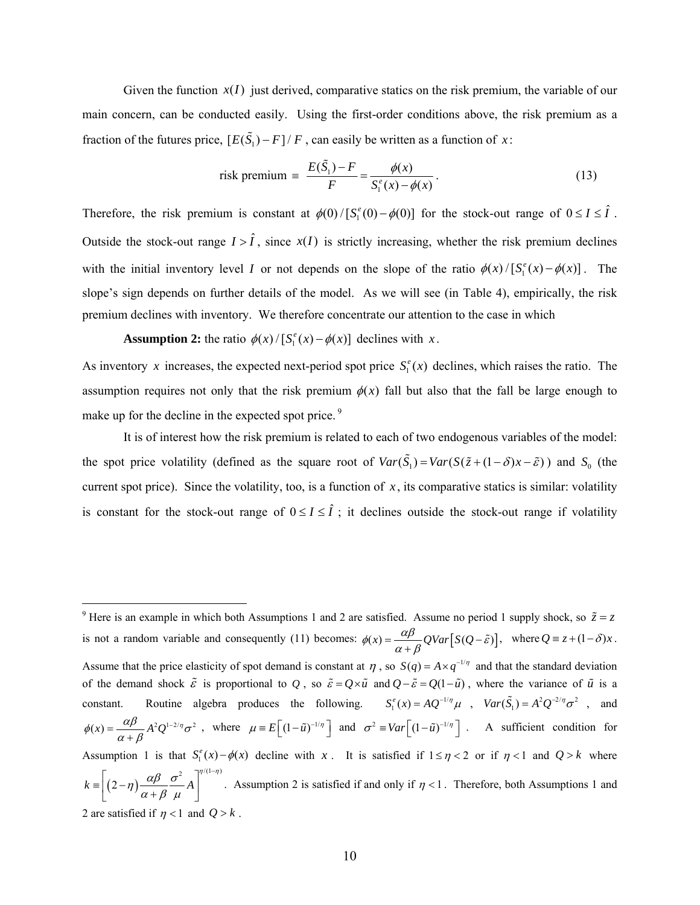Given the function $x(I)$ just derived, comparative statics on the risk premium, the variable of our main concern, can be conducted easily. Using the first-order conditions above, the risk premium as a fraction of the futures price, $[E(\tilde{S}_1) - F]/F$, can easily be written as a function of $x$:

$$\text{risk premium} \equiv \frac{E(\tilde{S}_1) - F}{F} = \frac{\phi(x)}{S_1^e(x) - \phi(x)}. \tag{13}$$

Therefore, the risk premium is constant at $\phi(0)/[S_1^e(0) - \phi(0)]$ for the stock-out range of $0 \le I \le \hat{I}$. Outside the stock-out range $I > \hat{I}$, since $x(I)$ is strictly increasing, whether the risk premium declines with the initial inventory level $I$ or not depends on the slope of the ratio $\phi(x)/[S_1^e(x) - \phi(x)]$. The slope's sign depends on further details of the model. As we will see (in Table 4), empirically, the risk premium declines with inventory. We therefore concentrate our attention to the case in which

**Assumption 2:** the ratio $\phi(x)/[S_1^e(x) - \phi(x)]$ declines with $x$.

As inventory $x$ increases, the expected next-period spot price $S_1^e(x)$ declines, which raises the ratio. The assumption requires not only that the risk premium $\phi(x)$ fall but also that the fall be large enough to make up for the decline in the expected spot price.[9]

It is of interest how the risk premium is related to each of two endogenous variables of the model: the spot price volatility (defined as the square root of $Var(\tilde{S}_1) = Var(S(\tilde{z} + (1-\delta)x - \tilde{\varepsilon}))$ and $S_0$ (the current spot price). Since the volatility, too, is a function of $x$, its comparative statics is similar: volatility is constant for the stock-out range of $0 \le I \le \hat{I}$; it declines outside the stock-out range if volatility

[9] Here is an example in which both Assumptions 1 and 2 are satisfied. Assume no period 1 supply shock, so $\tilde{z} = z$ is not a random variable and consequently (11) becomes: $\phi(x) = \frac{\alpha\beta}{\alpha+\beta} Q Var\left[S(Q - \tilde{\varepsilon})\right]$, where $Q \equiv z + (1-\delta)x$. Assume that the price elasticity of spot demand is constant at $\eta$, so $S(q) = A \times q^{-1/\eta}$ and that the standard deviation of the demand shock $\tilde{\varepsilon}$ is proportional to $Q$, so $\tilde{\varepsilon} = Q \times \tilde{u}$ and $Q - \tilde{\varepsilon} = Q(1-\tilde{u})$, where the variance of $\tilde{u}$ is a constant. Routine algebra produces the following. $S_1^e(x) = AQ^{-1/\eta}\mu$, $Var(\tilde{S}_1) = A^2 Q^{-2/\eta}\sigma^2$, and $\phi(x) = \frac{\alpha\beta}{\alpha+\beta} A^2 Q^{1-2/\eta}\sigma^2$, where $\mu \equiv E\left[(1-\tilde{u})^{-1/\eta}\right]$ and $\sigma^2 \equiv Var\left[(1-\tilde{u})^{-1/\eta}\right]$. A sufficient condition for Assumption 1 is that $S_1^e(x) - \phi(x)$ decline with $x$. It is satisfied if $1 \le \eta < 2$ or if $\eta < 1$ and $Q > k$ where $k \equiv \left[(2-\eta)\frac{\alpha\beta}{\alpha+\beta}\frac{\sigma^2}{\mu}A\right]^{\eta/(1-\eta)}$. Assumption 2 is satisfied if and only if $\eta < 1$. Therefore, both Assumptions 1 and 2 are satisfied if $\eta < 1$ and $Q > k$.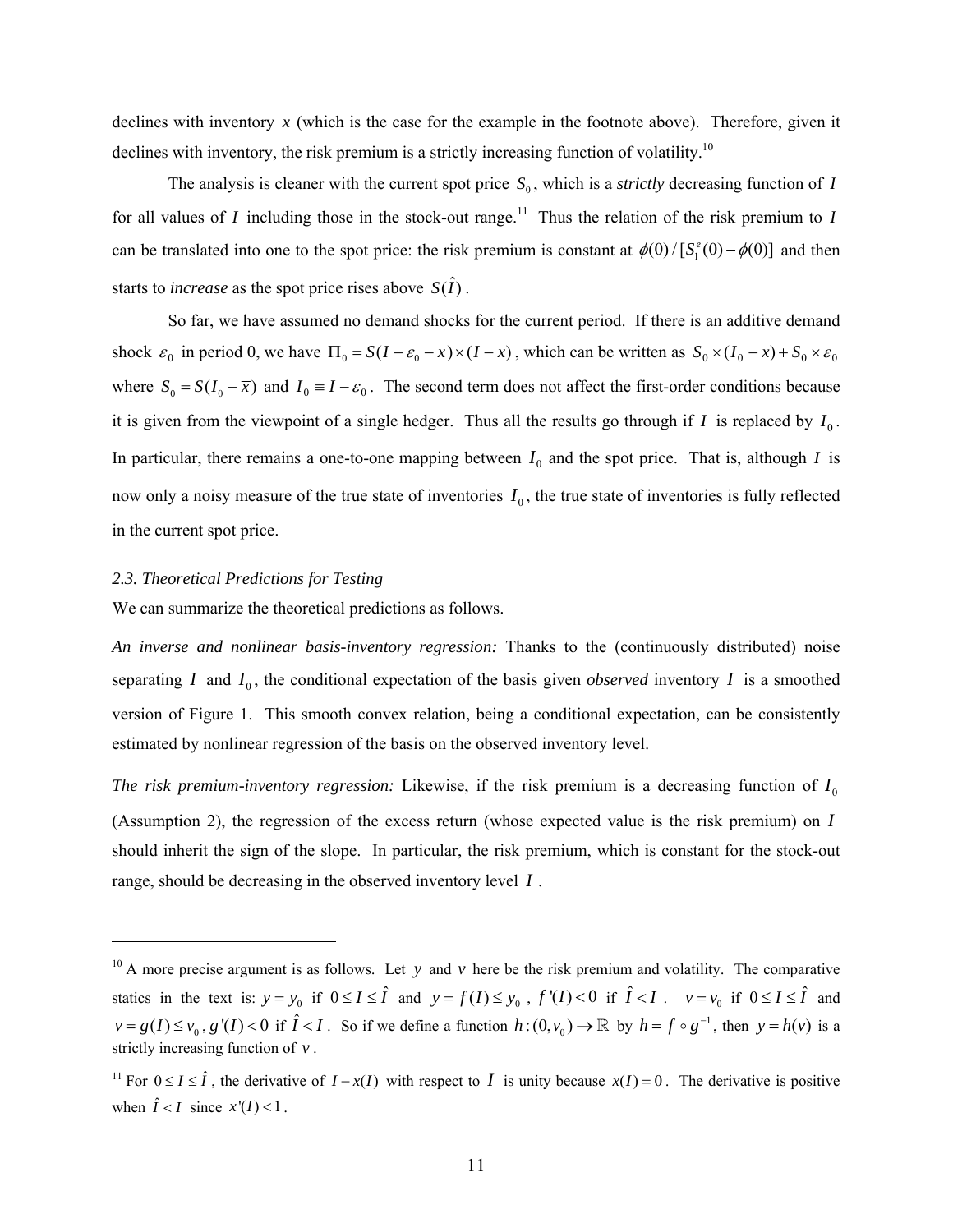declines with inventory $x$ (which is the case for the example in the footnote above). Therefore, given it declines with inventory, the risk premium is a strictly increasing function of volatility.[10]

The analysis is cleaner with the current spot price $S_0$, which is a *strictly* decreasing function of $I$ for all values of $I$ including those in the stock-out range.[11] Thus the relation of the risk premium to $I$ can be translated into one to the spot price: the risk premium is constant at $\phi(0)/[S_1^e(0)-\phi(0)]$ and then starts to *increase* as the spot price rises above $S(\hat{I})$.

So far, we have assumed no demand shocks for the current period. If there is an additive demand shock $\varepsilon_0$ in period 0, we have $\Pi_0 = S(I-\varepsilon_0-\overline{x})\times(I-x)$, which can be written as $S_0\times(I_0-x)+S_0\times\varepsilon_0$ where $S_0 = S(I_0-\overline{x})$ and $I_0 \equiv I-\varepsilon_0$. The second term does not affect the first-order conditions because it is given from the viewpoint of a single hedger. Thus all the results go through if $I$ is replaced by $I_0$. In particular, there remains a one-to-one mapping between $I_0$ and the spot price. That is, although $I$ is now only a noisy measure of the true state of inventories $I_0$, the true state of inventories is fully reflected in the current spot price.

### *2.3. Theoretical Predictions for Testing*

We can summarize the theoretical predictions as follows.

*An inverse and nonlinear basis-inventory regression:* Thanks to the (continuously distributed) noise separating $I$ and $I_0$, the conditional expectation of the basis given *observed* inventory $I$ is a smoothed version of Figure 1. This smooth convex relation, being a conditional expectation, can be consistently estimated by nonlinear regression of the basis on the observed inventory level.

*The risk premium-inventory regression:* Likewise, if the risk premium is a decreasing function of $I_0$ (Assumption 2), the regression of the excess return (whose expected value is the risk premium) on $I$ should inherit the sign of the slope. In particular, the risk premium, which is constant for the stock-out range, should be decreasing in the observed inventory level $I$.

---

[10] A more precise argument is as follows. Let $y$ and $v$ here be the risk premium and volatility. The comparative statics in the text is: $y = y_0$ if $0 \le I \le \hat{I}$ and $y = f(I) \le y_0$, $f'(I) < 0$ if $\hat{I} < I$. $v = v_0$ if $0 \le I \le \hat{I}$ and $v = g(I) \le v_0$, $g'(I) < 0$ if $\hat{I} < I$. So if we define a function $h:(0,v_0)\to\mathbb{R}$ by $h = f\circ g^{-1}$, then $y = h(v)$ is a strictly increasing function of $v$.

[11] For $0 \le I \le \hat{I}$, the derivative of $I - x(I)$ with respect to $I$ is unity because $x(I) = 0$. The derivative is positive when $\hat{I} < I$ since $x'(I) < 1$.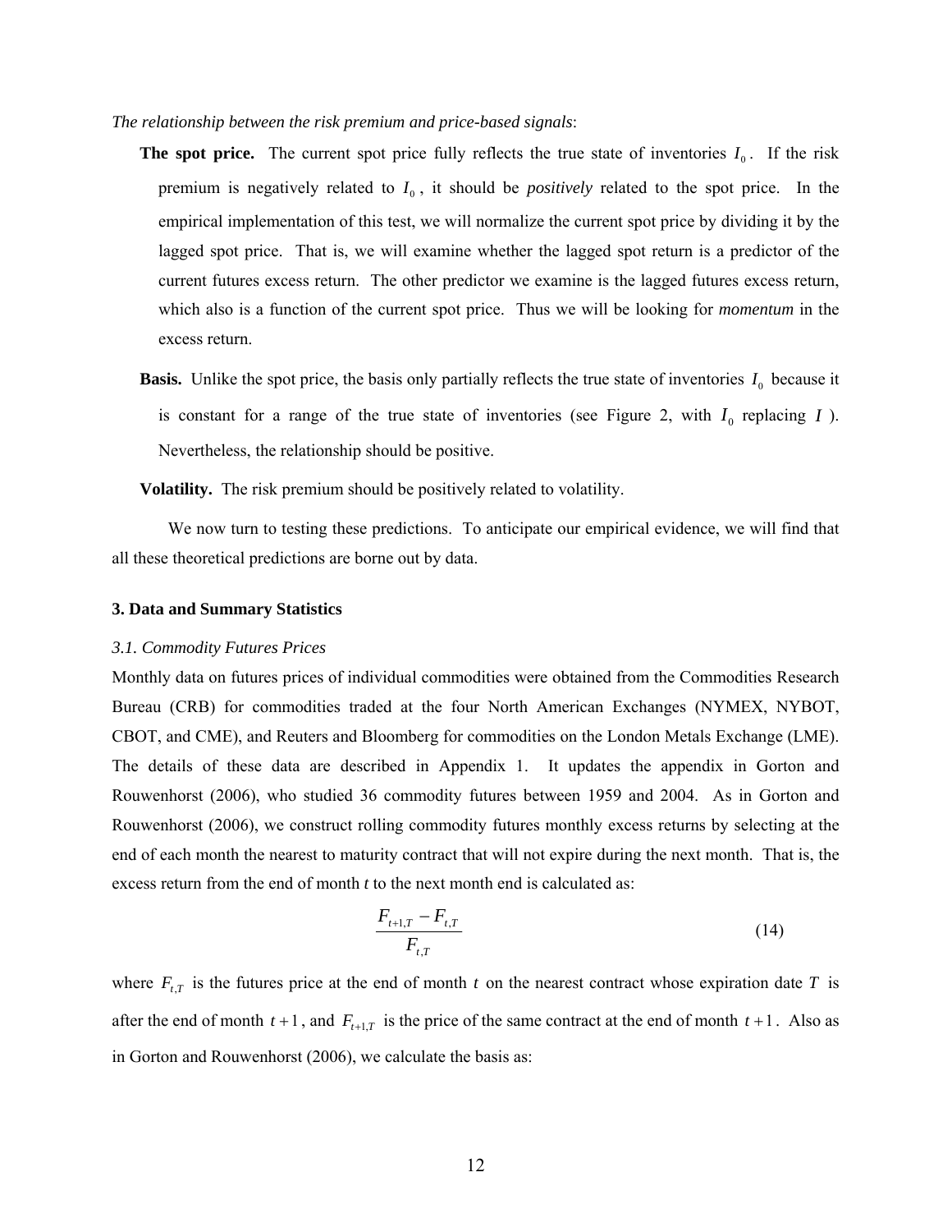*The relationship between the risk premium and price-based signals*:

**The spot price.** The current spot price fully reflects the true state of inventories $I_0$. If the risk premium is negatively related to $I_0$, it should be *positively* related to the spot price. In the empirical implementation of this test, we will normalize the current spot price by dividing it by the lagged spot price. That is, we will examine whether the lagged spot return is a predictor of the current futures excess return. The other predictor we examine is the lagged futures excess return, which also is a function of the current spot price. Thus we will be looking for *momentum* in the excess return.

**Basis.** Unlike the spot price, the basis only partially reflects the true state of inventories $I_0$ because it is constant for a range of the true state of inventories (see Figure 2, with $I_0$ replacing $I$). Nevertheless, the relationship should be positive.

**Volatility.** The risk premium should be positively related to volatility.

We now turn to testing these predictions. To anticipate our empirical evidence, we will find that all these theoretical predictions are borne out by data.

### 3. Data and Summary Statistics

*3.1. Commodity Futures Prices*

Monthly data on futures prices of individual commodities were obtained from the Commodities Research Bureau (CRB) for commodities traded at the four North American Exchanges (NYMEX, NYBOT, CBOT, and CME), and Reuters and Bloomberg for commodities on the London Metals Exchange (LME). The details of these data are described in Appendix 1. It updates the appendix in Gorton and Rouwenhorst (2006), who studied 36 commodity futures between 1959 and 2004. As in Gorton and Rouwenhorst (2006), we construct rolling commodity futures monthly excess returns by selecting at the end of each month the nearest to maturity contract that will not expire during the next month. That is, the excess return from the end of month *t* to the next month end is calculated as:

$$\frac{F_{t+1,T} - F_{t,T}}{F_{t,T}} \tag{14}$$

where $F_{t,T}$ is the futures price at the end of month $t$ on the nearest contract whose expiration date $T$ is after the end of month $t+1$, and $F_{t+1,T}$ is the price of the same contract at the end of month $t+1$. Also as in Gorton and Rouwenhorst (2006), we calculate the basis as: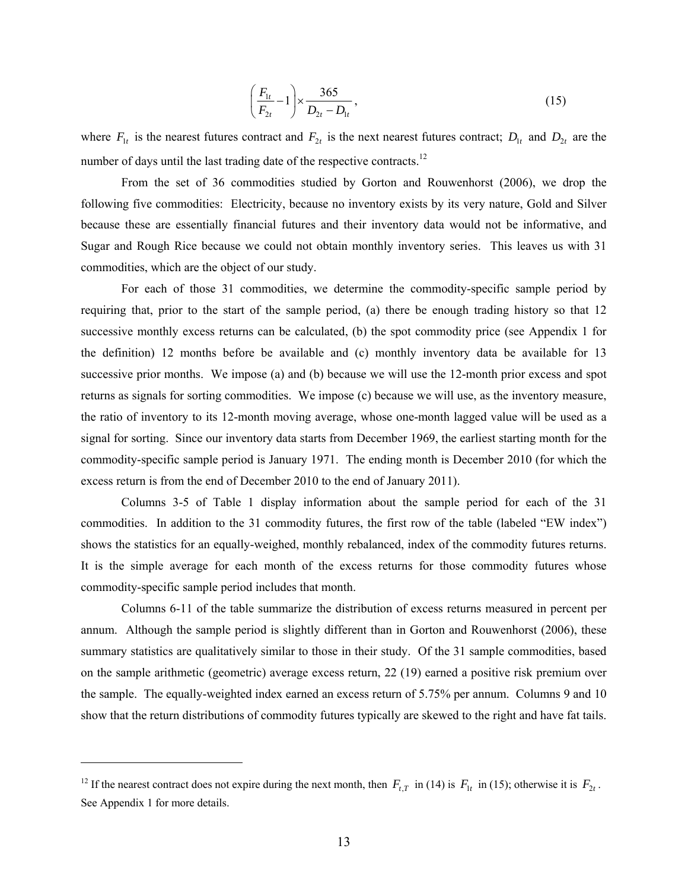$$\left( \frac{F_{1t}}{F_{2t}} - 1 \right) \times \frac{365}{D_{2t} - D_{1t}}, \tag{15}$$

where $F_{1t}$ is the nearest futures contract and $F_{2t}$ is the next nearest futures contract; $D_{1t}$ and $D_{2t}$ are the number of days until the last trading date of the respective contracts.[12]

From the set of 36 commodities studied by Gorton and Rouwenhorst (2006), we drop the following five commodities: Electricity, because no inventory exists by its very nature, Gold and Silver because these are essentially financial futures and their inventory data would not be informative, and Sugar and Rough Rice because we could not obtain monthly inventory series. This leaves us with 31 commodities, which are the object of our study.

For each of those 31 commodities, we determine the commodity-specific sample period by requiring that, prior to the start of the sample period, (a) there be enough trading history so that 12 successive monthly excess returns can be calculated, (b) the spot commodity price (see Appendix 1 for the definition) 12 months before be available and (c) monthly inventory data be available for 13 successive prior months. We impose (a) and (b) because we will use the 12-month prior excess and spot returns as signals for sorting commodities. We impose (c) because we will use, as the inventory measure, the ratio of inventory to its 12-month moving average, whose one-month lagged value will be used as a signal for sorting. Since our inventory data starts from December 1969, the earliest starting month for the commodity-specific sample period is January 1971. The ending month is December 2010 (for which the excess return is from the end of December 2010 to the end of January 2011).

Columns 3-5 of Table 1 display information about the sample period for each of the 31 commodities. In addition to the 31 commodity futures, the first row of the table (labeled "EW index") shows the statistics for an equally-weighed, monthly rebalanced, index of the commodity futures returns. It is the simple average for each month of the excess returns for those commodity futures whose commodity-specific sample period includes that month.

Columns 6-11 of the table summarize the distribution of excess returns measured in percent per annum. Although the sample period is slightly different than in Gorton and Rouwenhorst (2006), these summary statistics are qualitatively similar to those in their study. Of the 31 sample commodities, based on the sample arithmetic (geometric) average excess return, 22 (19) earned a positive risk premium over the sample. The equally-weighted index earned an excess return of 5.75% per annum. Columns 9 and 10 show that the return distributions of commodity futures typically are skewed to the right and have fat tails.

---

[12] If the nearest contract does not expire during the next month, then $F_{t,T}$ in (14) is $F_{1t}$ in (15); otherwise it is $F_{2t}$. See Appendix 1 for more details.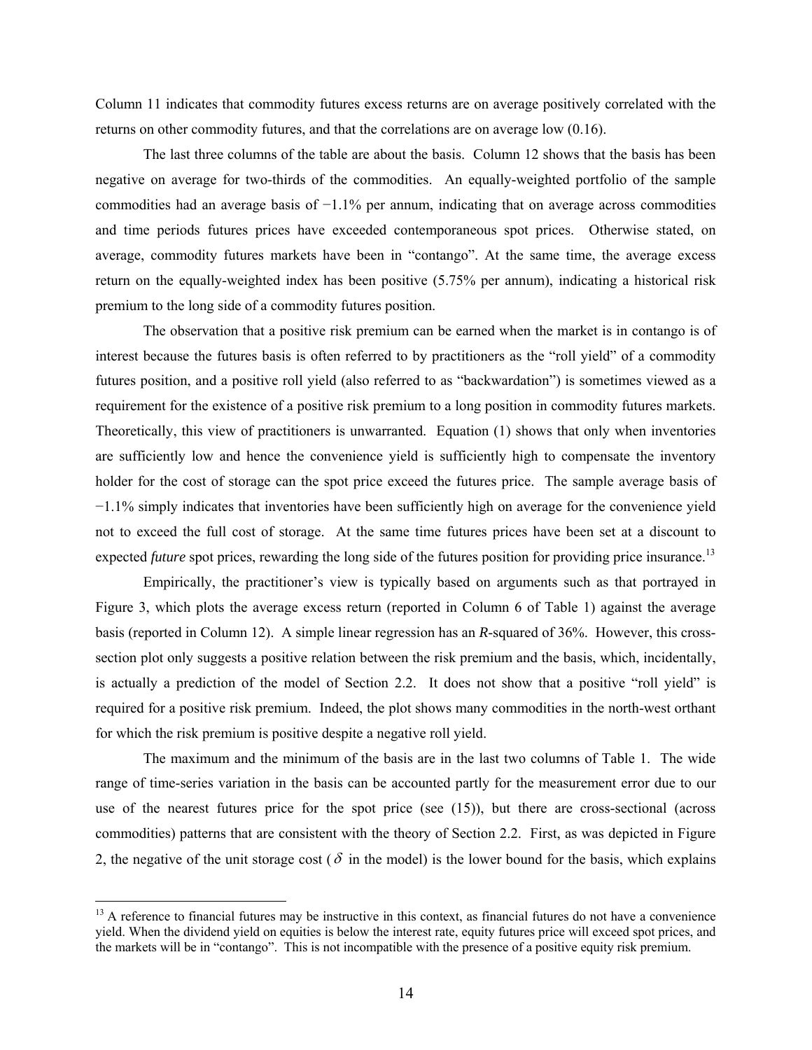Column 11 indicates that commodity futures excess returns are on average positively correlated with the returns on other commodity futures, and that the correlations are on average low (0.16).

The last three columns of the table are about the basis. Column 12 shows that the basis has been negative on average for two-thirds of the commodities. An equally-weighted portfolio of the sample commodities had an average basis of −1.1% per annum, indicating that on average across commodities and time periods futures prices have exceeded contemporaneous spot prices. Otherwise stated, on average, commodity futures markets have been in "contango". At the same time, the average excess return on the equally-weighted index has been positive (5.75% per annum), indicating a historical risk premium to the long side of a commodity futures position.

The observation that a positive risk premium can be earned when the market is in contango is of interest because the futures basis is often referred to by practitioners as the "roll yield" of a commodity futures position, and a positive roll yield (also referred to as "backwardation") is sometimes viewed as a requirement for the existence of a positive risk premium to a long position in commodity futures markets. Theoretically, this view of practitioners is unwarranted. Equation (1) shows that only when inventories are sufficiently low and hence the convenience yield is sufficiently high to compensate the inventory holder for the cost of storage can the spot price exceed the futures price. The sample average basis of −1.1% simply indicates that inventories have been sufficiently high on average for the convenience yield not to exceed the full cost of storage. At the same time futures prices have been set at a discount to expected *future* spot prices, rewarding the long side of the futures position for providing price insurance.[13]

Empirically, the practitioner's view is typically based on arguments such as that portrayed in Figure 3, which plots the average excess return (reported in Column 6 of Table 1) against the average basis (reported in Column 12). A simple linear regression has an *R*-squared of 36%. However, this cross-section plot only suggests a positive relation between the risk premium and the basis, which, incidentally, is actually a prediction of the model of Section 2.2. It does not show that a positive "roll yield" is required for a positive risk premium. Indeed, the plot shows many commodities in the north-west orthant for which the risk premium is positive despite a negative roll yield.

The maximum and the minimum of the basis are in the last two columns of Table 1. The wide range of time-series variation in the basis can be accounted partly for the measurement error due to our use of the nearest futures price for the spot price (see (15)), but there are cross-sectional (across commodities) patterns that are consistent with the theory of Section 2.2. First, as was depicted in Figure 2, the negative of the unit storage cost ($\delta$ in the model) is the lower bound for the basis, which explains

[13] A reference to financial futures may be instructive in this context, as financial futures do not have a convenience yield. When the dividend yield on equities is below the interest rate, equity futures price will exceed spot prices, and the markets will be in "contango". This is not incompatible with the presence of a positive equity risk premium.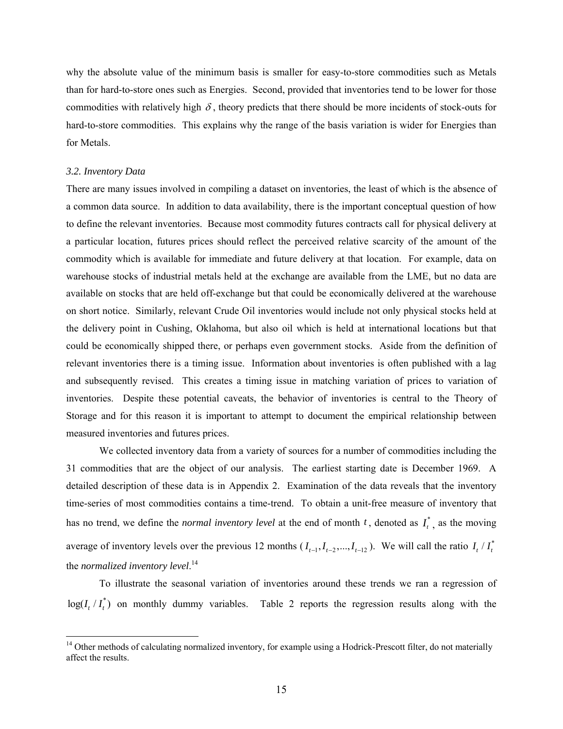why the absolute value of the minimum basis is smaller for easy-to-store commodities such as Metals than for hard-to-store ones such as Energies. Second, provided that inventories tend to be lower for those commodities with relatively high $\delta$, theory predicts that there should be more incidents of stock-outs for hard-to-store commodities. This explains why the range of the basis variation is wider for Energies than for Metals.

### *3.2. Inventory Data*

There are many issues involved in compiling a dataset on inventories, the least of which is the absence of a common data source. In addition to data availability, there is the important conceptual question of how to define the relevant inventories. Because most commodity futures contracts call for physical delivery at a particular location, futures prices should reflect the perceived relative scarcity of the amount of the commodity which is available for immediate and future delivery at that location. For example, data on warehouse stocks of industrial metals held at the exchange are available from the LME, but no data are available on stocks that are held off-exchange but that could be economically delivered at the warehouse on short notice. Similarly, relevant Crude Oil inventories would include not only physical stocks held at the delivery point in Cushing, Oklahoma, but also oil which is held at international locations but that could be economically shipped there, or perhaps even government stocks. Aside from the definition of relevant inventories there is a timing issue. Information about inventories is often published with a lag and subsequently revised. This creates a timing issue in matching variation of prices to variation of inventories. Despite these potential caveats, the behavior of inventories is central to the Theory of Storage and for this reason it is important to attempt to document the empirical relationship between measured inventories and futures prices.

We collected inventory data from a variety of sources for a number of commodities including the 31 commodities that are the object of our analysis. The earliest starting date is December 1969. A detailed description of these data is in Appendix 2. Examination of the data reveals that the inventory time-series of most commodities contains a time-trend. To obtain a unit-free measure of inventory that has no trend, we define the *normal inventory level* at the end of month $t$, denoted as $I_t^*$, as the moving average of inventory levels over the previous 12 months ($I_{t-1}, I_{t-2}, ..., I_{t-12}$). We will call the ratio $I_t / I_t^*$ the *normalized inventory level*.[14]

To illustrate the seasonal variation of inventories around these trends we ran a regression of $\log(I_t / I_t^*)$ on monthly dummy variables. Table 2 reports the regression results along with the

---

[14] Other methods of calculating normalized inventory, for example using a Hodrick-Prescott filter, do not materially affect the results.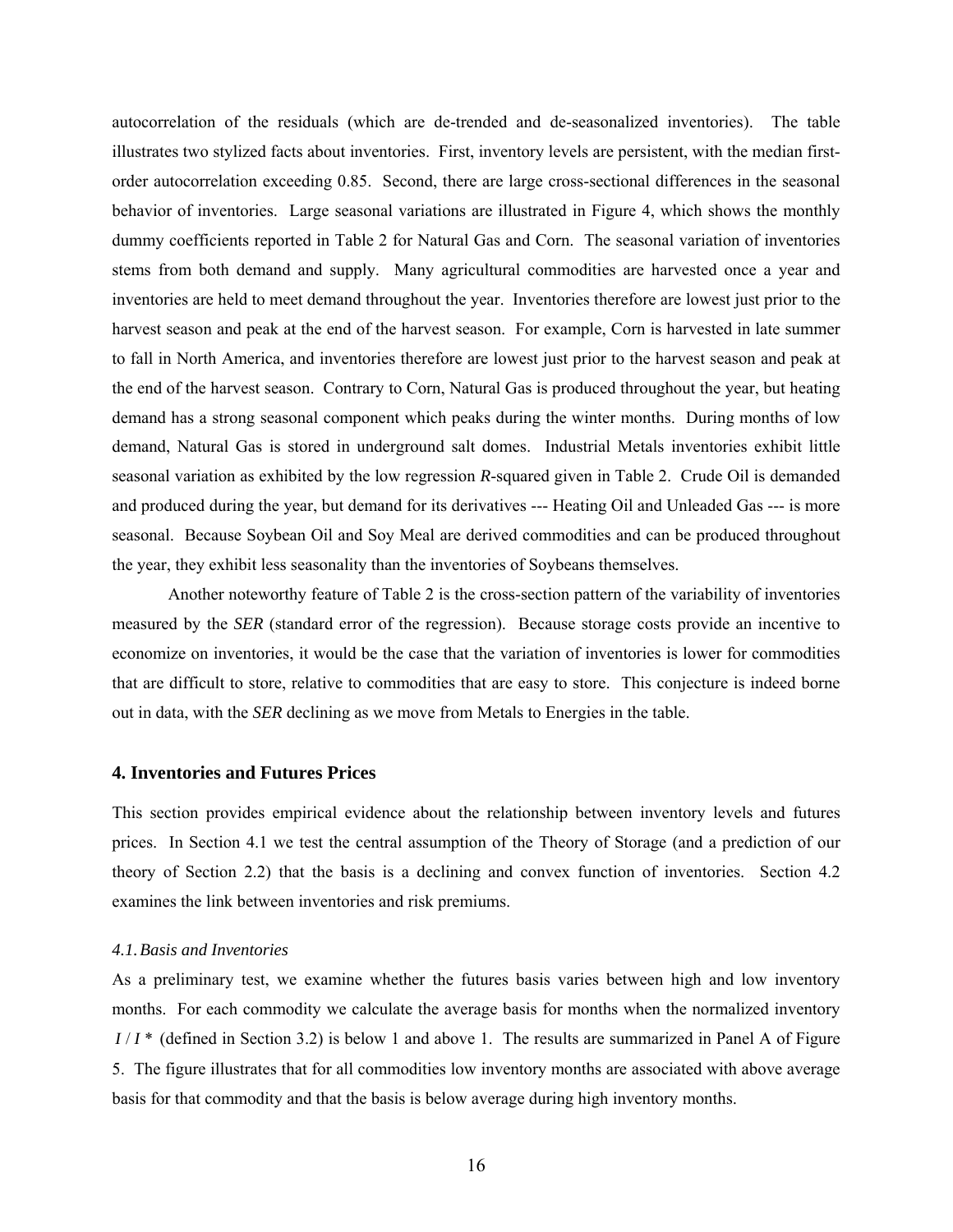autocorrelation of the residuals (which are de-trended and de-seasonalized inventories). The table illustrates two stylized facts about inventories. First, inventory levels are persistent, with the median first-order autocorrelation exceeding 0.85. Second, there are large cross-sectional differences in the seasonal behavior of inventories. Large seasonal variations are illustrated in Figure 4, which shows the monthly dummy coefficients reported in Table 2 for Natural Gas and Corn. The seasonal variation of inventories stems from both demand and supply. Many agricultural commodities are harvested once a year and inventories are held to meet demand throughout the year. Inventories therefore are lowest just prior to the harvest season and peak at the end of the harvest season. For example, Corn is harvested in late summer to fall in North America, and inventories therefore are lowest just prior to the harvest season and peak at the end of the harvest season. Contrary to Corn, Natural Gas is produced throughout the year, but heating demand has a strong seasonal component which peaks during the winter months. During months of low demand, Natural Gas is stored in underground salt domes. Industrial Metals inventories exhibit little seasonal variation as exhibited by the low regression *R*-squared given in Table 2. Crude Oil is demanded and produced during the year, but demand for its derivatives --- Heating Oil and Unleaded Gas --- is more seasonal. Because Soybean Oil and Soy Meal are derived commodities and can be produced throughout the year, they exhibit less seasonality than the inventories of Soybeans themselves.

Another noteworthy feature of Table 2 is the cross-section pattern of the variability of inventories measured by the *SER* (standard error of the regression). Because storage costs provide an incentive to economize on inventories, it would be the case that the variation of inventories is lower for commodities that are difficult to store, relative to commodities that are easy to store. This conjecture is indeed borne out in data, with the *SER* declining as we move from Metals to Energies in the table.

## 4. Inventories and Futures Prices

This section provides empirical evidence about the relationship between inventory levels and futures prices. In Section 4.1 we test the central assumption of the Theory of Storage (and a prediction of our theory of Section 2.2) that the basis is a declining and convex function of inventories. Section 4.2 examines the link between inventories and risk premiums.

### *4.1. Basis and Inventories*

As a preliminary test, we examine whether the futures basis varies between high and low inventory months. For each commodity we calculate the average basis for months when the normalized inventory $I / I^*$ (defined in Section 3.2) is below 1 and above 1. The results are summarized in Panel A of Figure 5. The figure illustrates that for all commodities low inventory months are associated with above average basis for that commodity and that the basis is below average during high inventory months.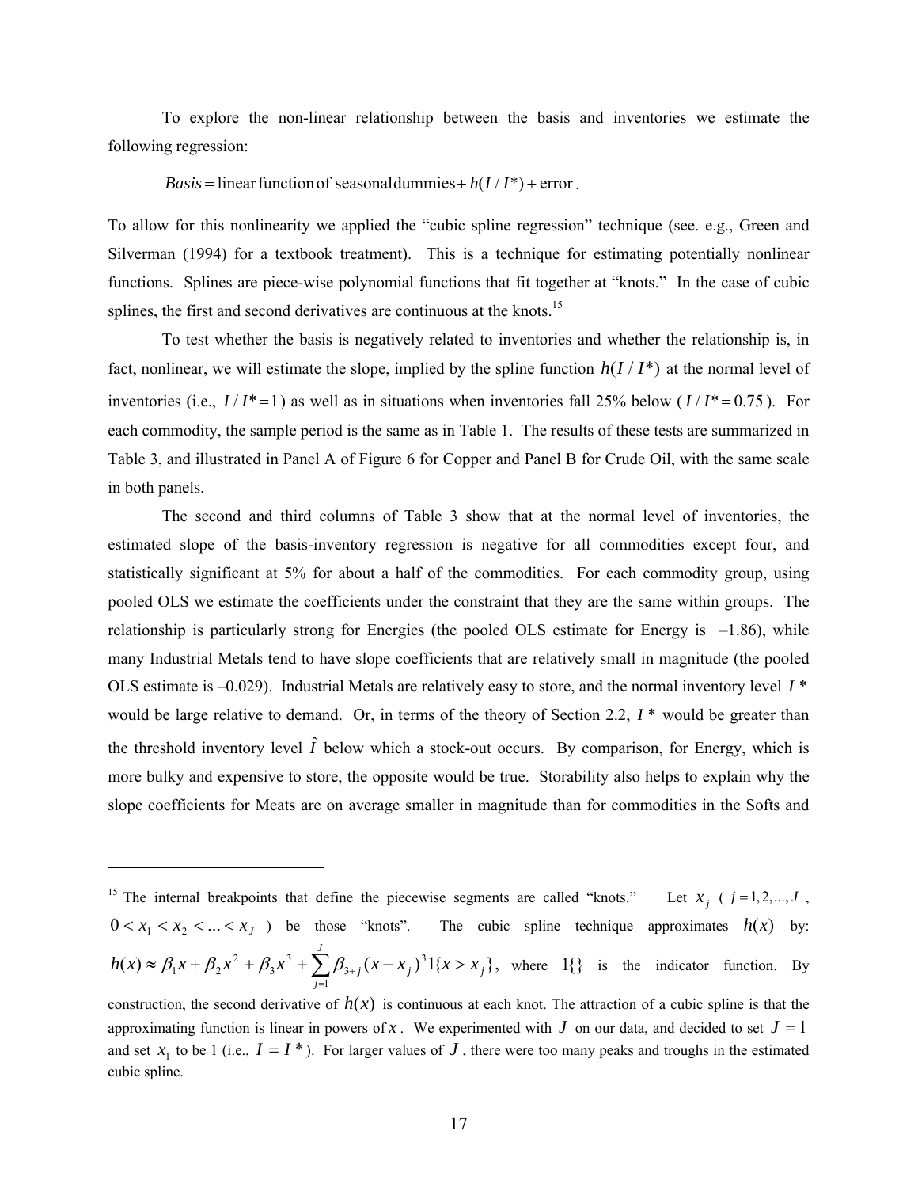To explore the non-linear relationship between the basis and inventories we estimate the following regression:

$$Basis = \text{linear function of seasonal dummies} + h(I / I^*) + \text{error}.$$

To allow for this nonlinearity we applied the "cubic spline regression" technique (see. e.g., Green and Silverman (1994) for a textbook treatment). This is a technique for estimating potentially nonlinear functions. Splines are piece-wise polynomial functions that fit together at "knots." In the case of cubic splines, the first and second derivatives are continuous at the knots.[15]

To test whether the basis is negatively related to inventories and whether the relationship is, in fact, nonlinear, we will estimate the slope, implied by the spline function $h(I / I^*)$ at the normal level of inventories (i.e., $I / I^* = 1$) as well as in situations when inventories fall 25% below ($I / I^* = 0.75$). For each commodity, the sample period is the same as in Table 1. The results of these tests are summarized in Table 3, and illustrated in Panel A of Figure 6 for Copper and Panel B for Crude Oil, with the same scale in both panels.

The second and third columns of Table 3 show that at the normal level of inventories, the estimated slope of the basis-inventory regression is negative for all commodities except four, and statistically significant at 5% for about a half of the commodities. For each commodity group, using pooled OLS we estimate the coefficients under the constraint that they are the same within groups. The relationship is particularly strong for Energies (the pooled OLS estimate for Energy is –1.86), while many Industrial Metals tend to have slope coefficients that are relatively small in magnitude (the pooled OLS estimate is –0.029). Industrial Metals are relatively easy to store, and the normal inventory level $I^*$ would be large relative to demand. Or, in terms of the theory of Section 2.2, $I^*$ would be greater than the threshold inventory level $\hat{I}$ below which a stock-out occurs. By comparison, for Energy, which is more bulky and expensive to store, the opposite would be true. Storability also helps to explain why the slope coefficients for Meats are on average smaller in magnitude than for commodities in the Softs and

[15] The internal breakpoints that define the piecewise segments are called "knots." Let $x_j$ ($j = 1, 2, ..., J$, $0 < x_1 < x_2 < ... < x_J$) be those "knots". The cubic spline technique approximates $h(x)$ by: $h(x) \approx \beta_1 x + \beta_2 x^2 + \beta_3 x^3 + \sum_{j=1}^{J} \beta_{3+j} (x - x_j)^3 1\{x > x_j\}$, where $1\{\}$ is the indicator function. By construction, the second derivative of $h(x)$ is continuous at each knot. The attraction of a cubic spline is that the approximating function is linear in powers of $x$. We experimented with $J$ on our data, and decided to set $J = 1$ and set $x_1$ to be 1 (i.e., $I = I^*$). For larger values of $J$, there were too many peaks and troughs in the estimated cubic spline.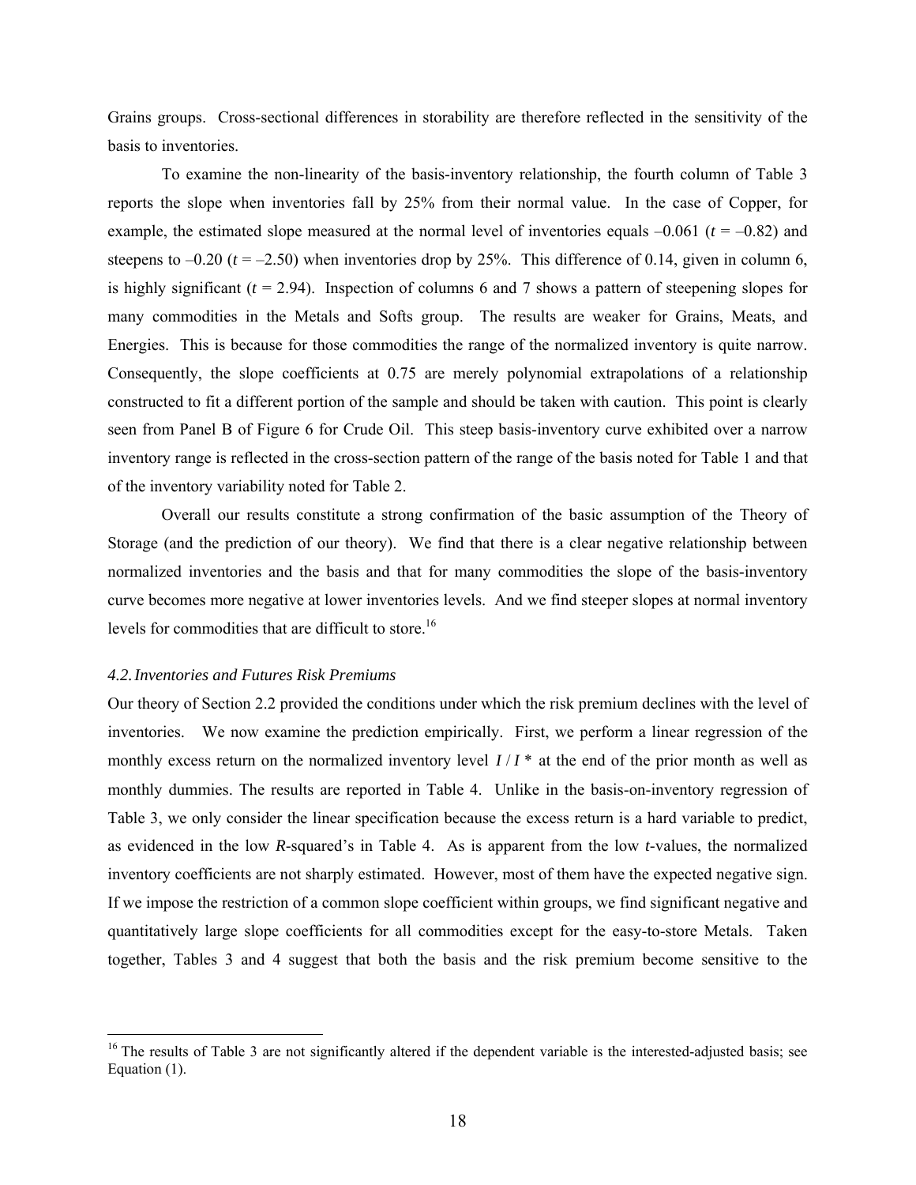Grains groups. Cross-sectional differences in storability are therefore reflected in the sensitivity of the basis to inventories.

To examine the non-linearity of the basis-inventory relationship, the fourth column of Table 3 reports the slope when inventories fall by 25% from their normal value. In the case of Copper, for example, the estimated slope measured at the normal level of inventories equals –0.061 ($t$ = –0.82) and steepens to –0.20 ($t$ = –2.50) when inventories drop by 25%. This difference of 0.14, given in column 6, is highly significant ($t$ = 2.94). Inspection of columns 6 and 7 shows a pattern of steepening slopes for many commodities in the Metals and Softs group. The results are weaker for Grains, Meats, and Energies. This is because for those commodities the range of the normalized inventory is quite narrow. Consequently, the slope coefficients at 0.75 are merely polynomial extrapolations of a relationship constructed to fit a different portion of the sample and should be taken with caution. This point is clearly seen from Panel B of Figure 6 for Crude Oil. This steep basis-inventory curve exhibited over a narrow inventory range is reflected in the cross-section pattern of the range of the basis noted for Table 1 and that of the inventory variability noted for Table 2.

Overall our results constitute a strong confirmation of the basic assumption of the Theory of Storage (and the prediction of our theory). We find that there is a clear negative relationship between normalized inventories and the basis and that for many commodities the slope of the basis-inventory curve becomes more negative at lower inventories levels. And we find steeper slopes at normal inventory levels for commodities that are difficult to store.[16]

### *4.2. Inventories and Futures Risk Premiums*

Our theory of Section 2.2 provided the conditions under which the risk premium declines with the level of inventories. We now examine the prediction empirically. First, we perform a linear regression of the monthly excess return on the normalized inventory level $I / I^*$ at the end of the prior month as well as monthly dummies. The results are reported in Table 4. Unlike in the basis-on-inventory regression of Table 3, we only consider the linear specification because the excess return is a hard variable to predict, as evidenced in the low $R$-squared's in Table 4. As is apparent from the low $t$-values, the normalized inventory coefficients are not sharply estimated. However, most of them have the expected negative sign. If we impose the restriction of a common slope coefficient within groups, we find significant negative and quantitatively large slope coefficients for all commodities except for the easy-to-store Metals. Taken together, Tables 3 and 4 suggest that both the basis and the risk premium become sensitive to the

[16] The results of Table 3 are not significantly altered if the dependent variable is the interested-adjusted basis; see Equation (1).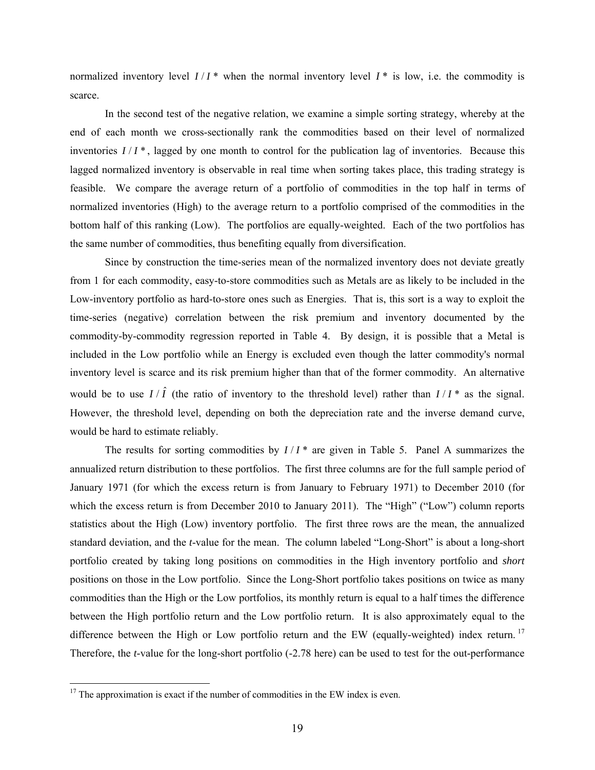normalized inventory level $I / I^*$ when the normal inventory level $I^*$ is low, i.e. the commodity is scarce.

In the second test of the negative relation, we examine a simple sorting strategy, whereby at the end of each month we cross-sectionally rank the commodities based on their level of normalized inventories $I / I^*$, lagged by one month to control for the publication lag of inventories. Because this lagged normalized inventory is observable in real time when sorting takes place, this trading strategy is feasible. We compare the average return of a portfolio of commodities in the top half in terms of normalized inventories (High) to the average return to a portfolio comprised of the commodities in the bottom half of this ranking (Low). The portfolios are equally-weighted. Each of the two portfolios has the same number of commodities, thus benefiting equally from diversification.

Since by construction the time-series mean of the normalized inventory does not deviate greatly from 1 for each commodity, easy-to-store commodities such as Metals are as likely to be included in the Low-inventory portfolio as hard-to-store ones such as Energies. That is, this sort is a way to exploit the time-series (negative) correlation between the risk premium and inventory documented by the commodity-by-commodity regression reported in Table 4. By design, it is possible that a Metal is included in the Low portfolio while an Energy is excluded even though the latter commodity's normal inventory level is scarce and its risk premium higher than that of the former commodity. An alternative would be to use $I / \hat{I}$ (the ratio of inventory to the threshold level) rather than $I / I^*$ as the signal. However, the threshold level, depending on both the depreciation rate and the inverse demand curve, would be hard to estimate reliably.

The results for sorting commodities by $I / I^*$ are given in Table 5. Panel A summarizes the annualized return distribution to these portfolios. The first three columns are for the full sample period of January 1971 (for which the excess return is from January to February 1971) to December 2010 (for which the excess return is from December 2010 to January 2011). The "High" ("Low") column reports statistics about the High (Low) inventory portfolio. The first three rows are the mean, the annualized standard deviation, and the *t*-value for the mean. The column labeled "Long-Short" is about a long-short portfolio created by taking long positions on commodities in the High inventory portfolio and *short* positions on those in the Low portfolio. Since the Long-Short portfolio takes positions on twice as many commodities than the High or the Low portfolios, its monthly return is equal to a half times the difference between the High portfolio return and the Low portfolio return. It is also approximately equal to the difference between the High or Low portfolio return and the EW (equally-weighted) index return.[17] Therefore, the *t*-value for the long-short portfolio (-2.78 here) can be used to test for the out-performance

[17] The approximation is exact if the number of commodities in the EW index is even.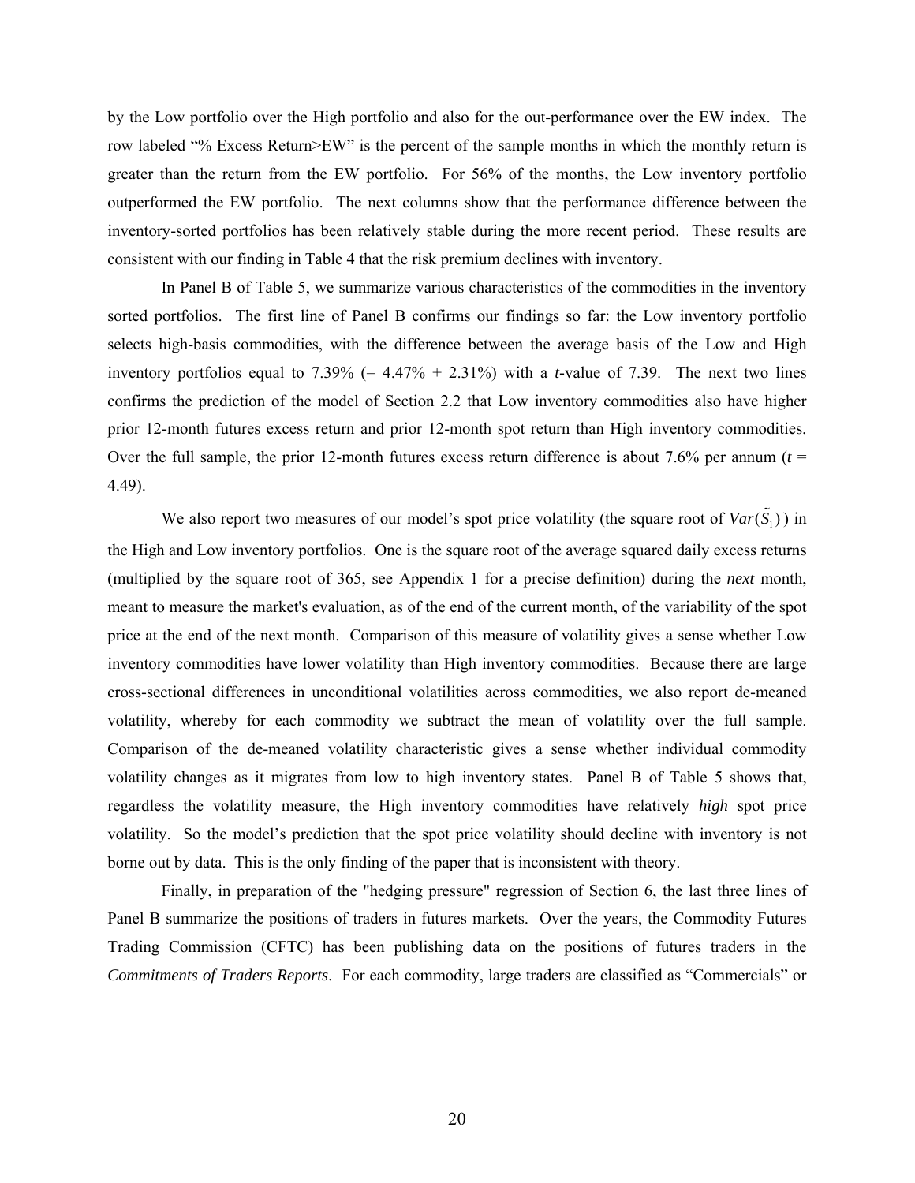by the Low portfolio over the High portfolio and also for the out-performance over the EW index. The row labeled "% Excess Return>EW" is the percent of the sample months in which the monthly return is greater than the return from the EW portfolio. For 56% of the months, the Low inventory portfolio outperformed the EW portfolio. The next columns show that the performance difference between the inventory-sorted portfolios has been relatively stable during the more recent period. These results are consistent with our finding in Table 4 that the risk premium declines with inventory.

In Panel B of Table 5, we summarize various characteristics of the commodities in the inventory sorted portfolios. The first line of Panel B confirms our findings so far: the Low inventory portfolio selects high-basis commodities, with the difference between the average basis of the Low and High inventory portfolios equal to 7.39% (= 4.47% + 2.31%) with a *t*-value of 7.39. The next two lines confirms the prediction of the model of Section 2.2 that Low inventory commodities also have higher prior 12-month futures excess return and prior 12-month spot return than High inventory commodities. Over the full sample, the prior 12-month futures excess return difference is about 7.6% per annum ($t$ = 4.49).

We also report two measures of our model's spot price volatility (the square root of $Var(\tilde{S}_1)$) in the High and Low inventory portfolios. One is the square root of the average squared daily excess returns (multiplied by the square root of 365, see Appendix 1 for a precise definition) during the *next* month, meant to measure the market's evaluation, as of the end of the current month, of the variability of the spot price at the end of the next month. Comparison of this measure of volatility gives a sense whether Low inventory commodities have lower volatility than High inventory commodities. Because there are large cross-sectional differences in unconditional volatilities across commodities, we also report de-meaned volatility, whereby for each commodity we subtract the mean of volatility over the full sample. Comparison of the de-meaned volatility characteristic gives a sense whether individual commodity volatility changes as it migrates from low to high inventory states. Panel B of Table 5 shows that, regardless the volatility measure, the High inventory commodities have relatively *high* spot price volatility. So the model's prediction that the spot price volatility should decline with inventory is not borne out by data. This is the only finding of the paper that is inconsistent with theory.

Finally, in preparation of the "hedging pressure" regression of Section 6, the last three lines of Panel B summarize the positions of traders in futures markets. Over the years, the Commodity Futures Trading Commission (CFTC) has been publishing data on the positions of futures traders in the *Commitments of Traders Reports*. For each commodity, large traders are classified as "Commercials" or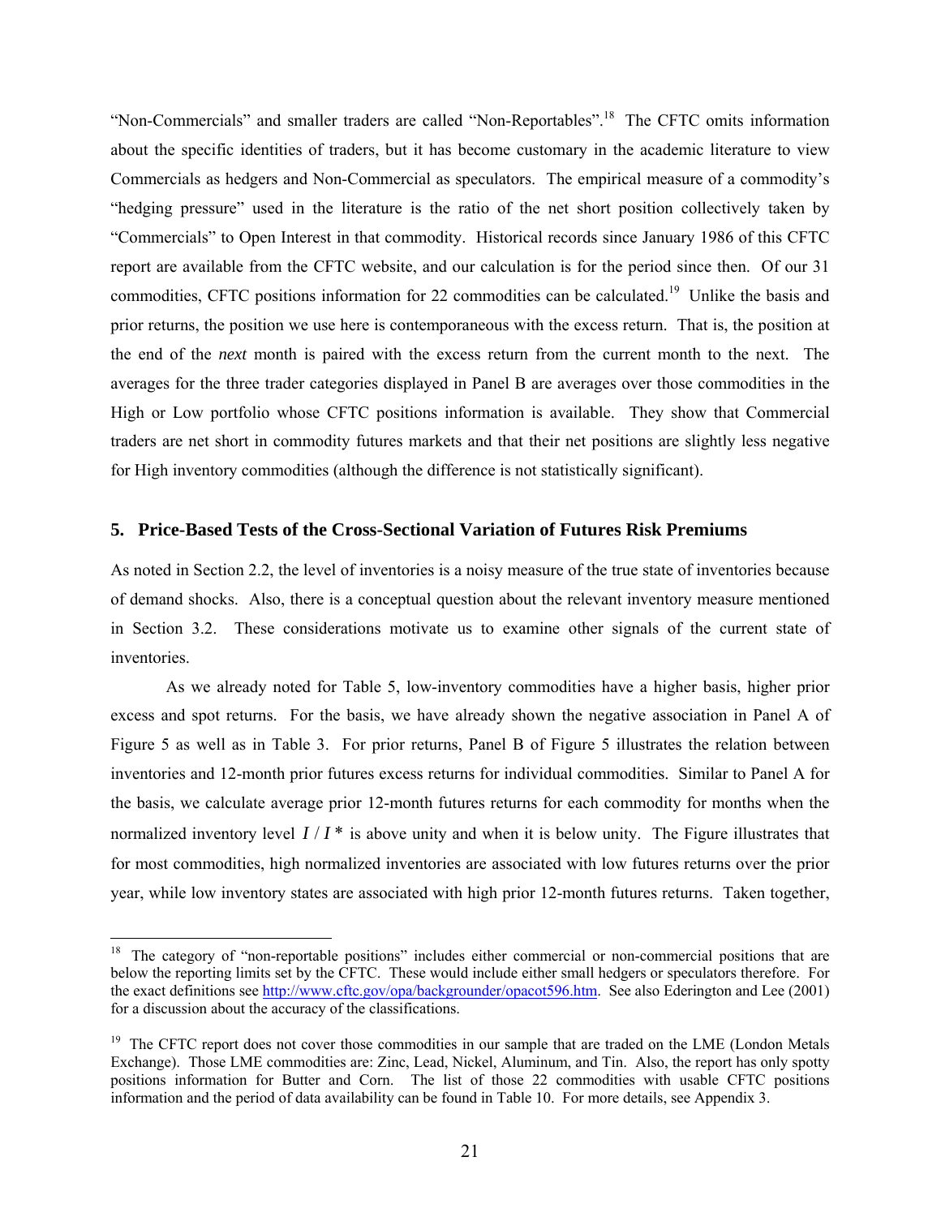"Non-Commercials" and smaller traders are called "Non-Reportables".[18] The CFTC omits information about the specific identities of traders, but it has become customary in the academic literature to view Commercials as hedgers and Non-Commercial as speculators. The empirical measure of a commodity's "hedging pressure" used in the literature is the ratio of the net short position collectively taken by "Commercials" to Open Interest in that commodity. Historical records since January 1986 of this CFTC report are available from the CFTC website, and our calculation is for the period since then. Of our 31 commodities, CFTC positions information for 22 commodities can be calculated.[19] Unlike the basis and prior returns, the position we use here is contemporaneous with the excess return. That is, the position at the end of the *next* month is paired with the excess return from the current month to the next. The averages for the three trader categories displayed in Panel B are averages over those commodities in the High or Low portfolio whose CFTC positions information is available. They show that Commercial traders are net short in commodity futures markets and that their net positions are slightly less negative for High inventory commodities (although the difference is not statistically significant).

## 5. Price-Based Tests of the Cross-Sectional Variation of Futures Risk Premiums

As noted in Section 2.2, the level of inventories is a noisy measure of the true state of inventories because of demand shocks. Also, there is a conceptual question about the relevant inventory measure mentioned in Section 3.2. These considerations motivate us to examine other signals of the current state of inventories.

As we already noted for Table 5, low-inventory commodities have a higher basis, higher prior excess and spot returns. For the basis, we have already shown the negative association in Panel A of Figure 5 as well as in Table 3. For prior returns, Panel B of Figure 5 illustrates the relation between inventories and 12-month prior futures excess returns for individual commodities. Similar to Panel A for the basis, we calculate average prior 12-month futures returns for each commodity for months when the normalized inventory level $I / I^*$ is above unity and when it is below unity. The Figure illustrates that for most commodities, high normalized inventories are associated with low futures returns over the prior year, while low inventory states are associated with high prior 12-month futures returns. Taken together,

---

[18] The category of "non-reportable positions" includes either commercial or non-commercial positions that are below the reporting limits set by the CFTC. These would include either small hedgers or speculators therefore. For the exact definitions see http://www.cftc.gov/opa/backgrounder/opacot596.htm. See also Ederington and Lee (2001) for a discussion about the accuracy of the classifications.

[19] The CFTC report does not cover those commodities in our sample that are traded on the LME (London Metals Exchange). Those LME commodities are: Zinc, Lead, Nickel, Aluminum, and Tin. Also, the report has only spotty positions information for Butter and Corn. The list of those 22 commodities with usable CFTC positions information and the period of data availability can be found in Table 10. For more details, see Appendix 3.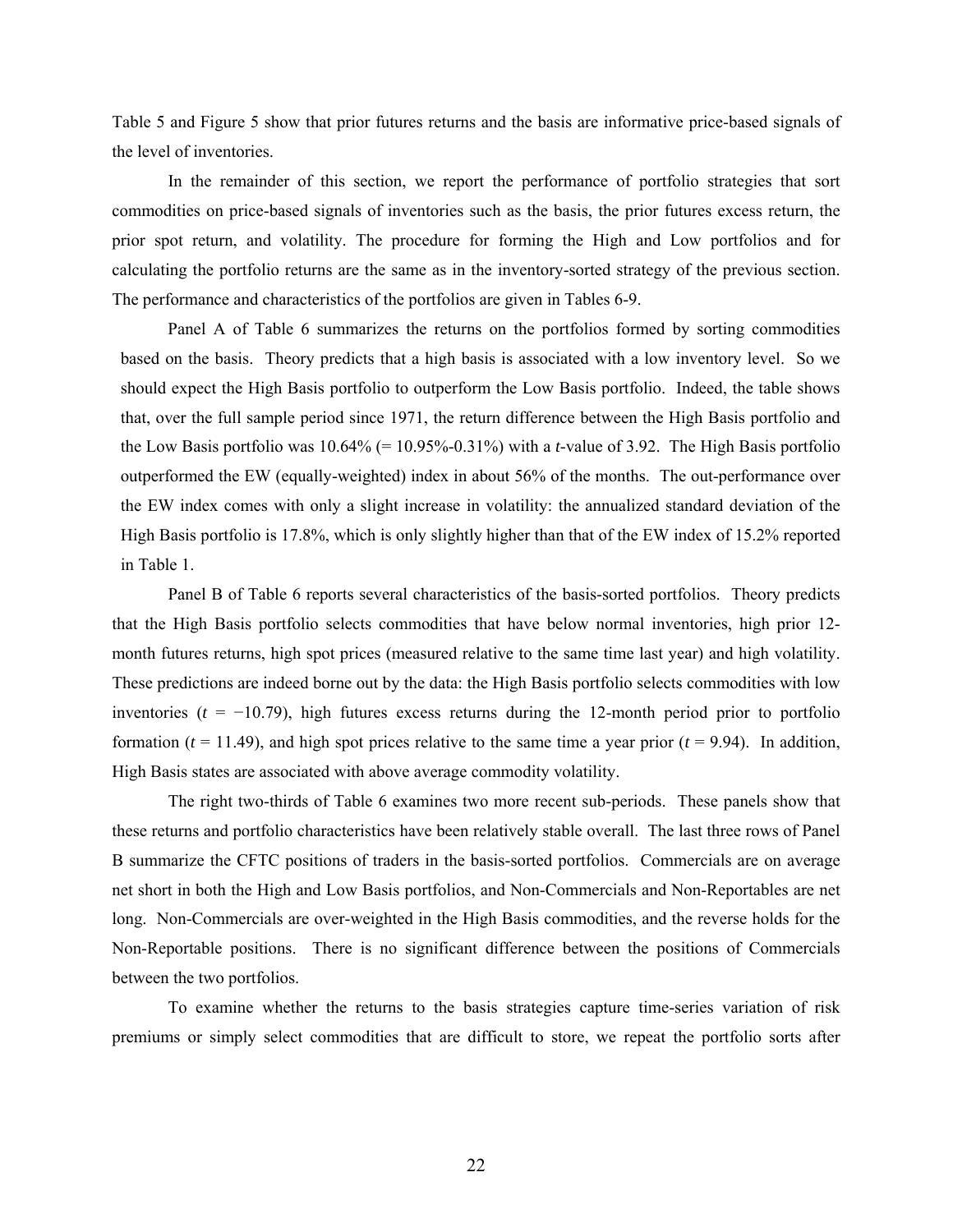Table 5 and Figure 5 show that prior futures returns and the basis are informative price-based signals of the level of inventories.

In the remainder of this section, we report the performance of portfolio strategies that sort commodities on price-based signals of inventories such as the basis, the prior futures excess return, the prior spot return, and volatility. The procedure for forming the High and Low portfolios and for calculating the portfolio returns are the same as in the inventory-sorted strategy of the previous section. The performance and characteristics of the portfolios are given in Tables 6-9.

Panel A of Table 6 summarizes the returns on the portfolios formed by sorting commodities based on the basis. Theory predicts that a high basis is associated with a low inventory level. So we should expect the High Basis portfolio to outperform the Low Basis portfolio. Indeed, the table shows that, over the full sample period since 1971, the return difference between the High Basis portfolio and the Low Basis portfolio was 10.64% (= 10.95%-0.31%) with a *t*-value of 3.92. The High Basis portfolio outperformed the EW (equally-weighted) index in about 56% of the months. The out-performance over the EW index comes with only a slight increase in volatility: the annualized standard deviation of the High Basis portfolio is 17.8%, which is only slightly higher than that of the EW index of 15.2% reported in Table 1.

Panel B of Table 6 reports several characteristics of the basis-sorted portfolios. Theory predicts that the High Basis portfolio selects commodities that have below normal inventories, high prior 12-month futures returns, high spot prices (measured relative to the same time last year) and high volatility. These predictions are indeed borne out by the data: the High Basis portfolio selects commodities with low inventories ($t = -10.79$), high futures excess returns during the 12-month period prior to portfolio formation ($t = 11.49$), and high spot prices relative to the same time a year prior ($t = 9.94$). In addition, High Basis states are associated with above average commodity volatility.

The right two-thirds of Table 6 examines two more recent sub-periods. These panels show that these returns and portfolio characteristics have been relatively stable overall. The last three rows of Panel B summarize the CFTC positions of traders in the basis-sorted portfolios. Commercials are on average net short in both the High and Low Basis portfolios, and Non-Commercials and Non-Reportables are net long. Non-Commercials are over-weighted in the High Basis commodities, and the reverse holds for the Non-Reportable positions. There is no significant difference between the positions of Commercials between the two portfolios.

To examine whether the returns to the basis strategies capture time-series variation of risk premiums or simply select commodities that are difficult to store, we repeat the portfolio sorts after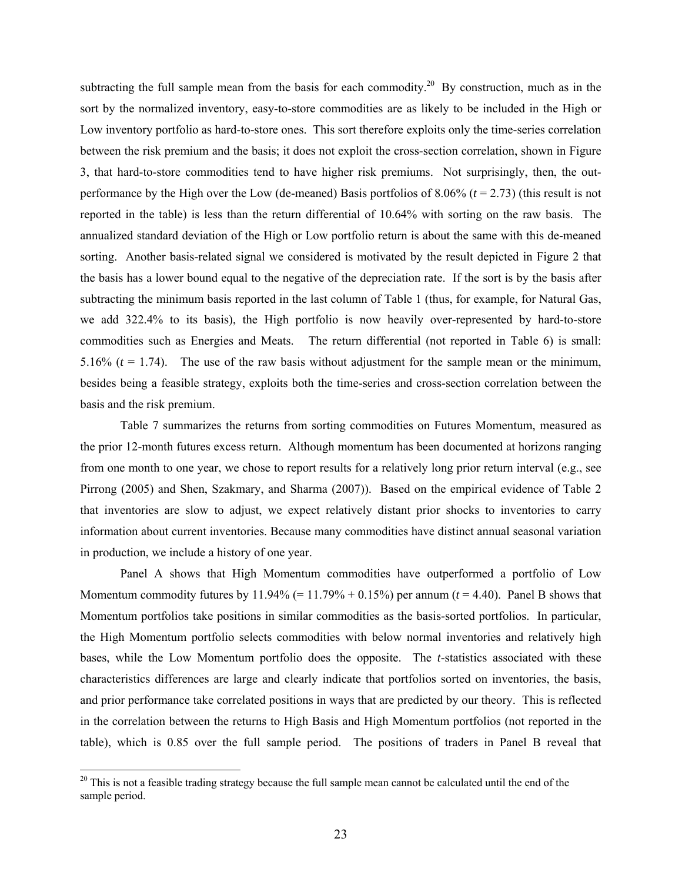subtracting the full sample mean from the basis for each commodity.[20] By construction, much as in the sort by the normalized inventory, easy-to-store commodities are as likely to be included in the High or Low inventory portfolio as hard-to-store ones. This sort therefore exploits only the time-series correlation between the risk premium and the basis; it does not exploit the cross-section correlation, shown in Figure 3, that hard-to-store commodities tend to have higher risk premiums. Not surprisingly, then, the out-performance by the High over the Low (de-meaned) Basis portfolios of 8.06% ($t$ = 2.73) (this result is not reported in the table) is less than the return differential of 10.64% with sorting on the raw basis. The annualized standard deviation of the High or Low portfolio return is about the same with this de-meaned sorting. Another basis-related signal we considered is motivated by the result depicted in Figure 2 that the basis has a lower bound equal to the negative of the depreciation rate. If the sort is by the basis after subtracting the minimum basis reported in the last column of Table 1 (thus, for example, for Natural Gas, we add 322.4% to its basis), the High portfolio is now heavily over-represented by hard-to-store commodities such as Energies and Meats. The return differential (not reported in Table 6) is small: 5.16% ($t$ = 1.74). The use of the raw basis without adjustment for the sample mean or the minimum, besides being a feasible strategy, exploits both the time-series and cross-section correlation between the basis and the risk premium.

Table 7 summarizes the returns from sorting commodities on Futures Momentum, measured as the prior 12-month futures excess return. Although momentum has been documented at horizons ranging from one month to one year, we chose to report results for a relatively long prior return interval (e.g., see Pirrong (2005) and Shen, Szakmary, and Sharma (2007)). Based on the empirical evidence of Table 2 that inventories are slow to adjust, we expect relatively distant prior shocks to inventories to carry information about current inventories. Because many commodities have distinct annual seasonal variation in production, we include a history of one year.

Panel A shows that High Momentum commodities have outperformed a portfolio of Low Momentum commodity futures by 11.94% (= 11.79% + 0.15%) per annum ($t$ = 4.40). Panel B shows that Momentum portfolios take positions in similar commodities as the basis-sorted portfolios. In particular, the High Momentum portfolio selects commodities with below normal inventories and relatively high bases, while the Low Momentum portfolio does the opposite. The $t$-statistics associated with these characteristics differences are large and clearly indicate that portfolios sorted on inventories, the basis, and prior performance take correlated positions in ways that are predicted by our theory. This is reflected in the correlation between the returns to High Basis and High Momentum portfolios (not reported in the table), which is 0.85 over the full sample period. The positions of traders in Panel B reveal that

[20] This is not a feasible trading strategy because the full sample mean cannot be calculated until the end of the sample period.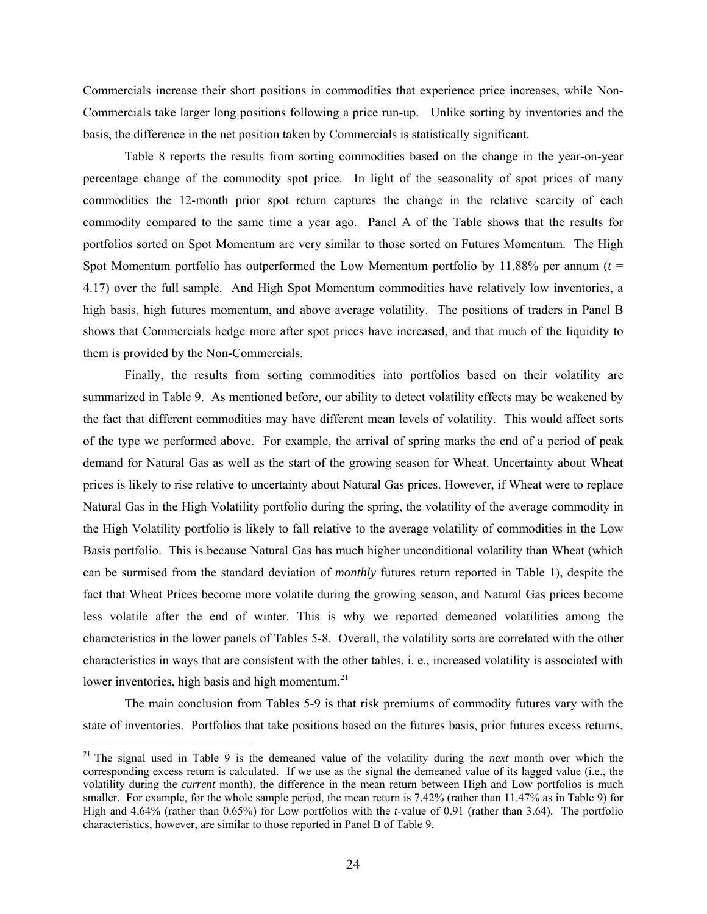Commercials increase their short positions in commodities that experience price increases, while Non-Commercials take larger long positions following a price run-up. Unlike sorting by inventories and the basis, the difference in the net position taken by Commercials is statistically significant.

Table 8 reports the results from sorting commodities based on the change in the year-on-year percentage change of the commodity spot price. In light of the seasonality of spot prices of many commodities the 12-month prior spot return captures the change in the relative scarcity of each commodity compared to the same time a year ago. Panel A of the Table shows that the results for portfolios sorted on Spot Momentum are very similar to those sorted on Futures Momentum. The High Spot Momentum portfolio has outperformed the Low Momentum portfolio by 11.88% per annum ($t$ = 4.17) over the full sample. And High Spot Momentum commodities have relatively low inventories, a high basis, high futures momentum, and above average volatility. The positions of traders in Panel B shows that Commercials hedge more after spot prices have increased, and that much of the liquidity to them is provided by the Non-Commercials.

Finally, the results from sorting commodities into portfolios based on their volatility are summarized in Table 9. As mentioned before, our ability to detect volatility effects may be weakened by the fact that different commodities may have different mean levels of volatility. This would affect sorts of the type we performed above. For example, the arrival of spring marks the end of a period of peak demand for Natural Gas as well as the start of the growing season for Wheat. Uncertainty about Wheat prices is likely to rise relative to uncertainty about Natural Gas prices. However, if Wheat were to replace Natural Gas in the High Volatility portfolio during the spring, the volatility of the average commodity in the High Volatility portfolio is likely to fall relative to the average volatility of commodities in the Low Basis portfolio. This is because Natural Gas has much higher unconditional volatility than Wheat (which can be surmised from the standard deviation of *monthly* futures return reported in Table 1), despite the fact that Wheat Prices become more volatile during the growing season, and Natural Gas prices become less volatile after the end of winter. This is why we reported demeaned volatilities among the characteristics in the lower panels of Tables 5-8. Overall, the volatility sorts are correlated with the other characteristics in ways that are consistent with the other tables. i. e., increased volatility is associated with lower inventories, high basis and high momentum.[21]

The main conclusion from Tables 5-9 is that risk premiums of commodity futures vary with the state of inventories. Portfolios that take positions based on the futures basis, prior futures excess returns,

[21] The signal used in Table 9 is the demeaned value of the volatility during the *next* month over which the corresponding excess return is calculated. If we use as the signal the demeaned value of its lagged value (i.e., the volatility during the *current* month), the difference in the mean return between High and Low portfolios is much smaller. For example, for the whole sample period, the mean return is 7.42% (rather than 11.47% as in Table 9) for High and 4.64% (rather than 0.65%) for Low portfolios with the $t$-value of 0.91 (rather than 3.64). The portfolio characteristics, however, are similar to those reported in Panel B of Table 9.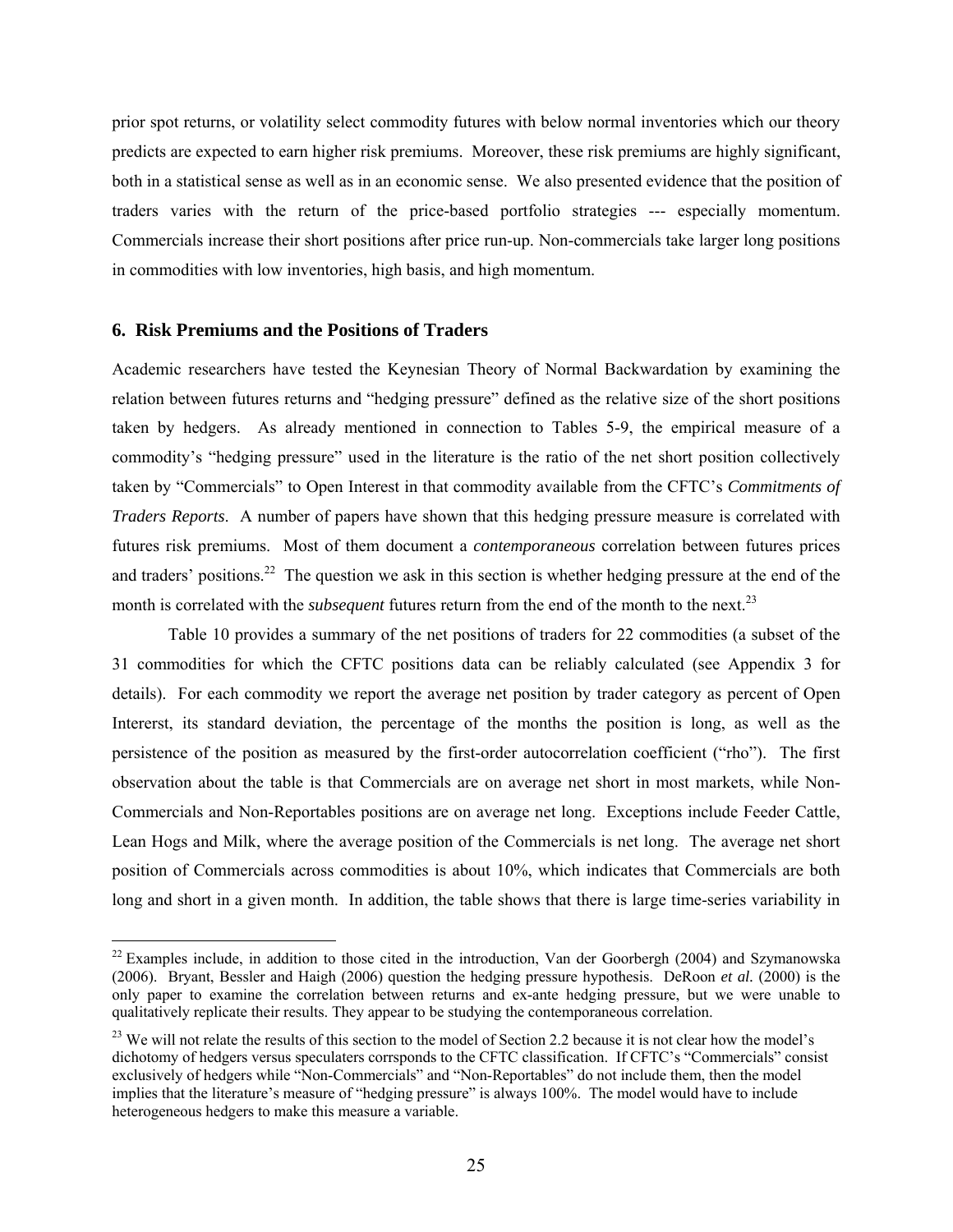prior spot returns, or volatility select commodity futures with below normal inventories which our theory predicts are expected to earn higher risk premiums. Moreover, these risk premiums are highly significant, both in a statistical sense as well as in an economic sense. We also presented evidence that the position of traders varies with the return of the price-based portfolio strategies --- especially momentum. Commercials increase their short positions after price run-up. Non-commercials take larger long positions in commodities with low inventories, high basis, and high momentum.

### 6. Risk Premiums and the Positions of Traders

Academic researchers have tested the Keynesian Theory of Normal Backwardation by examining the relation between futures returns and "hedging pressure" defined as the relative size of the short positions taken by hedgers. As already mentioned in connection to Tables 5-9, the empirical measure of a commodity's "hedging pressure" used in the literature is the ratio of the net short position collectively taken by "Commercials" to Open Interest in that commodity available from the CFTC's *Commitments of Traders Reports*. A number of papers have shown that this hedging pressure measure is correlated with futures risk premiums. Most of them document a ***contemporaneous*** correlation between futures prices and traders' positions.[22] The question we ask in this section is whether hedging pressure at the end of the month is correlated with the ***subsequent*** futures return from the end of the month to the next.[23]

Table 10 provides a summary of the net positions of traders for 22 commodities (a subset of the 31 commodities for which the CFTC positions data can be reliably calculated (see Appendix 3 for details). For each commodity we report the average net position by trader category as percent of Open Intererst, its standard deviation, the percentage of the months the position is long, as well as the persistence of the position as measured by the first-order autocorrelation coefficient ("rho"). The first observation about the table is that Commercials are on average net short in most markets, while Non-Commercials and Non-Reportables positions are on average net long. Exceptions include Feeder Cattle, Lean Hogs and Milk, where the average position of the Commercials is net long. The average net short position of Commercials across commodities is about 10%, which indicates that Commercials are both long and short in a given month. In addition, the table shows that there is large time-series variability in

---

[22] Examples include, in addition to those cited in the introduction, Van der Goorbergh (2004) and Szymanowska (2006). Bryant, Bessler and Haigh (2006) question the hedging pressure hypothesis. DeRoon *et al.* (2000) is the only paper to examine the correlation between returns and ex-ante hedging pressure, but we were unable to qualitatively replicate their results. They appear to be studying the contemporaneous correlation.

[23] We will not relate the results of this section to the model of Section 2.2 because it is not clear how the model's dichotomy of hedgers versus speculaters corrsponds to the CFTC classification. If CFTC's "Commercials" consist exclusively of hedgers while "Non-Commercials" and "Non-Reportables" do not include them, then the model implies that the literature's measure of "hedging pressure" is always 100%. The model would have to include heterogeneous hedgers to make this measure a variable.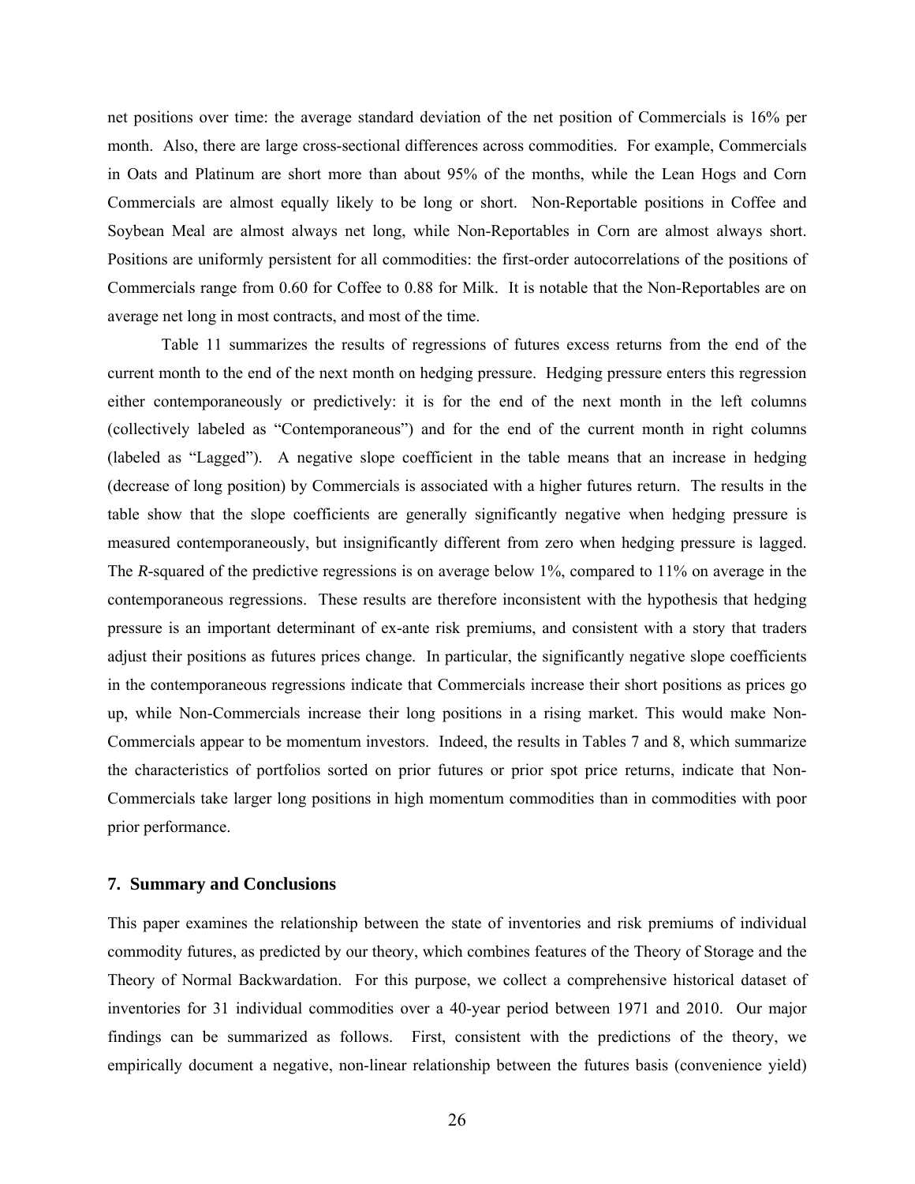net positions over time: the average standard deviation of the net position of Commercials is 16% per month. Also, there are large cross-sectional differences across commodities. For example, Commercials in Oats and Platinum are short more than about 95% of the months, while the Lean Hogs and Corn Commercials are almost equally likely to be long or short. Non-Reportable positions in Coffee and Soybean Meal are almost always net long, while Non-Reportables in Corn are almost always short. Positions are uniformly persistent for all commodities: the first-order autocorrelations of the positions of Commercials range from 0.60 for Coffee to 0.88 for Milk. It is notable that the Non-Reportables are on average net long in most contracts, and most of the time.

Table 11 summarizes the results of regressions of futures excess returns from the end of the current month to the end of the next month on hedging pressure. Hedging pressure enters this regression either contemporaneously or predictively: it is for the end of the next month in the left columns (collectively labeled as "Contemporaneous") and for the end of the current month in right columns (labeled as "Lagged"). A negative slope coefficient in the table means that an increase in hedging (decrease of long position) by Commercials is associated with a higher futures return. The results in the table show that the slope coefficients are generally significantly negative when hedging pressure is measured contemporaneously, but insignificantly different from zero when hedging pressure is lagged. The *R*-squared of the predictive regressions is on average below 1%, compared to 11% on average in the contemporaneous regressions. These results are therefore inconsistent with the hypothesis that hedging pressure is an important determinant of ex-ante risk premiums, and consistent with a story that traders adjust their positions as futures prices change. In particular, the significantly negative slope coefficients in the contemporaneous regressions indicate that Commercials increase their short positions as prices go up, while Non-Commercials increase their long positions in a rising market. This would make Non-Commercials appear to be momentum investors. Indeed, the results in Tables 7 and 8, which summarize the characteristics of portfolios sorted on prior futures or prior spot price returns, indicate that Non-Commercials take larger long positions in high momentum commodities than in commodities with poor prior performance.

## 7. Summary and Conclusions

This paper examines the relationship between the state of inventories and risk premiums of individual commodity futures, as predicted by our theory, which combines features of the Theory of Storage and the Theory of Normal Backwardation. For this purpose, we collect a comprehensive historical dataset of inventories for 31 individual commodities over a 40-year period between 1971 and 2010. Our major findings can be summarized as follows. First, consistent with the predictions of the theory, we empirically document a negative, non-linear relationship between the futures basis (convenience yield)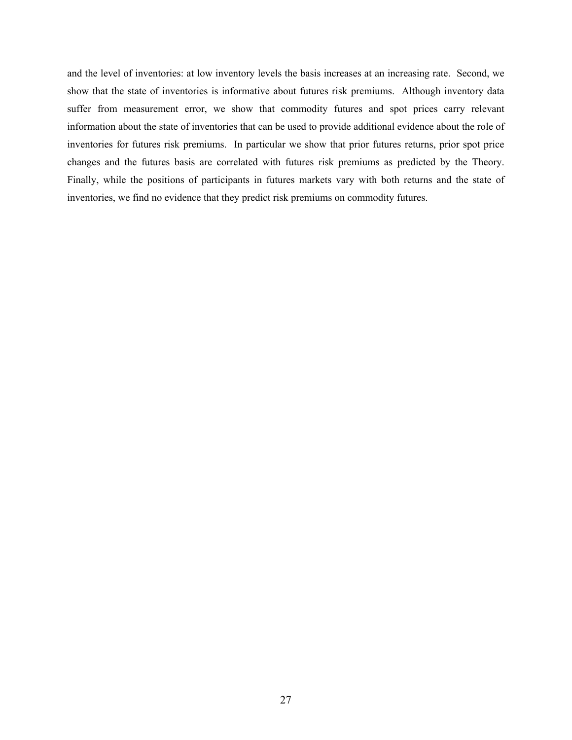and the level of inventories: at low inventory levels the basis increases at an increasing rate. Second, we show that the state of inventories is informative about futures risk premiums. Although inventory data suffer from measurement error, we show that commodity futures and spot prices carry relevant information about the state of inventories that can be used to provide additional evidence about the role of inventories for futures risk premiums. In particular we show that prior futures returns, prior spot price changes and the futures basis are correlated with futures risk premiums as predicted by the Theory. Finally, while the positions of participants in futures markets vary with both returns and the state of inventories, we find no evidence that they predict risk premiums on commodity futures.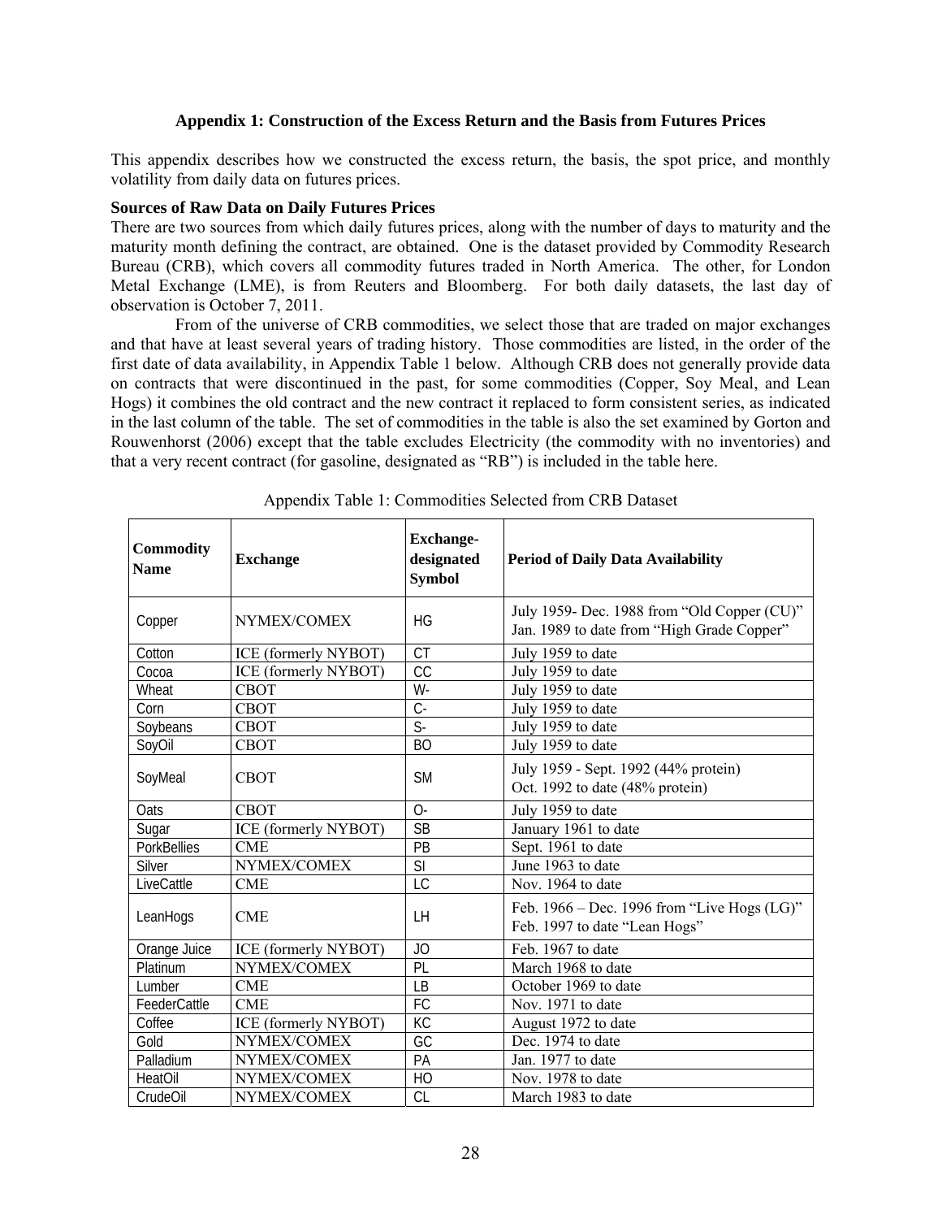### Appendix 1: Construction of the Excess Return and the Basis from Futures Prices

This appendix describes how we constructed the excess return, the basis, the spot price, and monthly volatility from daily data on futures prices.

**Sources of Raw Data on Daily Futures Prices**

There are two sources from which daily futures prices, along with the number of days to maturity and the maturity month defining the contract, are obtained. One is the dataset provided by Commodity Research Bureau (CRB), which covers all commodity futures traded in North America. The other, for London Metal Exchange (LME), is from Reuters and Bloomberg. For both daily datasets, the last day of observation is October 7, 2011.

From of the universe of CRB commodities, we select those that are traded on major exchanges and that have at least several years of trading history. Those commodities are listed, in the order of the first date of data availability, in Appendix Table 1 below. Although CRB does not generally provide data on contracts that were discontinued in the past, for some commodities (Copper, Soy Meal, and Lean Hogs) it combines the old contract and the new contract it replaced to form consistent series, as indicated in the last column of the table. The set of commodities in the table is also the set examined by Gorton and Rouwenhorst (2006) except that the table excludes Electricity (the commodity with no inventories) and that a very recent contract (for gasoline, designated as "RB") is included in the table here.

Appendix Table 1: Commodities Selected from CRB Dataset

| Commodity Name | Exchange | Exchange-designated Symbol | Period of Daily Data Availability |
|---|---|---|---|
| Copper | NYMEX/COMEX | HG | July 1959- Dec. 1988 from "Old Copper (CU)"<br>Jan. 1989 to date from "High Grade Copper" |
| Cotton | ICE (formerly NYBOT) | CT | July 1959 to date |
| Cocoa | ICE (formerly NYBOT) | CC | July 1959 to date |
| Wheat | CBOT | W- | July 1959 to date |
| Corn | CBOT | C- | July 1959 to date |
| Soybeans | CBOT | S- | July 1959 to date |
| SoyOil | CBOT | BO | July 1959 to date |
| SoyMeal | CBOT | SM | July 1959 - Sept. 1992 (44% protein)<br>Oct. 1992 to date (48% protein) |
| Oats | CBOT | O- | July 1959 to date |
| Sugar | ICE (formerly NYBOT) | SB | January 1961 to date |
| PorkBellies | CME | PB | Sept. 1961 to date |
| Silver | NYMEX/COMEX | SI | June 1963 to date |
| LiveCattle | CME | LC | Nov. 1964 to date |
| LeanHogs | CME | LH | Feb. 1966 – Dec. 1996 from "Live Hogs (LG)"<br>Feb. 1997 to date "Lean Hogs" |
| Orange Juice | ICE (formerly NYBOT) | JO | Feb. 1967 to date |
| Platinum | NYMEX/COMEX | PL | March 1968 to date |
| Lumber | CME | LB | October 1969 to date |
| FeederCattle | CME | FC | Nov. 1971 to date |
| Coffee | ICE (formerly NYBOT) | KC | August 1972 to date |
| Gold | NYMEX/COMEX | GC | Dec. 1974 to date |
| Palladium | NYMEX/COMEX | PA | Jan. 1977 to date |
| HeatOil | NYMEX/COMEX | HO | Nov. 1978 to date |
| CrudeOil | NYMEX/COMEX | CL | March 1983 to date |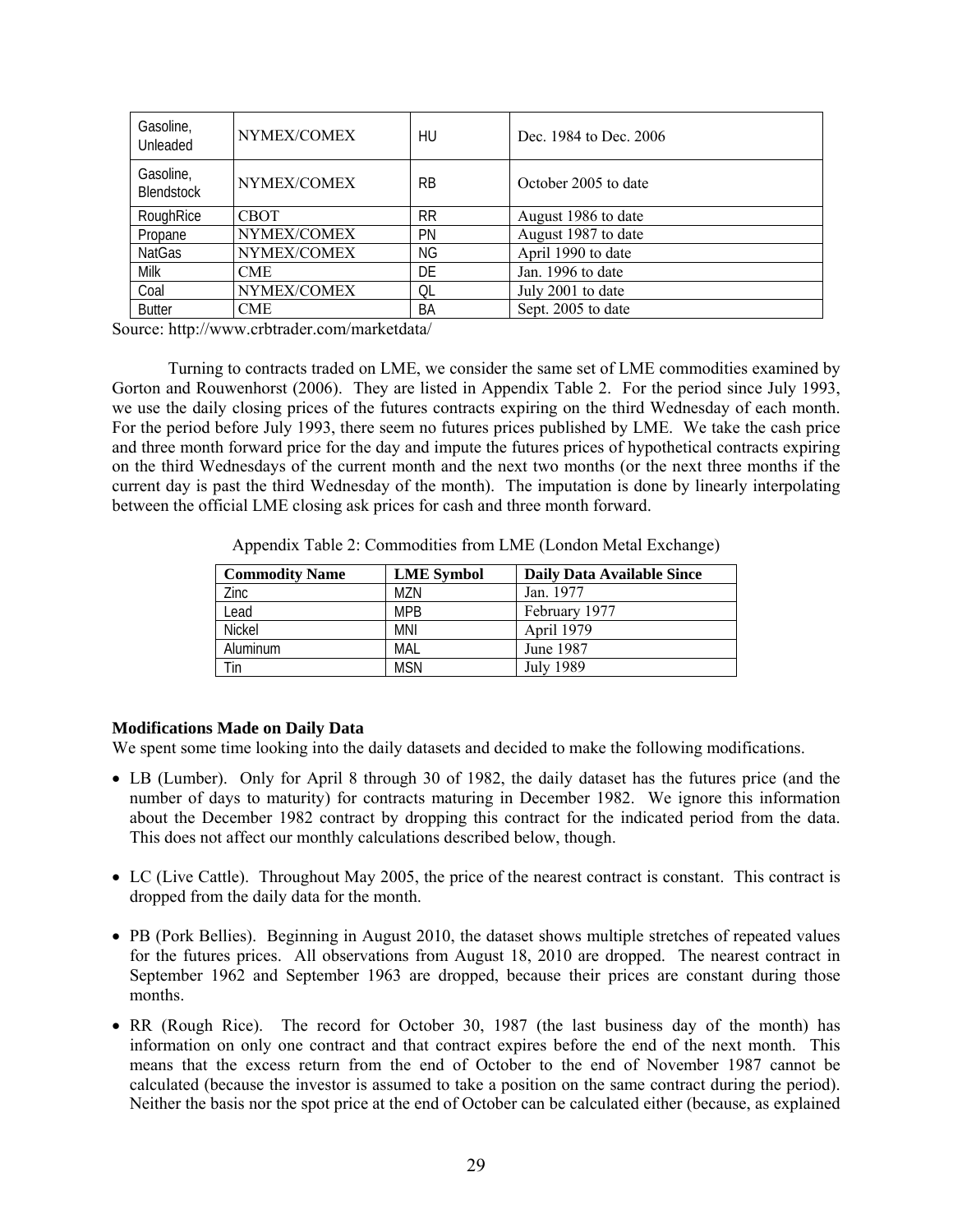| Gasoline, Unleaded | NYMEX/COMEX | HU | Dec. 1984 to Dec. 2006 |
|---|---|---|---|
| Gasoline, Blendstock | NYMEX/COMEX | RB | October 2005 to date |
| RoughRice | CBOT | RR | August 1986 to date |
| Propane | NYMEX/COMEX | PN | August 1987 to date |
| NatGas | NYMEX/COMEX | NG | April 1990 to date |
| Milk | CME | DE | Jan. 1996 to date |
| Coal | NYMEX/COMEX | QL | July 2001 to date |
| Butter | CME | BA | Sept. 2005 to date |

Source: http://www.crbtrader.com/marketdata/

Turning to contracts traded on LME, we consider the same set of LME commodities examined by Gorton and Rouwenhorst (2006). They are listed in Appendix Table 2. For the period since July 1993, we use the daily closing prices of the futures contracts expiring on the third Wednesday of each month. For the period before July 1993, there seem no futures prices published by LME. We take the cash price and three month forward price for the day and impute the futures prices of hypothetical contracts expiring on the third Wednesdays of the current month and the next two months (or the next three months if the current day is past the third Wednesday of the month). The imputation is done by linearly interpolating between the official LME closing ask prices for cash and three month forward.

Appendix Table 2: Commodities from LME (London Metal Exchange)

| Commodity Name | LME Symbol | Daily Data Available Since |
|---|---|---|
| Zinc | MZN | Jan. 1977 |
| Lead | MPB | February 1977 |
| Nickel | MNI | April 1979 |
| Aluminum | MAL | June 1987 |
| Tin | MSN | July 1989 |

**Modifications Made on Daily Data**

We spent some time looking into the daily datasets and decided to make the following modifications.

- LB (Lumber). Only for April 8 through 30 of 1982, the daily dataset has the futures price (and the number of days to maturity) for contracts maturing in December 1982. We ignore this information about the December 1982 contract by dropping this contract for the indicated period from the data. This does not affect our monthly calculations described below, though.

- LC (Live Cattle). Throughout May 2005, the price of the nearest contract is constant. This contract is dropped from the daily data for the month.

- PB (Pork Bellies). Beginning in August 2010, the dataset shows multiple stretches of repeated values for the futures prices. All observations from August 18, 2010 are dropped. The nearest contract in September 1962 and September 1963 are dropped, because their prices are constant during those months.

- RR (Rough Rice). The record for October 30, 1987 (the last business day of the month) has information on only one contract and that contract expires before the end of the next month. This means that the excess return from the end of October to the end of November 1987 cannot be calculated (because the investor is assumed to take a position on the same contract during the period). Neither the basis nor the spot price at the end of October can be calculated either (because, as explained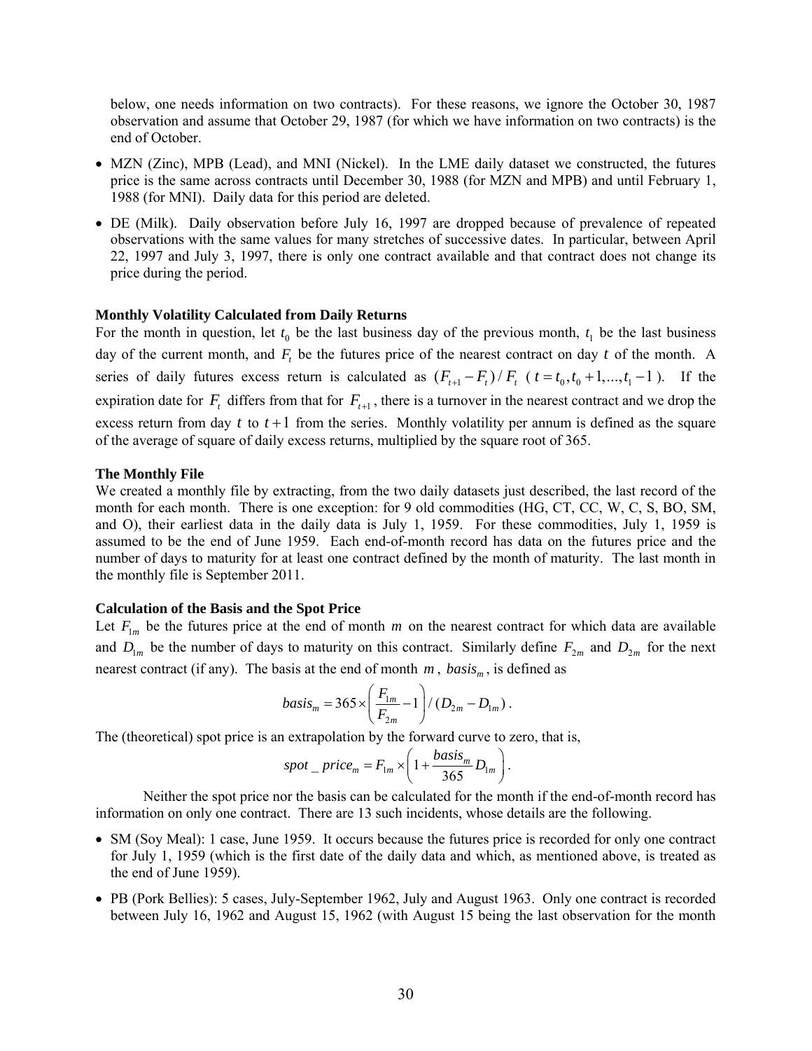below, one needs information on two contracts). For these reasons, we ignore the October 30, 1987 observation and assume that October 29, 1987 (for which we have information on two contracts) is the end of October.

- MZN (Zinc), MPB (Lead), and MNI (Nickel). In the LME daily dataset we constructed, the futures price is the same across contracts until December 30, 1988 (for MZN and MPB) and until February 1, 1988 (for MNI). Daily data for this period are deleted.
- DE (Milk). Daily observation before July 16, 1997 are dropped because of prevalence of repeated observations with the same values for many stretches of successive dates. In particular, between April 22, 1997 and July 3, 1997, there is only one contract available and that contract does not change its price during the period.

**Monthly Volatility Calculated from Daily Returns**

For the month in question, let $t_0$ be the last business day of the previous month, $t_1$ be the last business day of the current month, and $F_t$ be the futures price of the nearest contract on day $t$ of the month. A series of daily futures excess return is calculated as $(F_{t+1} - F_t)/F_t$ ($t = t_0, t_0 + 1, ..., t_1 - 1$). If the expiration date for $F_t$ differs from that for $F_{t+1}$, there is a turnover in the nearest contract and we drop the excess return from day $t$ to $t+1$ from the series. Monthly volatility per annum is defined as the square of the average of square of daily excess returns, multiplied by the square root of 365.

**The Monthly File**

We created a monthly file by extracting, from the two daily datasets just described, the last record of the month for each month. There is one exception: for 9 old commodities (HG, CT, CC, W, C, S, BO, SM, and O), their earliest data in the daily data is July 1, 1959. For these commodities, July 1, 1959 is assumed to be the end of June 1959. Each end-of-month record has data on the futures price and the number of days to maturity for at least one contract defined by the month of maturity. The last month in the monthly file is September 2011.

**Calculation of the Basis and the Spot Price**

Let $F_{1m}$ be the futures price at the end of month $m$ on the nearest contract for which data are available and $D_{1m}$ be the number of days to maturity on this contract. Similarly define $F_{2m}$ and $D_{2m}$ for the next nearest contract (if any). The basis at the end of month $m$, $basis_m$, is defined as

$$basis_m = 365 \times \left( \frac{F_{1m}}{F_{2m}} - 1 \right) / (D_{2m} - D_{1m}).$$

The (theoretical) spot price is an extrapolation by the forward curve to zero, that is,

$$spot\_price_m = F_{1m} \times \left( 1 + \frac{basis_m}{365} D_{1m} \right).$$

Neither the spot price nor the basis can be calculated for the month if the end-of-month record has information on only one contract. There are 13 such incidents, whose details are the following.

- SM (Soy Meal): 1 case, June 1959. It occurs because the futures price is recorded for only one contract for July 1, 1959 (which is the first date of the daily data and which, as mentioned above, is treated as the end of June 1959).
- PB (Pork Bellies): 5 cases, July-September 1962, July and August 1963. Only one contract is recorded between July 16, 1962 and August 15, 1962 (with August 15 being the last observation for the month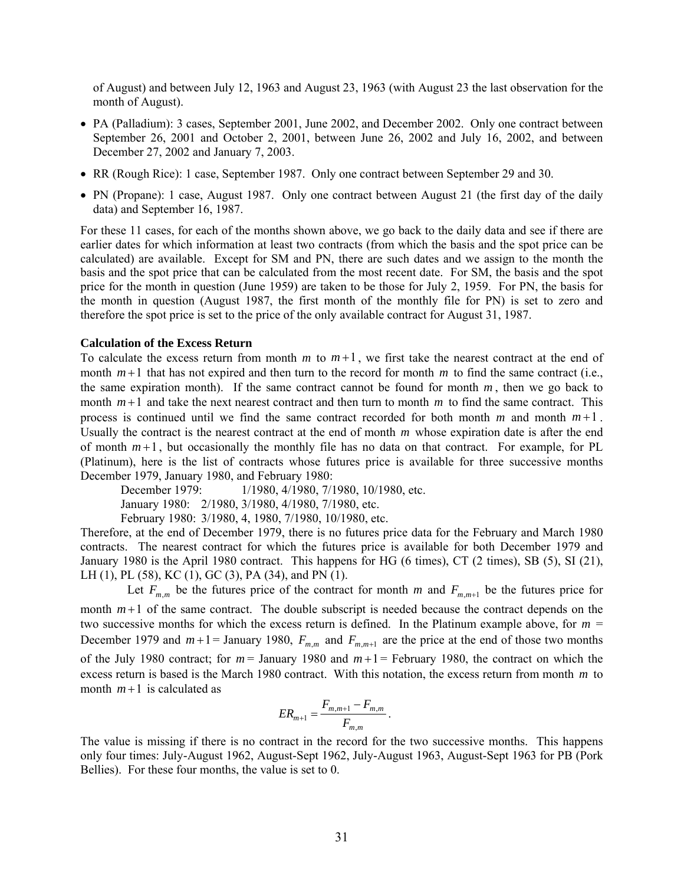of August) and between July 12, 1963 and August 23, 1963 (with August 23 the last observation for the month of August).

- PA (Palladium): 3 cases, September 2001, June 2002, and December 2002. Only one contract between September 26, 2001 and October 2, 2001, between June 26, 2002 and July 16, 2002, and between December 27, 2002 and January 7, 2003.
- RR (Rough Rice): 1 case, September 1987. Only one contract between September 29 and 30.
- PN (Propane): 1 case, August 1987. Only one contract between August 21 (the first day of the daily data) and September 16, 1987.

For these 11 cases, for each of the months shown above, we go back to the daily data and see if there are earlier dates for which information at least two contracts (from which the basis and the spot price can be calculated) are available. Except for SM and PN, there are such dates and we assign to the month the basis and the spot price that can be calculated from the most recent date. For SM, the basis and the spot price for the month in question (June 1959) are taken to be those for July 2, 1959. For PN, the basis for the month in question (August 1987, the first month of the monthly file for PN) is set to zero and therefore the spot price is set to the price of the only available contract for August 31, 1987.

**Calculation of the Excess Return**

To calculate the excess return from month $m$ to $m+1$, we first take the nearest contract at the end of month $m+1$ that has not expired and then turn to the record for month $m$ to find the same contract (i.e., the same expiration month). If the same contract cannot be found for month $m$, then we go back to month $m+1$ and take the next nearest contract and then turn to month $m$ to find the same contract. This process is continued until we find the same contract recorded for both month $m$ and month $m+1$. Usually the contract is the nearest contract at the end of month $m$ whose expiration date is after the end of month $m+1$, but occasionally the monthly file has no data on that contract. For example, for PL (Platinum), here is the list of contracts whose futures price is available for three successive months December 1979, January 1980, and February 1980:

December 1979: 1/1980, 4/1980, 7/1980, 10/1980, etc.
January 1980: 2/1980, 3/1980, 4/1980, 7/1980, etc.
February 1980: 3/1980, 4, 1980, 7/1980, 10/1980, etc.

Therefore, at the end of December 1979, there is no futures price data for the February and March 1980 contracts. The nearest contract for which the futures price is available for both December 1979 and January 1980 is the April 1980 contract. This happens for HG (6 times), CT (2 times), SB (5), SI (21), LH (1), PL (58), KC (1), GC (3), PA (34), and PN (1).

Let $F_{m,m}$ be the futures price of the contract for month $m$ and $F_{m,m+1}$ be the futures price for month $m+1$ of the same contract. The double subscript is needed because the contract depends on the two successive months for which the excess return is defined. In the Platinum example above, for $m$ = December 1979 and $m+1$ = January 1980, $F_{m,m}$ and $F_{m,m+1}$ are the price at the end of those two months of the July 1980 contract; for $m$ = January 1980 and $m+1$ = February 1980, the contract on which the excess return is based is the March 1980 contract. With this notation, the excess return from month $m$ to month $m+1$ is calculated as

$$ER_{m+1} = \frac{F_{m,m+1} - F_{m,m}}{F_{m,m}}.$$

The value is missing if there is no contract in the record for the two successive months. This happens only four times: July-August 1962, August-Sept 1962, July-August 1963, August-Sept 1963 for PB (Pork Bellies). For these four months, the value is set to 0.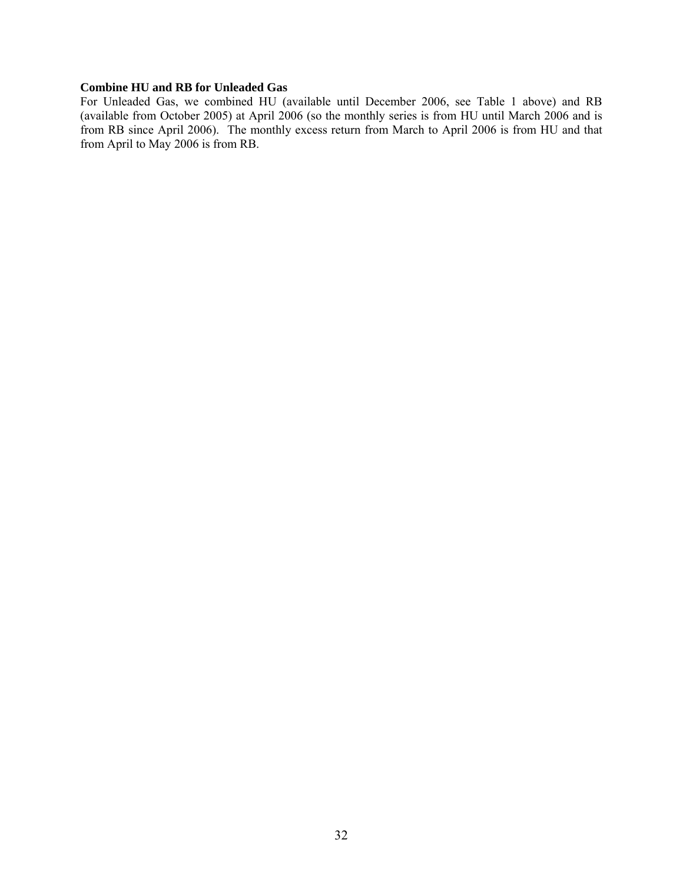**Combine HU and RB for Unleaded Gas**

For Unleaded Gas, we combined HU (available until December 2006, see Table 1 above) and RB (available from October 2005) at April 2006 (so the monthly series is from HU until March 2006 and is from RB since April 2006). The monthly excess return from March to April 2006 is from HU and that from April to May 2006 is from RB.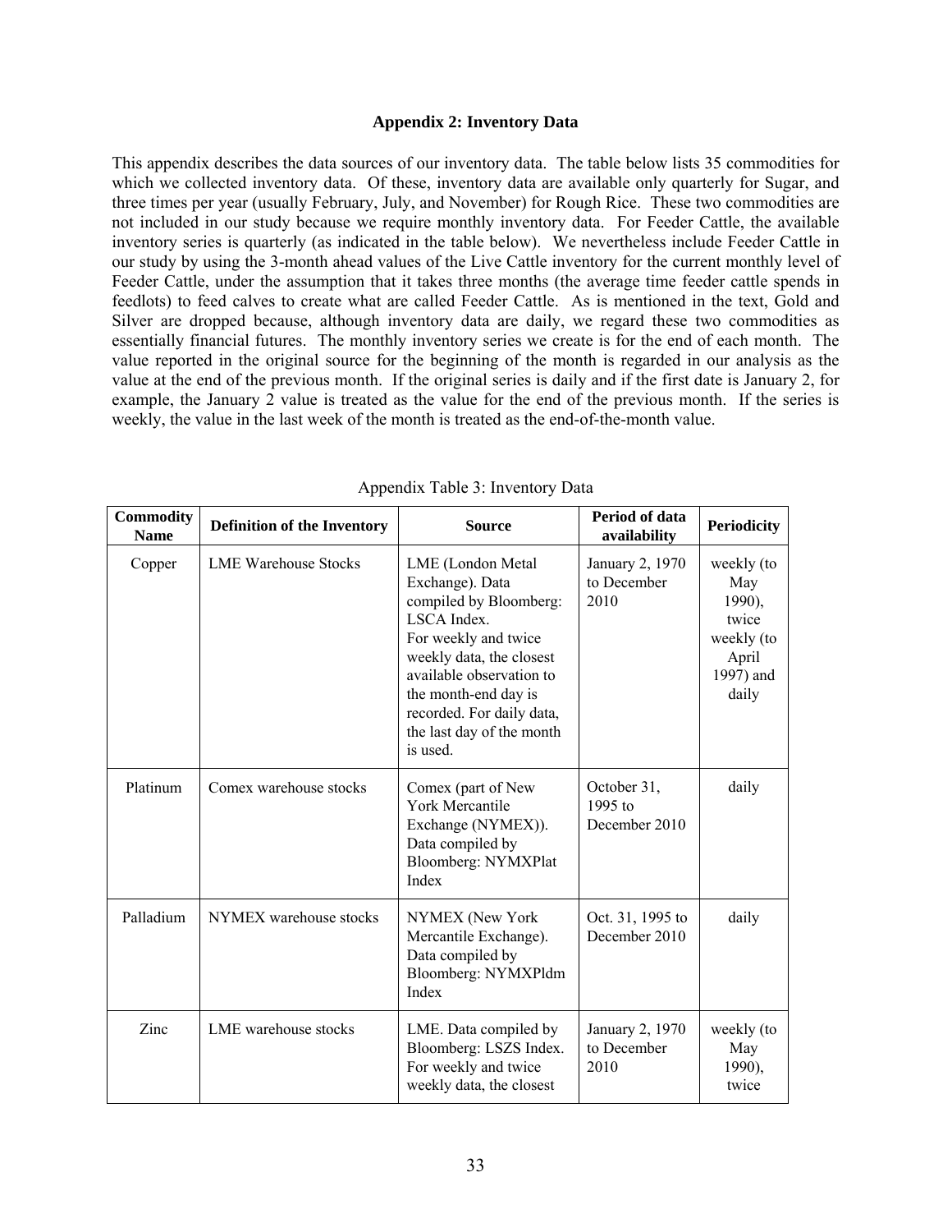### Appendix 2: Inventory Data

This appendix describes the data sources of our inventory data. The table below lists 35 commodities for which we collected inventory data. Of these, inventory data are available only quarterly for Sugar, and three times per year (usually February, July, and November) for Rough Rice. These two commodities are not included in our study because we require monthly inventory data. For Feeder Cattle, the available inventory series is quarterly (as indicated in the table below). We nevertheless include Feeder Cattle in our study by using the 3-month ahead values of the Live Cattle inventory for the current monthly level of Feeder Cattle, under the assumption that it takes three months (the average time feeder cattle spends in feedlots) to feed calves to create what are called Feeder Cattle. As is mentioned in the text, Gold and Silver are dropped because, although inventory data are daily, we regard these two commodities as essentially financial futures. The monthly inventory series we create is for the end of each month. The value reported in the original source for the beginning of the month is regarded in our analysis as the value at the end of the previous month. If the original series is daily and if the first date is January 2, for example, the January 2 value is treated as the value for the end of the previous month. If the series is weekly, the value in the last week of the month is treated as the end-of-the-month value.

Appendix Table 3: Inventory Data

| Commodity Name | Definition of the Inventory | Source | Period of data availability | Periodicity |
|---|---|---|---|---|
| Copper | LME Warehouse Stocks | LME (London Metal Exchange). Data compiled by Bloomberg: LSCA Index. For weekly and twice weekly data, the closest available observation to the month-end day is recorded. For daily data, the last day of the month is used. | January 2, 1970 to December 2010 | weekly (to May 1990), twice weekly (to April 1997) and daily |
| Platinum | Comex warehouse stocks | Comex (part of New York Mercantile Exchange (NYMEX)). Data compiled by Bloomberg: NYMXPlat Index | October 31, 1995 to December 2010 | daily |
| Palladium | NYMEX warehouse stocks | NYMEX (New York Mercantile Exchange). Data compiled by Bloomberg: NYMXPldm Index | Oct. 31, 1995 to December 2010 | daily |
| Zinc | LME warehouse stocks | LME. Data compiled by Bloomberg: LSZS Index. For weekly and twice weekly data, the closest | January 2, 1970 to December 2010 | weekly (to May 1990), twice |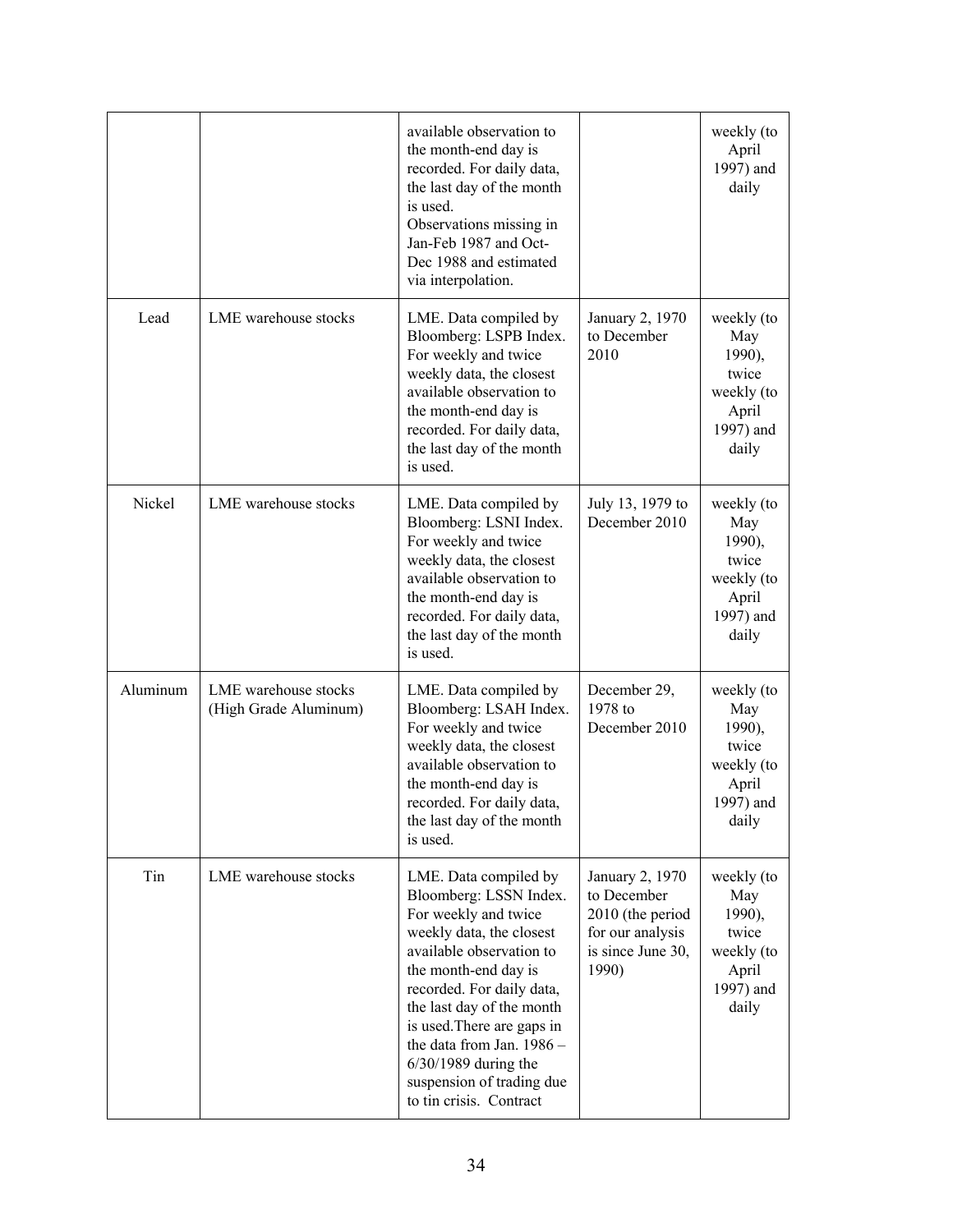| | | | | |
|---|---|---|---|---|
| | | available observation to the month-end day is recorded. For daily data, the last day of the month is used. Observations missing in Jan-Feb 1987 and Oct-Dec 1988 and estimated via interpolation. | | weekly (to April 1997) and daily |
| Lead | LME warehouse stocks | LME. Data compiled by Bloomberg: LSPB Index. For weekly and twice weekly data, the closest available observation to the month-end day is recorded. For daily data, the last day of the month is used. | January 2, 1970 to December 2010 | weekly (to May 1990), twice weekly (to April 1997) and daily |
| Nickel | LME warehouse stocks | LME. Data compiled by Bloomberg: LSNI Index. For weekly and twice weekly data, the closest available observation to the month-end day is recorded. For daily data, the last day of the month is used. | July 13, 1979 to December 2010 | weekly (to May 1990), twice weekly (to April 1997) and daily |
| Aluminum | LME warehouse stocks (High Grade Aluminum) | LME. Data compiled by Bloomberg: LSAH Index. For weekly and twice weekly data, the closest available observation to the month-end day is recorded. For daily data, the last day of the month is used. | December 29, 1978 to December 2010 | weekly (to May 1990), twice weekly (to April 1997) and daily |
| Tin | LME warehouse stocks | LME. Data compiled by Bloomberg: LSSN Index. For weekly and twice weekly data, the closest available observation to the month-end day is recorded. For daily data, the last day of the month is used.There are gaps in the data from Jan. 1986 – 6/30/1989 during the suspension of trading due to tin crisis. Contract | January 2, 1970 to December 2010 (the period for our analysis is since June 30, 1990) | weekly (to May 1990), twice weekly (to April 1997) and daily |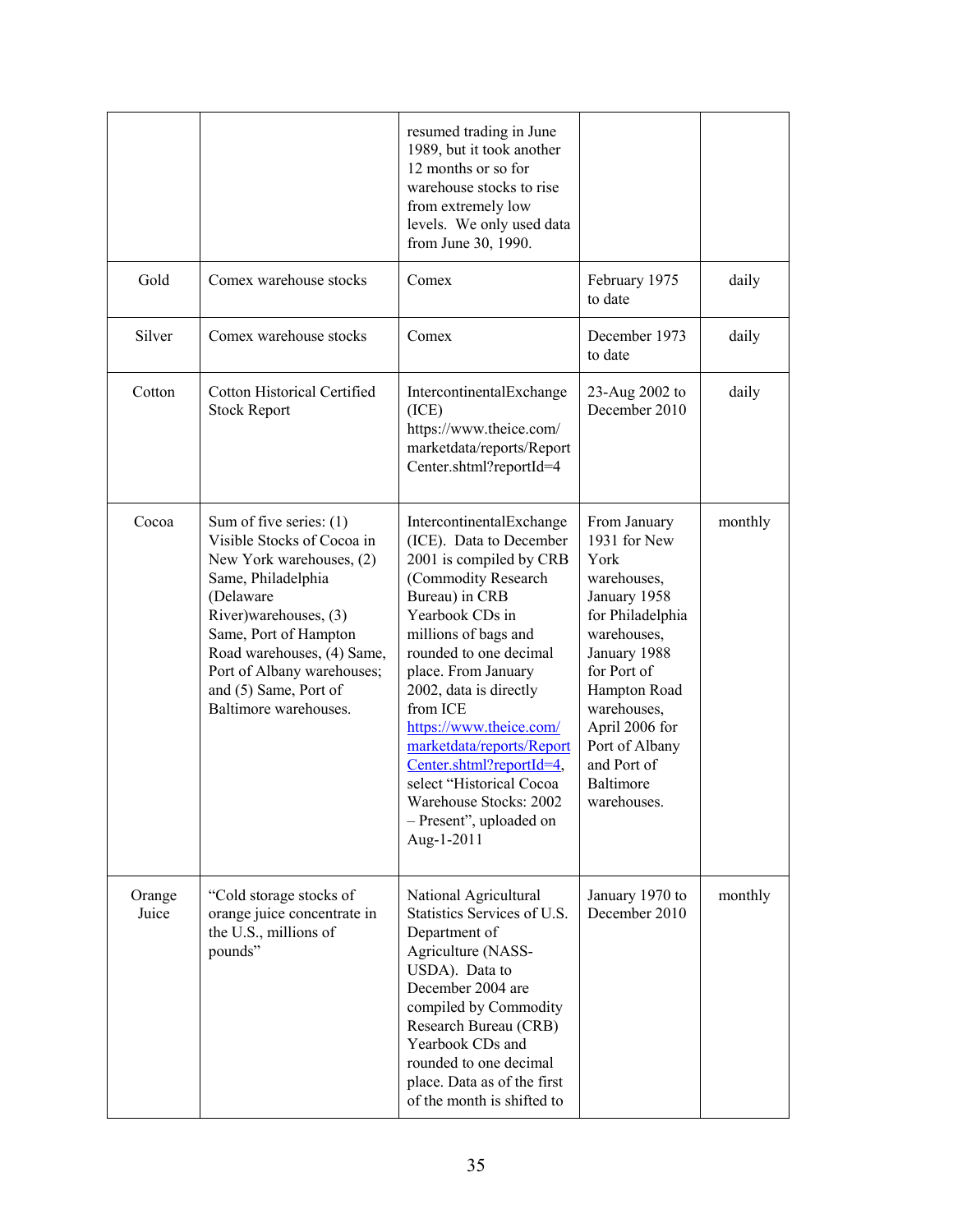| | | | | |
|---|---|---|---|---|
| | | resumed trading in June 1989, but it took another 12 months or so for warehouse stocks to rise from extremely low levels. We only used data from June 30, 1990. | | |
| Gold | Comex warehouse stocks | Comex | February 1975 to date | daily |
| Silver | Comex warehouse stocks | Comex | December 1973 to date | daily |
| Cotton | Cotton Historical Certified Stock Report | IntercontinentalExchange (ICE) https://www.theice.com/marketdata/reports/ReportCenter.shtml?reportId=4 | 23-Aug 2002 to December 2010 | daily |
| Cocoa | Sum of five series: (1) Visible Stocks of Cocoa in New York warehouses, (2) Same, Philadelphia (Delaware River)warehouses, (3) Same, Port of Hampton Road warehouses, (4) Same, Port of Albany warehouses; and (5) Same, Port of Baltimore warehouses. | IntercontinentalExchange (ICE). Data to December 2001 is compiled by CRB (Commodity Research Bureau) in CRB Yearbook CDs in millions of bags and rounded to one decimal place. From January 2002, data is directly from ICE https://www.theice.com/marketdata/reports/ReportCenter.shtml?reportId=4, select "Historical Cocoa Warehouse Stocks: 2002 – Present", uploaded on Aug-1-2011 | From January 1931 for New York warehouses, January 1958 for Philadelphia warehouses, January 1988 for Port of Hampton Road warehouses, April 2006 for Port of Albany and Port of Baltimore warehouses. | monthly |
| Orange Juice | "Cold storage stocks of orange juice concentrate in the U.S., millions of pounds" | National Agricultural Statistics Services of U.S. Department of Agriculture (NASS-USDA). Data to December 2004 are compiled by Commodity Research Bureau (CRB) Yearbook CDs and rounded to one decimal place. Data as of the first of the month is shifted to | January 1970 to December 2010 | monthly |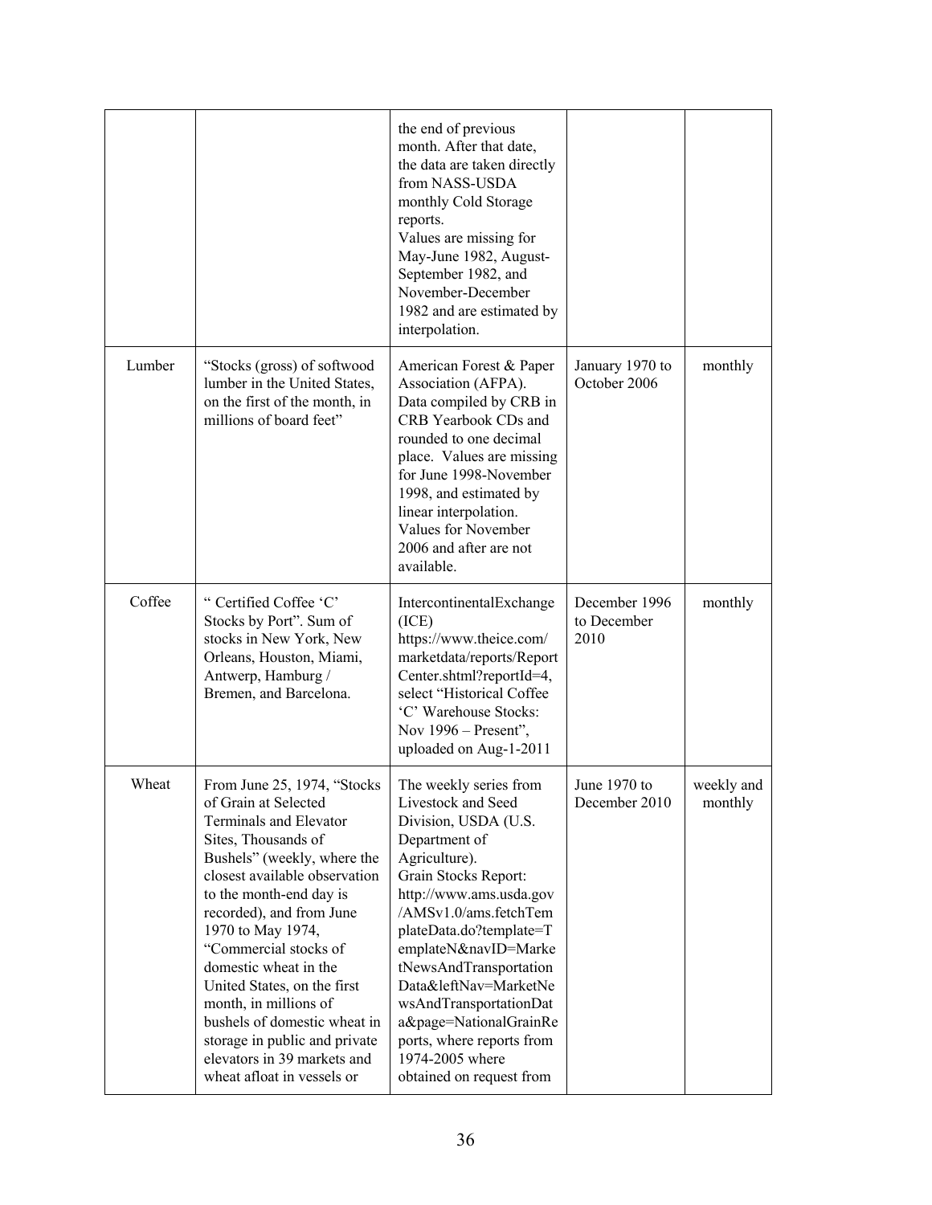| | | | | |
|---|---|---|---|---|
| | | the end of previous month. After that date, the data are taken directly from NASS-USDA monthly Cold Storage reports. Values are missing for May-June 1982, August-September 1982, and November-December 1982 and are estimated by interpolation. | | |
| Lumber | "Stocks (gross) of softwood lumber in the United States, on the first of the month, in millions of board feet" | American Forest & Paper Association (AFPA). Data compiled by CRB in CRB Yearbook CDs and rounded to one decimal place. Values are missing for June 1998-November 1998, and estimated by linear interpolation. Values for November 2006 and after are not available. | January 1970 to October 2006 | monthly |
| Coffee | " Certified Coffee 'C' Stocks by Port". Sum of stocks in New York, New Orleans, Houston, Miami, Antwerp, Hamburg / Bremen, and Barcelona. | IntercontinentalExchange (ICE) https://www.theice.com/marketdata/reports/ReportCenter.shtml?reportId=4, select "Historical Coffee 'C' Warehouse Stocks: Nov 1996 – Present", uploaded on Aug-1-2011 | December 1996 to December 2010 | monthly |
| Wheat | From June 25, 1974, "Stocks of Grain at Selected Terminals and Elevator Sites, Thousands of Bushels" (weekly, where the closest available observation to the month-end day is recorded), and from June 1970 to May 1974, "Commercial stocks of domestic wheat in the United States, on the first month, in millions of bushels of domestic wheat in storage in public and private elevators in 39 markets and wheat afloat in vessels or | The weekly series from Livestock and Seed Division, USDA (U.S. Department of Agriculture). Grain Stocks Report: http://www.ams.usda.gov/AMSv1.0/ams.fetchTemplateData.do?template=TemplateN&navID=MarketNewsAndTransportationData&leftNav=MarketNewsAndTransportationData&page=NationalGrainReports, where reports from 1974-2005 where obtained on request from | June 1970 to December 2010 | weekly and monthly |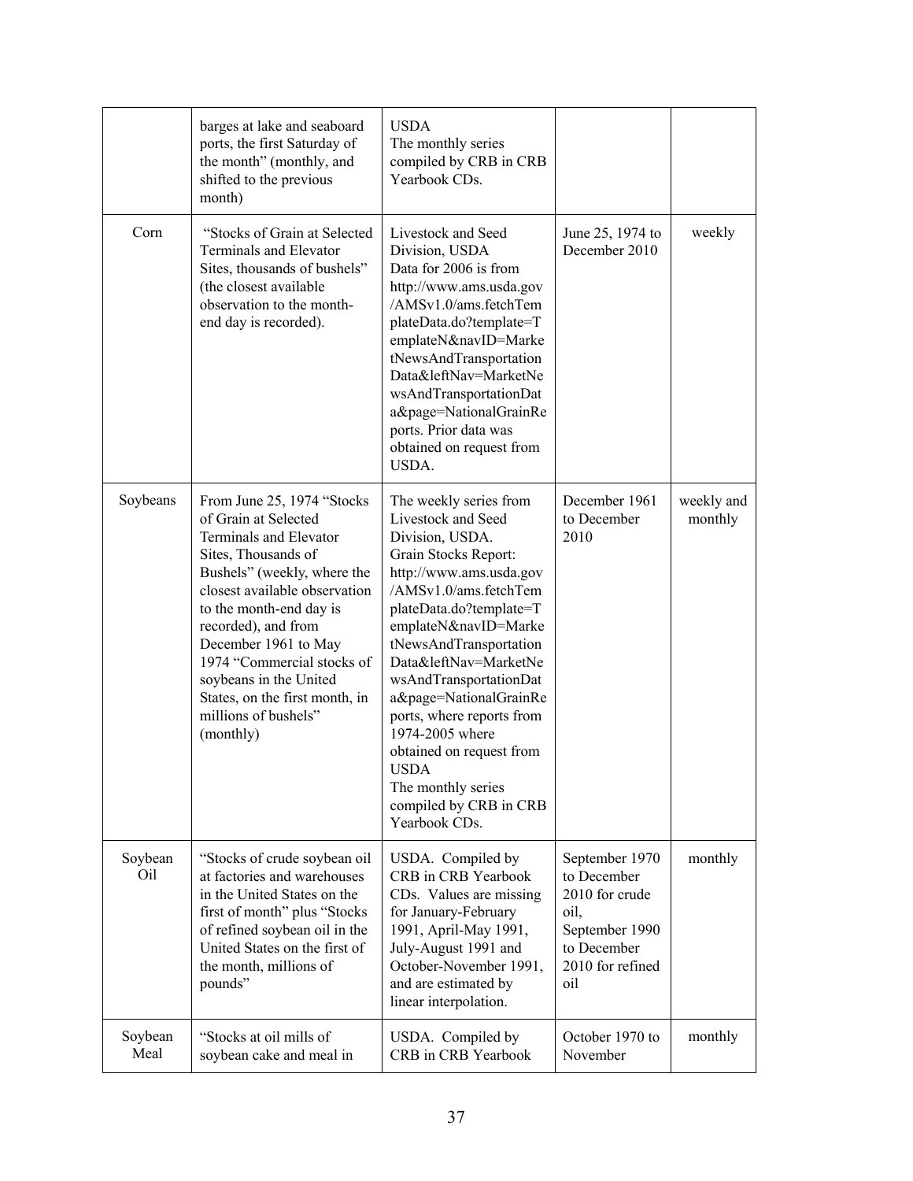| | | | | |
|---|---|---|---|---|
| | barges at lake and seaboard ports, the first Saturday of the month" (monthly, and shifted to the previous month) | USDA The monthly series compiled by CRB in CRB Yearbook CDs. | | |
| Corn | "Stocks of Grain at Selected Terminals and Elevator Sites, thousands of bushels" (the closest available observation to the month-end day is recorded). | Livestock and Seed Division, USDA Data for 2006 is from http://www.ams.usda.gov/AMSv1.0/ams.fetchTemplateData.do?template=TemplateN&navID=MarketNewsAndTransportationData&leftNav=MarketNewsAndTransportationData&page=NationalGrainReports. Prior data was obtained on request from USDA. | June 25, 1974 to December 2010 | weekly |
| Soybeans | From June 25, 1974 "Stocks of Grain at Selected Terminals and Elevator Sites, Thousands of Bushels" (weekly, where the closest available observation to the month-end day is recorded), and from December 1961 to May 1974 "Commercial stocks of soybeans in the United States, on the first month, in millions of bushels" (monthly) | The weekly series from Livestock and Seed Division, USDA. Grain Stocks Report: http://www.ams.usda.gov/AMSv1.0/ams.fetchTemplateData.do?template=TemplateN&navID=MarketNewsAndTransportationData&leftNav=MarketNewsAndTransportationData&page=NationalGrainReports, where reports from 1974-2005 where obtained on request from USDA The monthly series compiled by CRB in CRB Yearbook CDs. | December 1961 to December 2010 | weekly and monthly |
| Soybean Oil | "Stocks of crude soybean oil at factories and warehouses in the United States on the first of month" plus "Stocks of refined soybean oil in the United States on the first of the month, millions of pounds" | USDA. Compiled by CRB in CRB Yearbook CDs. Values are missing for January-February 1991, April-May 1991, July-August 1991 and October-November 1991, and are estimated by linear interpolation. | September 1970 to December 2010 for crude oil, September 1990 to December 2010 for refined oil | monthly |
| Soybean Meal | "Stocks at oil mills of soybean cake and meal in | USDA. Compiled by CRB in CRB Yearbook | October 1970 to November | monthly |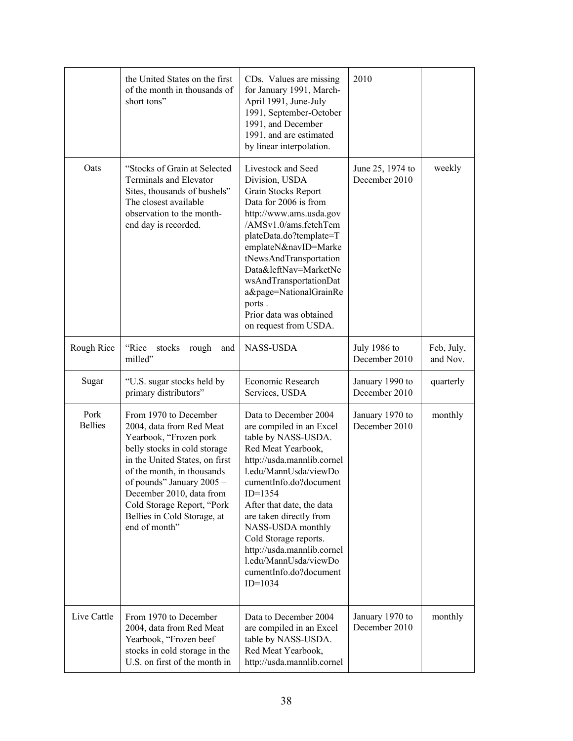| | | | | |
|---|---|---|---|---|
| | the United States on the first of the month in thousands of short tons" | CDs. Values are missing for January 1991, March-April 1991, June-July 1991, September-October 1991, and December 1991, and are estimated by linear interpolation. | 2010 | |
| Oats | "Stocks of Grain at Selected Terminals and Elevator Sites, thousands of bushels" The closest available observation to the month-end day is recorded. | Livestock and Seed Division, USDA Grain Stocks Report Data for 2006 is from http://www.ams.usda.gov/AMSv1.0/ams.fetchTemplateData.do?template=TemplateN&navID=MarketNewsAndTransportationData&leftNav=MarketNewsAndTransportationData&page=NationalGrainReports . Prior data was obtained on request from USDA. | June 25, 1974 to December 2010 | weekly |
| Rough Rice | "Rice stocks rough and milled" | NASS-USDA | July 1986 to December 2010 | Feb, July, and Nov. |
| Sugar | "U.S. sugar stocks held by primary distributors" | Economic Research Services, USDA | January 1990 to December 2010 | quarterly |
| Pork Bellies | From 1970 to December 2004, data from Red Meat Yearbook, "Frozen pork belly stocks in cold storage in the United States, on first of the month, in thousands of pounds" January 2005 – December 2010, data from Cold Storage Report, "Pork Bellies in Cold Storage, at end of month" | Data to December 2004 are compiled in an Excel table by NASS-USDA. Red Meat Yearbook, http://usda.mannlib.cornell.edu/MannUsda/viewDocumentInfo.do?documentID=1354 After that date, the data are taken directly from NASS-USDA monthly Cold Storage reports. http://usda.mannlib.cornell.edu/MannUsda/viewDocumentInfo.do?documentID=1034 | January 1970 to December 2010 | monthly |
| Live Cattle | From 1970 to December 2004, data from Red Meat Yearbook, "Frozen beef stocks in cold storage in the U.S. on first of the month in | Data to December 2004 are compiled in an Excel table by NASS-USDA. Red Meat Yearbook, http://usda.mannlib.cornel | January 1970 to December 2010 | monthly |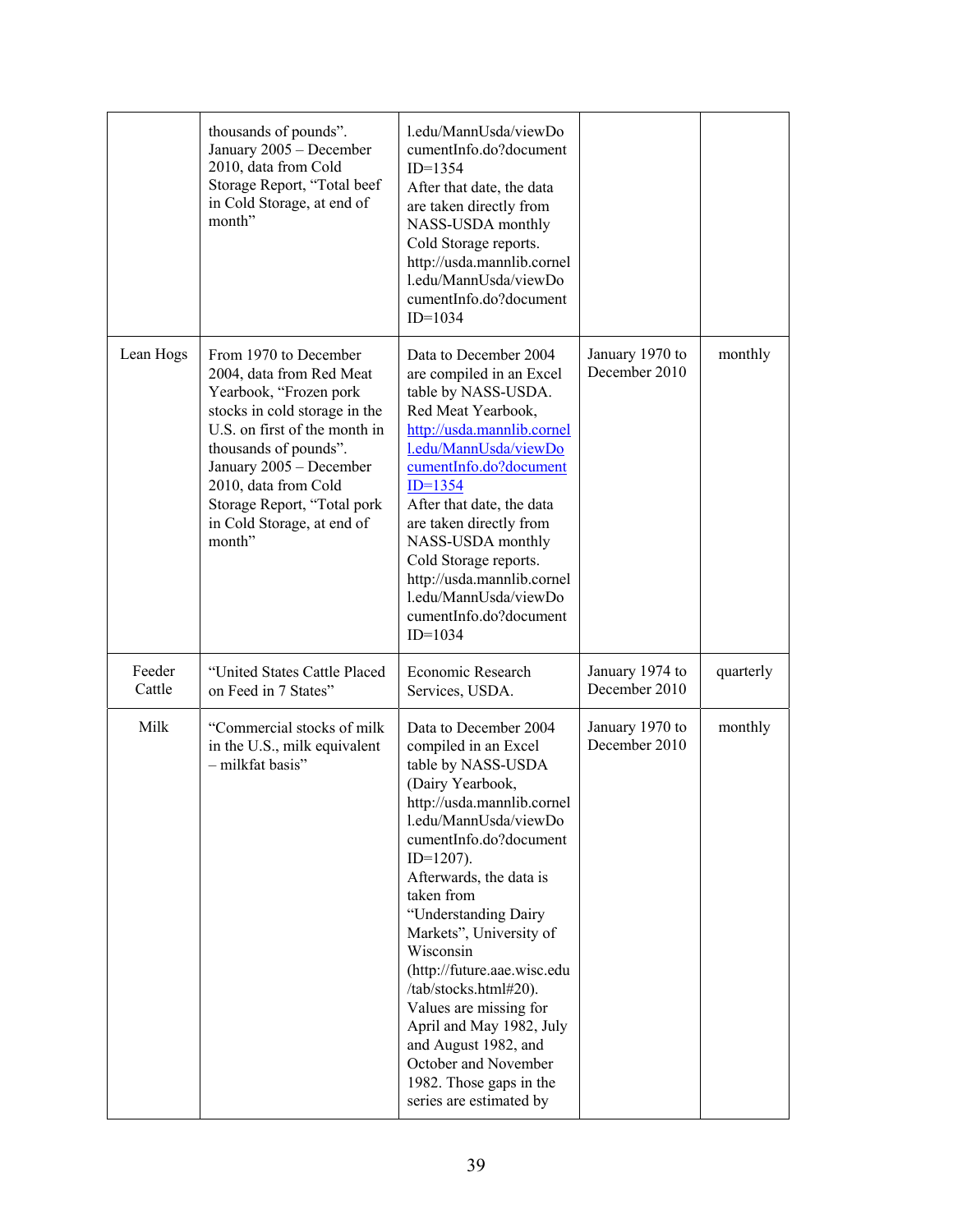| | | | | |
|---|---|---|---|---|
| | thousands of pounds". January 2005 – December 2010, data from Cold Storage Report, "Total beef in Cold Storage, at end of month" | l.edu/MannUsda/viewDocumentInfo.do?documentID=1354 After that date, the data are taken directly from NASS-USDA monthly Cold Storage reports. http://usda.mannlib.cornell.edu/MannUsda/viewDocumentInfo.do?documentID=1034 | | |
| Lean Hogs | From 1970 to December 2004, data from Red Meat Yearbook, "Frozen pork stocks in cold storage in the U.S. on first of the month in thousands of pounds". January 2005 – December 2010, data from Cold Storage Report, "Total pork in Cold Storage, at end of month" | Data to December 2004 are compiled in an Excel table by NASS-USDA. Red Meat Yearbook, http://usda.mannlib.cornell.edu/MannUsda/viewDocumentInfo.do?documentID=1354 After that date, the data are taken directly from NASS-USDA monthly Cold Storage reports. http://usda.mannlib.cornell.edu/MannUsda/viewDocumentInfo.do?documentID=1034 | January 1970 to December 2010 | monthly |
| Feeder Cattle | "United States Cattle Placed on Feed in 7 States" | Economic Research Services, USDA. | January 1974 to December 2010 | quarterly |
| Milk | "Commercial stocks of milk in the U.S., milk equivalent – milkfat basis" | Data to December 2004 compiled in an Excel table by NASS-USDA (Dairy Yearbook, http://usda.mannlib.cornell.edu/MannUsda/viewDocumentInfo.do?documentID=1207). Afterwards, the data is taken from "Understanding Dairy Markets", University of Wisconsin (http://future.aae.wisc.edu/tab/stocks.html#20). Values are missing for April and May 1982, July and August 1982, and October and November 1982. Those gaps in the series are estimated by | January 1970 to December 2010 | monthly |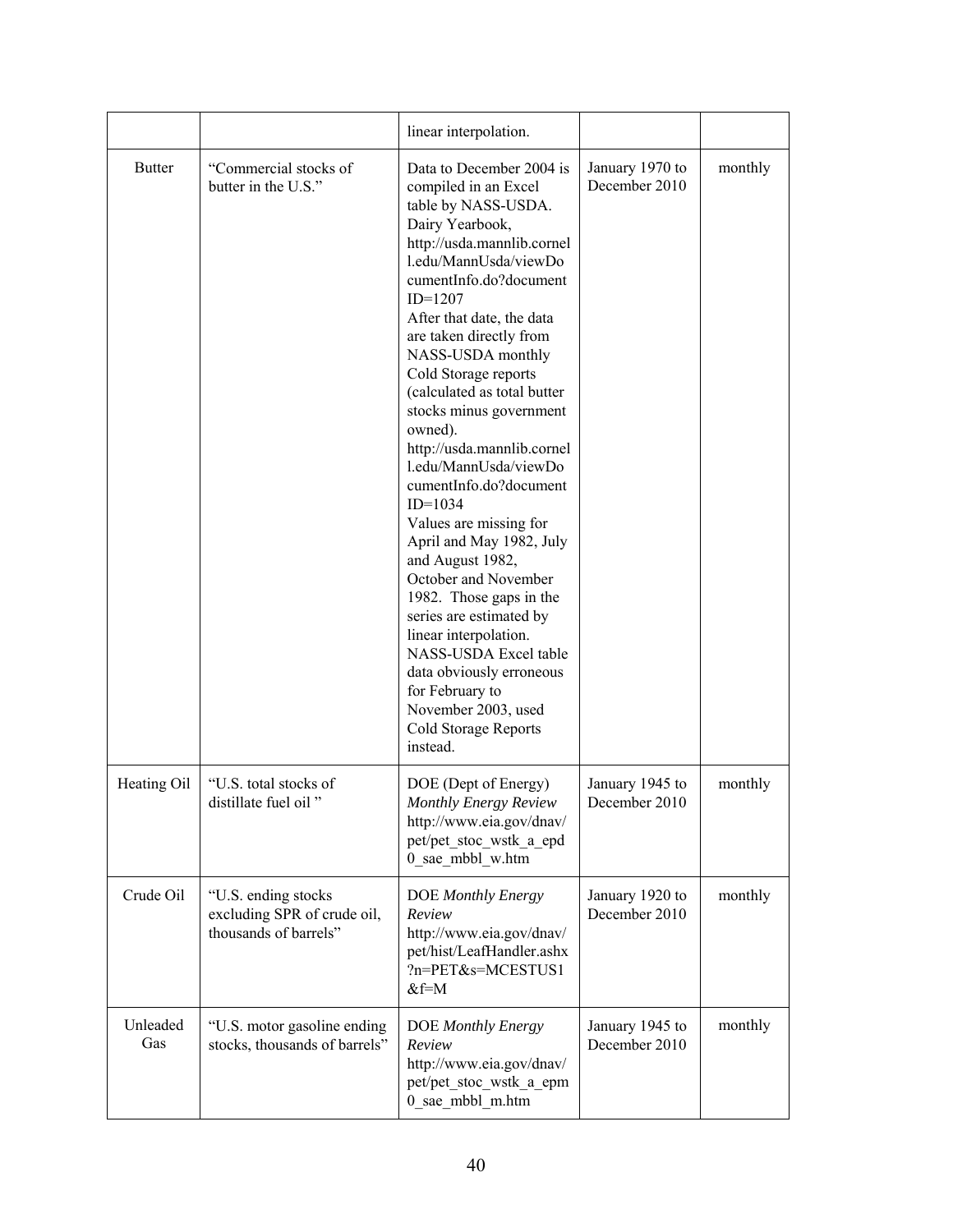| | | linear interpolation. | | |
|---|---|---|---|---|
| Butter | "Commercial stocks of butter in the U.S." | Data to December 2004 is compiled in an Excel table by NASS-USDA. Dairy Yearbook, http://usda.mannlib.cornell.edu/MannUsda/viewDocumentInfo.do?documentID=1207 After that date, the data are taken directly from NASS-USDA monthly Cold Storage reports (calculated as total butter stocks minus government owned). http://usda.mannlib.cornell.edu/MannUsda/viewDocumentInfo.do?documentID=1034 Values are missing for April and May 1982, July and August 1982, October and November 1982. Those gaps in the series are estimated by linear interpolation. NASS-USDA Excel table data obviously erroneous for February to November 2003, used Cold Storage Reports instead. | January 1970 to December 2010 | monthly |
| Heating Oil | "U.S. total stocks of distillate fuel oil " | DOE (Dept of Energy) *Monthly Energy Review* http://www.eia.gov/dnav/pet/pet_stoc_wstk_a_epd0_sae_mbbl_w.htm | January 1945 to December 2010 | monthly |
| Crude Oil | "U.S. ending stocks excluding SPR of crude oil, thousands of barrels" | DOE *Monthly Energy Review* http://www.eia.gov/dnav/pet/hist/LeafHandler.ashx?n=PET&s=MCESTUS1&f=M | January 1920 to December 2010 | monthly |
| Unleaded Gas | "U.S. motor gasoline ending stocks, thousands of barrels" | DOE *Monthly Energy Review* http://www.eia.gov/dnav/pet/pet_stoc_wstk_a_epm0_sae_mbbl_m.htm | January 1945 to December 2010 | monthly |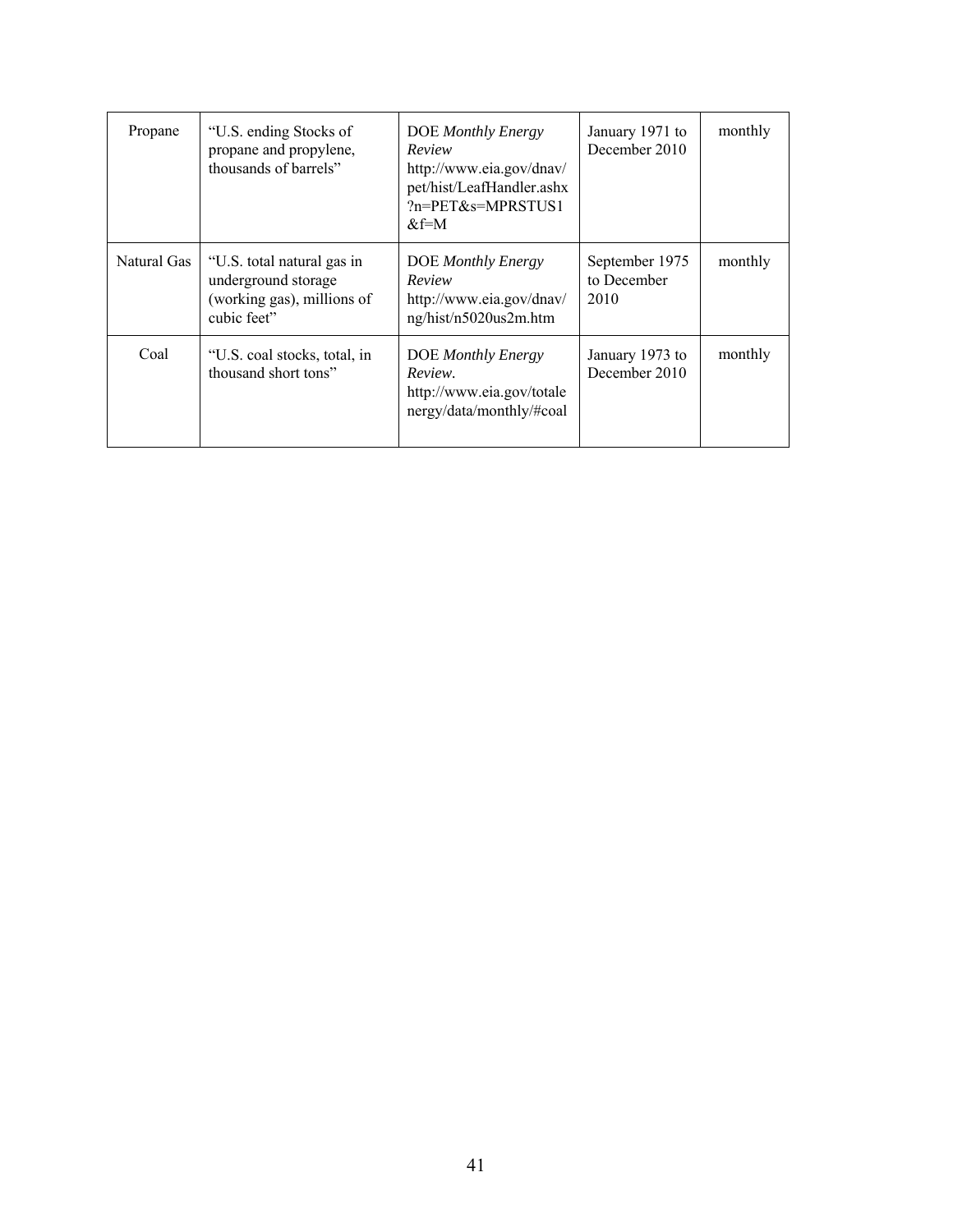| Propane | "U.S. ending Stocks of propane and propylene, thousands of barrels" | DOE *Monthly Energy Review* http://www.eia.gov/dnav/pet/hist/LeafHandler.ashx?n=PET&s=MPRSTUS1&f=M | January 1971 to December 2010 | monthly |
|---|---|---|---|---|
| Natural Gas | "U.S. total natural gas in underground storage (working gas), millions of cubic feet" | DOE *Monthly Energy Review* http://www.eia.gov/dnav/ng/hist/n5020us2m.htm | September 1975 to December 2010 | monthly |
| Coal | "U.S. coal stocks, total, in thousand short tons" | DOE *Monthly Energy Review.* http://www.eia.gov/totalenergy/data/monthly/#coal | January 1973 to December 2010 | monthly |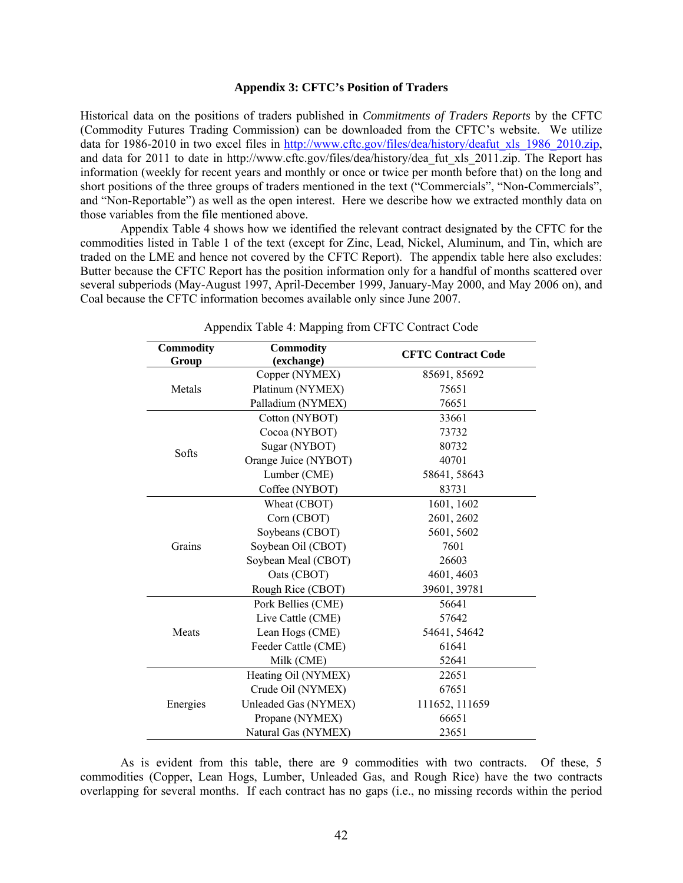### Appendix 3: CFTC's Position of Traders

Historical data on the positions of traders published in *Commitments of Traders Reports* by the CFTC (Commodity Futures Trading Commission) can be downloaded from the CFTC's website. We utilize data for 1986-2010 in two excel files in http://www.cftc.gov/files/dea/history/deafut_xls_1986_2010.zip, and data for 2011 to date in http://www.cftc.gov/files/dea/history/dea_fut_xls_2011.zip. The Report has information (weekly for recent years and monthly or once or twice per month before that) on the long and short positions of the three groups of traders mentioned in the text ("Commercials", "Non-Commercials", and "Non-Reportable") as well as the open interest. Here we describe how we extracted monthly data on those variables from the file mentioned above.

Appendix Table 4 shows how we identified the relevant contract designated by the CFTC for the commodities listed in Table 1 of the text (except for Zinc, Lead, Nickel, Aluminum, and Tin, which are traded on the LME and hence not covered by the CFTC Report). The appendix table here also excludes: Butter because the CFTC Report has the position information only for a handful of months scattered over several subperiods (May-August 1997, April-December 1999, January-May 2000, and May 2006 on), and Coal because the CFTC information becomes available only since June 2007.

Appendix Table 4: Mapping from CFTC Contract Code

| Commodity Group | Commodity (exchange) | CFTC Contract Code |
|---|---|---|
| Metals | Copper (NYMEX) | 85691, 85692 |
| | Platinum (NYMEX) | 75651 |
| | Palladium (NYMEX) | 76651 |
| Softs | Cotton (NYBOT) | 33661 |
| | Cocoa (NYBOT) | 73732 |
| | Sugar (NYBOT) | 80732 |
| | Orange Juice (NYBOT) | 40701 |
| | Lumber (CME) | 58641, 58643 |
| | Coffee (NYBOT) | 83731 |
| Grains | Wheat (CBOT) | 1601, 1602 |
| | Corn (CBOT) | 2601, 2602 |
| | Soybeans (CBOT) | 5601, 5602 |
| | Soybean Oil (CBOT) | 7601 |
| | Soybean Meal (CBOT) | 26603 |
| | Oats (CBOT) | 4601, 4603 |
| | Rough Rice (CBOT) | 39601, 39781 |
| Meats | Pork Bellies (CME) | 56641 |
| | Live Cattle (CME) | 57642 |
| | Lean Hogs (CME) | 54641, 54642 |
| | Feeder Cattle (CME) | 61641 |
| | Milk (CME) | 52641 |
| Energies | Heating Oil (NYMEX) | 22651 |
| | Crude Oil (NYMEX) | 67651 |
| | Unleaded Gas (NYMEX) | 111652, 111659 |
| | Propane (NYMEX) | 66651 |
| | Natural Gas (NYMEX) | 23651 |

As is evident from this table, there are 9 commodities with two contracts. Of these, 5 commodities (Copper, Lean Hogs, Lumber, Unleaded Gas, and Rough Rice) have the two contracts overlapping for several months. If each contract has no gaps (i.e., no missing records within the period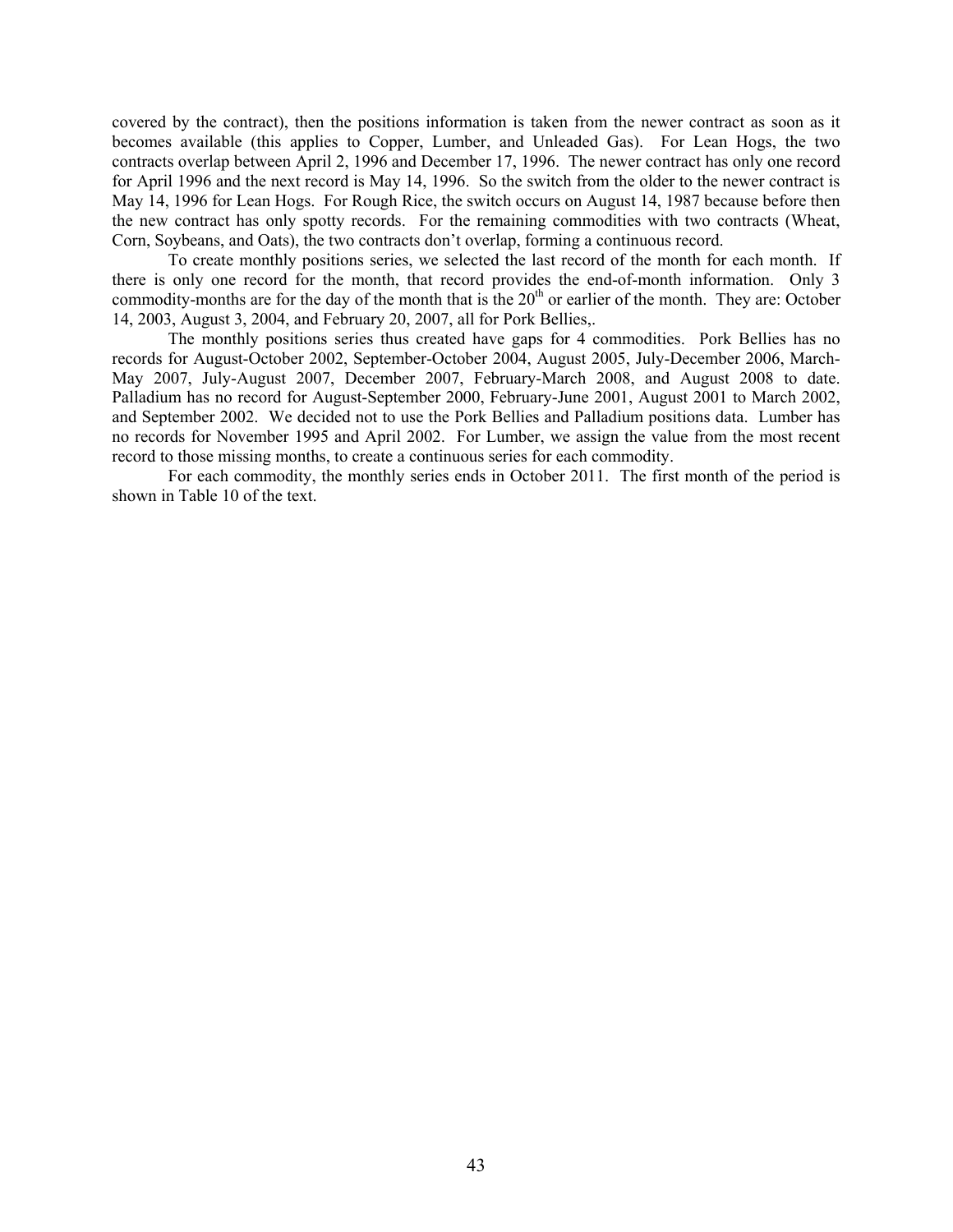covered by the contract), then the positions information is taken from the newer contract as soon as it becomes available (this applies to Copper, Lumber, and Unleaded Gas). For Lean Hogs, the two contracts overlap between April 2, 1996 and December 17, 1996. The newer contract has only one record for April 1996 and the next record is May 14, 1996. So the switch from the older to the newer contract is May 14, 1996 for Lean Hogs. For Rough Rice, the switch occurs on August 14, 1987 because before then the new contract has only spotty records. For the remaining commodities with two contracts (Wheat, Corn, Soybeans, and Oats), the two contracts don't overlap, forming a continuous record.

To create monthly positions series, we selected the last record of the month for each month. If there is only one record for the month, that record provides the end-of-month information. Only 3 commodity-months are for the day of the month that is the 20th or earlier of the month. They are: October 14, 2003, August 3, 2004, and February 20, 2007, all for Pork Bellies,.

The monthly positions series thus created have gaps for 4 commodities. Pork Bellies has no records for August-October 2002, September-October 2004, August 2005, July-December 2006, March-May 2007, July-August 2007, December 2007, February-March 2008, and August 2008 to date. Palladium has no record for August-September 2000, February-June 2001, August 2001 to March 2002, and September 2002. We decided not to use the Pork Bellies and Palladium positions data. Lumber has no records for November 1995 and April 2002. For Lumber, we assign the value from the most recent record to those missing months, to create a continuous series for each commodity.

For each commodity, the monthly series ends in October 2011. The first month of the period is shown in Table 10 of the text.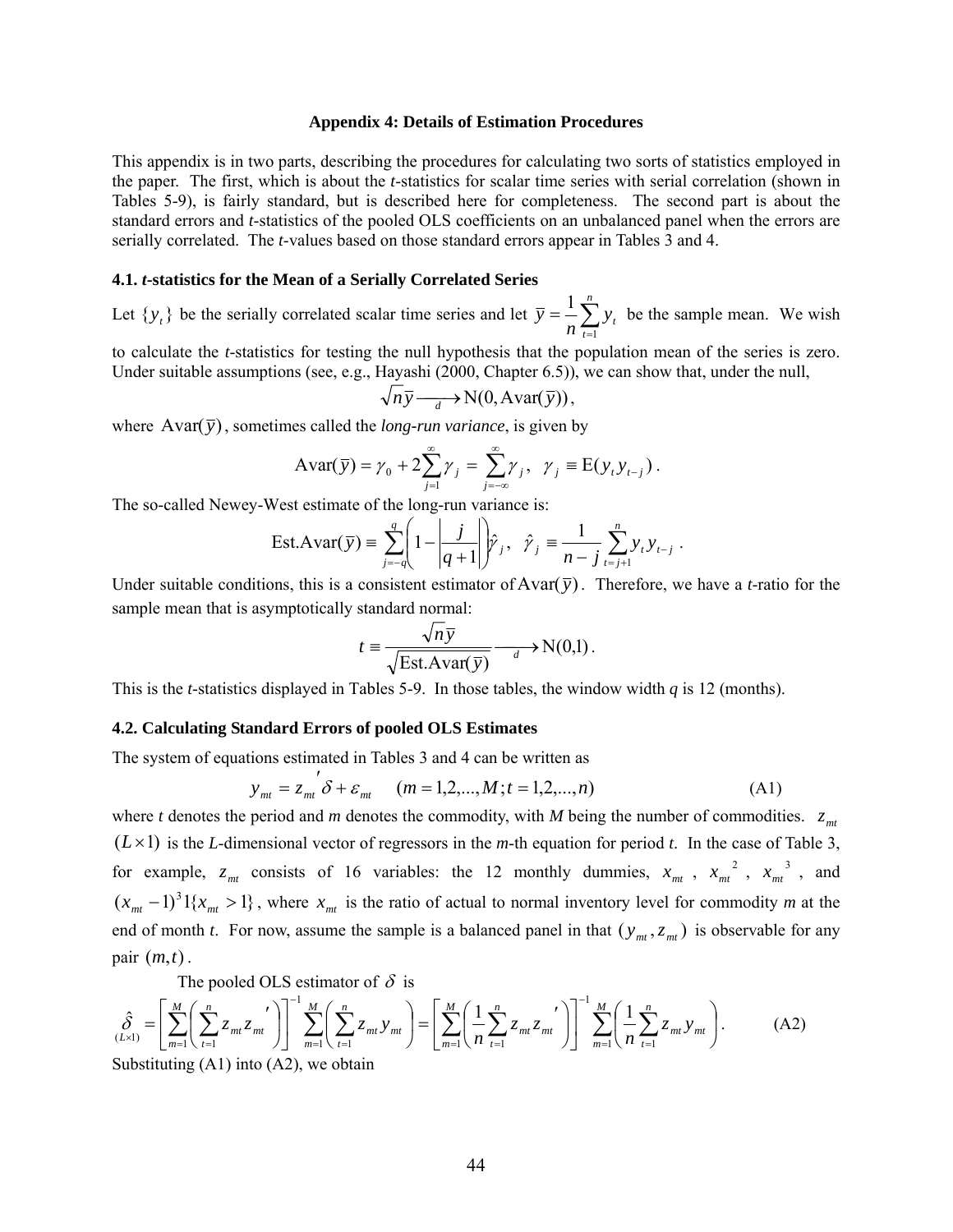### Appendix 4: Details of Estimation Procedures

This appendix is in two parts, describing the procedures for calculating two sorts of statistics employed in the paper. The first, which is about the *t*-statistics for scalar time series with serial correlation (shown in Tables 5-9), is fairly standard, but is described here for completeness. The second part is about the standard errors and *t*-statistics of the pooled OLS coefficients on an unbalanced panel when the errors are serially correlated. The *t*-values based on those standard errors appear in Tables 3 and 4.

#### 4.1. *t*-statistics for the Mean of a Serially Correlated Series

Let $\{y_t\}$ be the serially correlated scalar time series and let $\bar{y} = \frac{1}{n}\sum_{t=1}^{n} y_t$ be the sample mean. We wish to calculate the *t*-statistics for testing the null hypothesis that the population mean of the series is zero. Under suitable assumptions (see, e.g., Hayashi (2000, Chapter 6.5)), we can show that, under the null,

$$\sqrt{n}\bar{y} \xrightarrow[d]{} \mathrm{N}(0, \mathrm{Avar}(\bar{y})),$$

where $\mathrm{Avar}(\bar{y})$, sometimes called the *long-run variance*, is given by

$$\mathrm{Avar}(\bar{y}) = \gamma_0 + 2\sum_{j=1}^{\infty} \gamma_j = \sum_{j=-\infty}^{\infty} \gamma_j, \quad \gamma_j \equiv \mathrm{E}(y_t y_{t-j}).$$

The so-called Newey-West estimate of the long-run variance is:

$$\mathrm{Est.Avar}(\bar{y}) \equiv \sum_{j=-q}^{q} \left(1 - \left|\frac{j}{q+1}\right|\right) \hat{\gamma}_j, \quad \hat{\gamma}_j \equiv \frac{1}{n-j} \sum_{t=j+1}^{n} y_t y_{t-j}.$$

Under suitable conditions, this is a consistent estimator of $\mathrm{Avar}(\bar{y})$. Therefore, we have a *t*-ratio for the sample mean that is asymptotically standard normal:

$$t \equiv \frac{\sqrt{n}\bar{y}}{\sqrt{\mathrm{Est.Avar}(\bar{y})}} \xrightarrow[d]{} \mathrm{N}(0,1).$$

This is the *t*-statistics displayed in Tables 5-9. In those tables, the window width *q* is 12 (months).

#### 4.2. Calculating Standard Errors of pooled OLS Estimates

The system of equations estimated in Tables 3 and 4 can be written as

$$y_{mt} = z_{mt}{}'\delta + \varepsilon_{mt} \quad (m = 1,2,...,M; t = 1,2,...,n) \tag{A1}$$

where *t* denotes the period and *m* denotes the commodity, with *M* being the number of commodities. $z_{mt}$ $(L \times 1)$ is the *L*-dimensional vector of regressors in the *m*-th equation for period *t*. In the case of Table 3, for example, $z_{mt}$ consists of 16 variables: the 12 monthly dummies, $x_{mt}$, $x_{mt}{}^2$, $x_{mt}{}^3$, and $(x_{mt} - 1)^3 1\{x_{mt} > 1\}$, where $x_{mt}$ is the ratio of actual to normal inventory level for commodity *m* at the end of month *t*. For now, assume the sample is a balanced panel in that $(y_{mt}, z_{mt})$ is observable for any pair $(m,t)$.

The pooled OLS estimator of $\delta$ is

$$\underset{(L\times 1)}{\hat{\delta}} = \left[\sum_{m=1}^{M}\left(\sum_{t=1}^{n} z_{mt} z_{mt}{}'\right)\right]^{-1} \sum_{m=1}^{M}\left(\sum_{t=1}^{n} z_{mt} y_{mt}\right) = \left[\sum_{m=1}^{M}\left(\frac{1}{n}\sum_{t=1}^{n} z_{mt} z_{mt}{}'\right)\right]^{-1} \sum_{m=1}^{M}\left(\frac{1}{n}\sum_{t=1}^{n} z_{mt} y_{mt}\right). \tag{A2}$$

Substituting (A1) into (A2), we obtain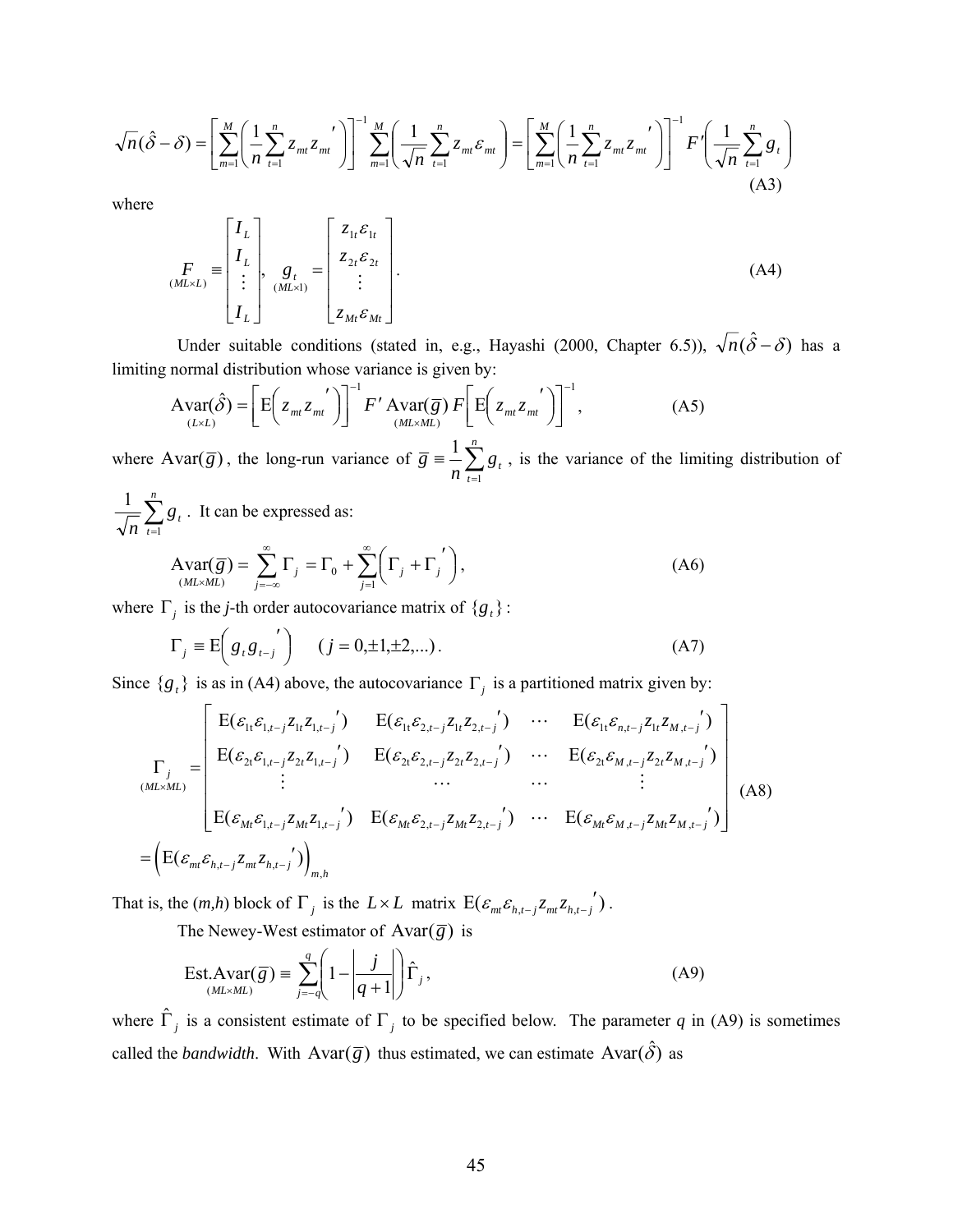$$\sqrt{n}(\hat{\delta}-\delta) = \left[\sum_{m=1}^{M}\left(\frac{1}{n}\sum_{t=1}^{n} z_{mt} z_{mt}{}'\right)\right]^{-1} \sum_{m=1}^{M}\left(\frac{1}{\sqrt{n}}\sum_{t=1}^{n} z_{mt}\varepsilon_{mt}\right) = \left[\sum_{m=1}^{M}\left(\frac{1}{n}\sum_{t=1}^{n} z_{mt} z_{mt}{}'\right)\right]^{-1} F'\left(\frac{1}{\sqrt{n}}\sum_{t=1}^{n} g_t\right) \tag{A3}$$

where

$$\underset{(ML\times L)}{F} \equiv \begin{bmatrix} I_L \\ I_L \\ \vdots \\ I_L \end{bmatrix}, \quad \underset{(ML\times 1)}{g_t} = \begin{bmatrix} z_{1t}\varepsilon_{1t} \\ z_{2t}\varepsilon_{2t} \\ \vdots \\ z_{Mt}\varepsilon_{Mt} \end{bmatrix}. \tag{A4}$$

Under suitable conditions (stated in, e.g., Hayashi (2000, Chapter 6.5)), $\sqrt{n}(\hat{\delta}-\delta)$ has a limiting normal distribution whose variance is given by:

$$\underset{(L\times L)}{\text{Avar}(\hat{\delta})} = \left[\text{E}\left(z_{mt} z_{mt}{}'\right)\right]^{-1} F' \underset{(ML\times ML)}{\text{Avar}(\bar{g})} F \left[\text{E}\left(z_{mt} z_{mt}{}'\right)\right]^{-1}, \tag{A5}$$

where $\text{Avar}(\bar{g})$, the long-run variance of $\bar{g} \equiv \frac{1}{n}\sum_{t=1}^{n} g_t$, is the variance of the limiting distribution of $\frac{1}{\sqrt{n}}\sum_{t=1}^{n} g_t$. It can be expressed as:

$$\underset{(ML\times ML)}{\text{Avar}(\bar{g})} = \sum_{j=-\infty}^{\infty} \Gamma_j = \Gamma_0 + \sum_{j=1}^{\infty}\left(\Gamma_j + \Gamma_j{}'\right), \tag{A6}$$

where $\Gamma_j$ is the *j*-th order autocovariance matrix of $\{g_t\}$:

$$\Gamma_j \equiv \text{E}\left(g_t g_{t-j}{}'\right) \quad (j = 0, \pm 1, \pm 2, \ldots). \tag{A7}$$

Since $\{g_t\}$ is as in (A4) above, the autocovariance $\Gamma_j$ is a partitioned matrix given by:

$$\underset{(ML\times ML)}{\Gamma_j} = \begin{bmatrix} \text{E}(\varepsilon_{1t}\varepsilon_{1,t-j} z_{1t} z_{1,t-j}{}') & \text{E}(\varepsilon_{1t}\varepsilon_{2,t-j} z_{1t} z_{2,t-j}{}') & \cdots & \text{E}(\varepsilon_{1t}\varepsilon_{n,t-j} z_{1t} z_{M,t-j}{}') \\ \text{E}(\varepsilon_{2t}\varepsilon_{1,t-j} z_{2t} z_{1,t-j}{}') & \text{E}(\varepsilon_{2t}\varepsilon_{2,t-j} z_{2t} z_{2,t-j}{}') & \cdots & \text{E}(\varepsilon_{2t}\varepsilon_{M,t-j} z_{2t} z_{M,t-j}{}') \\ \vdots & \cdots & \cdots & \vdots \\ \text{E}(\varepsilon_{Mt}\varepsilon_{1,t-j} z_{Mt} z_{1,t-j}{}') & \text{E}(\varepsilon_{Mt}\varepsilon_{2,t-j} z_{Mt} z_{2,t-j}{}') & \cdots & \text{E}(\varepsilon_{Mt}\varepsilon_{M,t-j} z_{Mt} z_{M,t-j}{}') \end{bmatrix} \tag{A8}$$

$$= \left(\text{E}(\varepsilon_{mt}\varepsilon_{h,t-j} z_{mt} z_{h,t-j}{}')\right)_{m,h}$$

That is, the (*m*,*h*) block of $\Gamma_j$ is the $L\times L$ matrix $\text{E}(\varepsilon_{mt}\varepsilon_{h,t-j} z_{mt} z_{h,t-j}{}')$.

The Newey-West estimator of $\text{Avar}(\bar{g})$ is

$$\underset{(ML\times ML)}{\text{Est.Avar}(\bar{g})} \equiv \sum_{j=-q}^{q}\left(1 - \left|\frac{j}{q+1}\right|\right)\hat{\Gamma}_j, \tag{A9}$$

where $\hat{\Gamma}_j$ is a consistent estimate of $\Gamma_j$ to be specified below. The parameter *q* in (A9) is sometimes called the *bandwidth*. With $\text{Avar}(\bar{g})$ thus estimated, we can estimate $\text{Avar}(\hat{\delta})$ as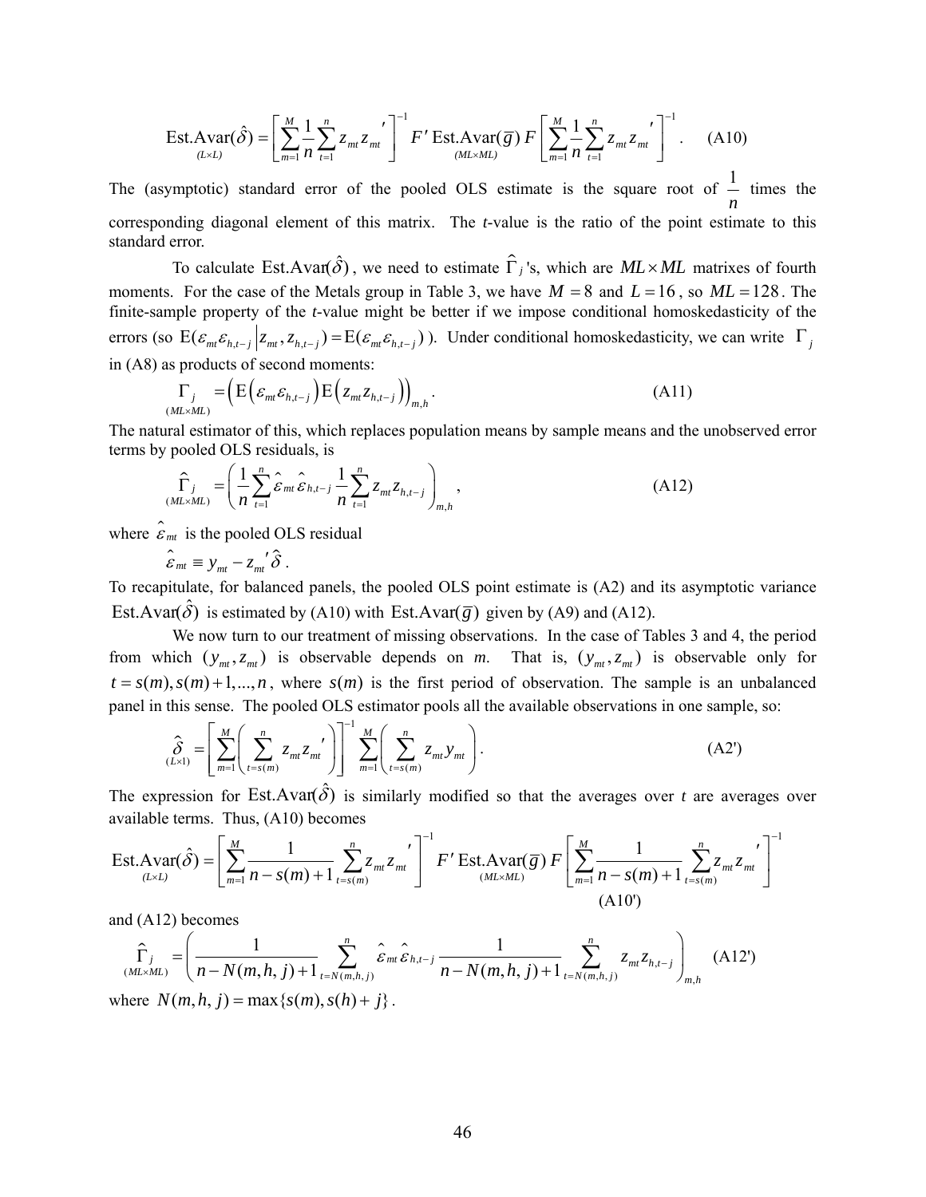$$\underset{(L\times L)}{\text{Est.Avar}(\hat{\delta})} = \left[\sum_{m=1}^{M}\frac{1}{n}\sum_{t=1}^{n} z_{mt} z_{mt}{}'\right]^{-1} F' \underset{(ML\times ML)}{\text{Est.Avar}(\overline{g})} F \left[\sum_{m=1}^{M}\frac{1}{n}\sum_{t=1}^{n} z_{mt} z_{mt}{}'\right]^{-1}. \quad \text{(A10)}$$

The (asymptotic) standard error of the pooled OLS estimate is the square root of $\frac{1}{n}$ times the corresponding diagonal element of this matrix. The *t*-value is the ratio of the point estimate to this standard error.

To calculate $\text{Est.Avar}(\hat{\delta})$, we need to estimate $\hat{\Gamma}_j$'s, which are $ML \times ML$ matrixes of fourth moments. For the case of the Metals group in Table 3, we have $M = 8$ and $L = 16$, so $ML = 128$. The finite-sample property of the *t*-value might be better if we impose conditional homoskedasticity of the errors (so $\text{E}(\varepsilon_{mt}\varepsilon_{h,t-j} \mid z_{mt}, z_{h,t-j}) = \text{E}(\varepsilon_{mt}\varepsilon_{h,t-j})$). Under conditional homoskedasticity, we can write $\Gamma_j$ in (A8) as products of second moments:

$$\underset{(ML\times ML)}{\Gamma_j} = \left(\text{E}\left(\varepsilon_{mt}\varepsilon_{h,t-j}\right)\text{E}\left(z_{mt}z_{h,t-j}\right)\right)_{m,h}. \quad \text{(A11)}$$

The natural estimator of this, which replaces population means by sample means and the unobserved error terms by pooled OLS residuals, is

$$\underset{(ML\times ML)}{\hat{\Gamma}_j} = \left(\frac{1}{n}\sum_{t=1}^{n}\hat{\varepsilon}_{mt}\hat{\varepsilon}_{h,t-j}\,\frac{1}{n}\sum_{t=1}^{n} z_{mt}z_{h,t-j}\right)_{m,h}, \quad \text{(A12)}$$

where $\hat{\varepsilon}_{mt}$ is the pooled OLS residual

$$\hat{\varepsilon}_{mt} \equiv y_{mt} - z_{mt}{}'\hat{\delta}.$$

To recapitulate, for balanced panels, the pooled OLS point estimate is (A2) and its asymptotic variance $\text{Est.Avar}(\hat{\delta})$ is estimated by (A10) with $\text{Est.Avar}(\overline{g})$ given by (A9) and (A12).

We now turn to our treatment of missing observations. In the case of Tables 3 and 4, the period from which $(y_{mt}, z_{mt})$ is observable depends on *m*. That is, $(y_{mt}, z_{mt})$ is observable only for $t = s(m), s(m)+1, \ldots, n$, where $s(m)$ is the first period of observation. The sample is an unbalanced panel in this sense. The pooled OLS estimator pools all the available observations in one sample, so:

$$\underset{(L\times 1)}{\hat{\delta}} = \left[\sum_{m=1}^{M}\left(\sum_{t=s(m)}^{n} z_{mt}z_{mt}{}'\right)\right]^{-1}\sum_{m=1}^{M}\left(\sum_{t=s(m)}^{n} z_{mt}y_{mt}\right). \quad \text{(A2')}$$

The expression for $\text{Est.Avar}(\hat{\delta})$ is similarly modified so that the averages over *t* are averages over available terms. Thus, (A10) becomes

$$\underset{(L\times L)}{\text{Est.Avar}(\hat{\delta})} = \left[\sum_{m=1}^{M}\frac{1}{n-s(m)+1}\sum_{t=s(m)}^{n} z_{mt}z_{mt}{}'\right]^{-1} F' \underset{(ML\times ML)}{\text{Est.Avar}(\overline{g})} F \left[\sum_{m=1}^{M}\frac{1}{n-s(m)+1}\sum_{t=s(m)}^{n} z_{mt}z_{mt}{}'\right]^{-1} \quad \text{(A10')}$$

and (A12) becomes

$$\underset{(ML\times ML)}{\hat{\Gamma}_j} = \left(\frac{1}{n-N(m,h,j)+1}\sum_{t=N(m,h,j)}^{n}\hat{\varepsilon}_{mt}\hat{\varepsilon}_{h,t-j}\,\frac{1}{n-N(m,h,j)+1}\sum_{t=N(m,h,j)}^{n} z_{mt}z_{h,t-j}\right)_{m,h} \quad \text{(A12')}$$

where $N(m,h,j) = \max\{s(m), s(h)+j\}$.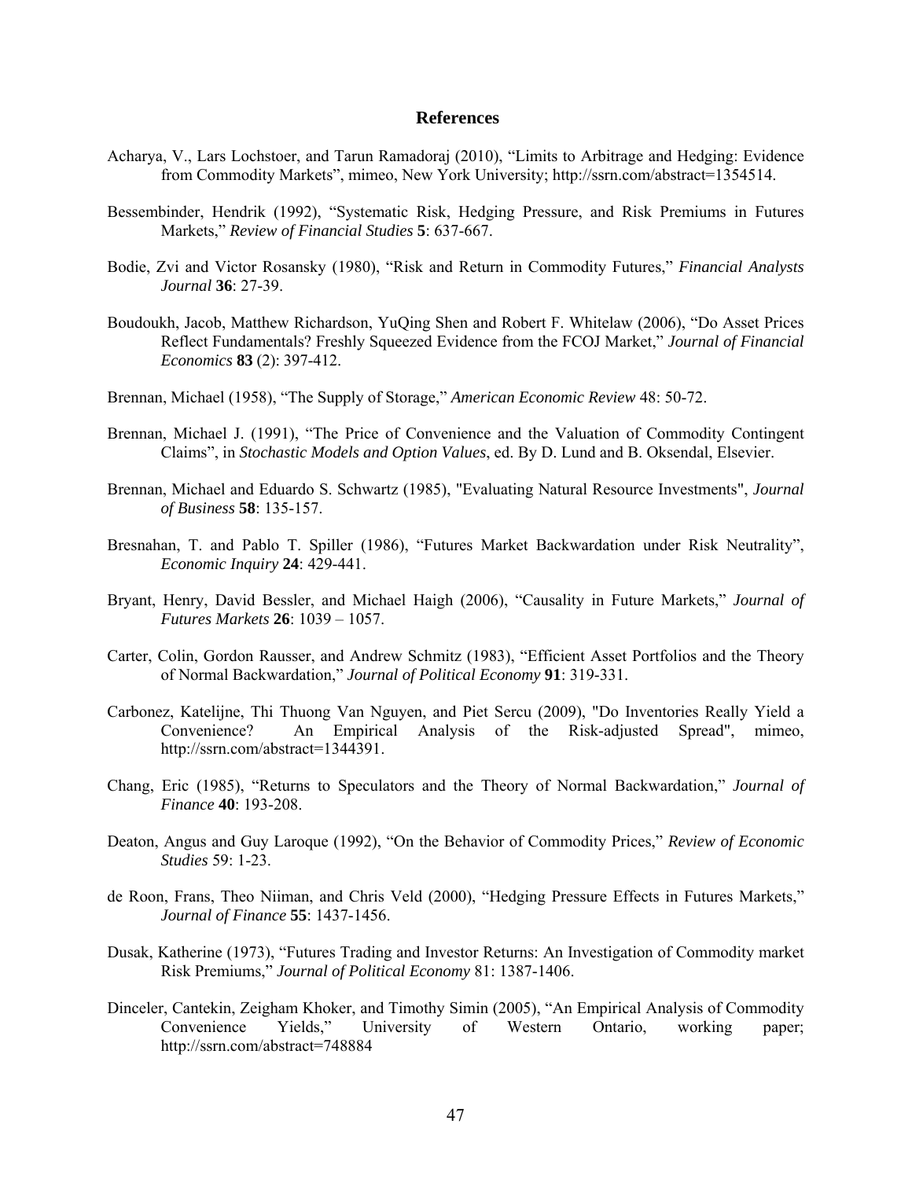# References

Acharya, V., Lars Lochstoer, and Tarun Ramadoraj (2010), "Limits to Arbitrage and Hedging: Evidence from Commodity Markets", mimeo, New York University; http://ssrn.com/abstract=1354514.

Bessembinder, Hendrik (1992), "Systematic Risk, Hedging Pressure, and Risk Premiums in Futures Markets," *Review of Financial Studies* **5**: 637-667.

Bodie, Zvi and Victor Rosansky (1980), "Risk and Return in Commodity Futures," *Financial Analysts Journal* **36**: 27-39.

Boudoukh, Jacob, Matthew Richardson, YuQing Shen and Robert F. Whitelaw (2006), "Do Asset Prices Reflect Fundamentals? Freshly Squeezed Evidence from the FCOJ Market," *Journal of Financial Economics* **83** (2): 397-412.

Brennan, Michael (1958), "The Supply of Storage," *American Economic Review* 48: 50-72.

Brennan, Michael J. (1991), "The Price of Convenience and the Valuation of Commodity Contingent Claims", in *Stochastic Models and Option Values*, ed. By D. Lund and B. Oksendal, Elsevier.

Brennan, Michael and Eduardo S. Schwartz (1985), "Evaluating Natural Resource Investments", *Journal of Business* **58**: 135-157.

Bresnahan, T. and Pablo T. Spiller (1986), "Futures Market Backwardation under Risk Neutrality", *Economic Inquiry* **24**: 429-441.

Bryant, Henry, David Bessler, and Michael Haigh (2006), "Causality in Future Markets," *Journal of Futures Markets* **26**: 1039 – 1057.

Carter, Colin, Gordon Rausser, and Andrew Schmitz (1983), "Efficient Asset Portfolios and the Theory of Normal Backwardation," *Journal of Political Economy* **91**: 319-331.

Carbonez, Katelijne, Thi Thuong Van Nguyen, and Piet Sercu (2009), "Do Inventories Really Yield a Convenience? An Empirical Analysis of the Risk-adjusted Spread", mimeo, http://ssrn.com/abstract=1344391.

Chang, Eric (1985), "Returns to Speculators and the Theory of Normal Backwardation," *Journal of Finance* **40**: 193-208.

Deaton, Angus and Guy Laroque (1992), "On the Behavior of Commodity Prices," *Review of Economic Studies* 59: 1-23.

de Roon, Frans, Theo Niiman, and Chris Veld (2000), "Hedging Pressure Effects in Futures Markets," *Journal of Finance* **55**: 1437-1456.

Dusak, Katherine (1973), "Futures Trading and Investor Returns: An Investigation of Commodity market Risk Premiums," *Journal of Political Economy* 81: 1387-1406.

Dinceler, Cantekin, Zeigham Khoker, and Timothy Simin (2005), "An Empirical Analysis of Commodity Convenience Yields," University of Western Ontario, working paper; http://ssrn.com/abstract=748884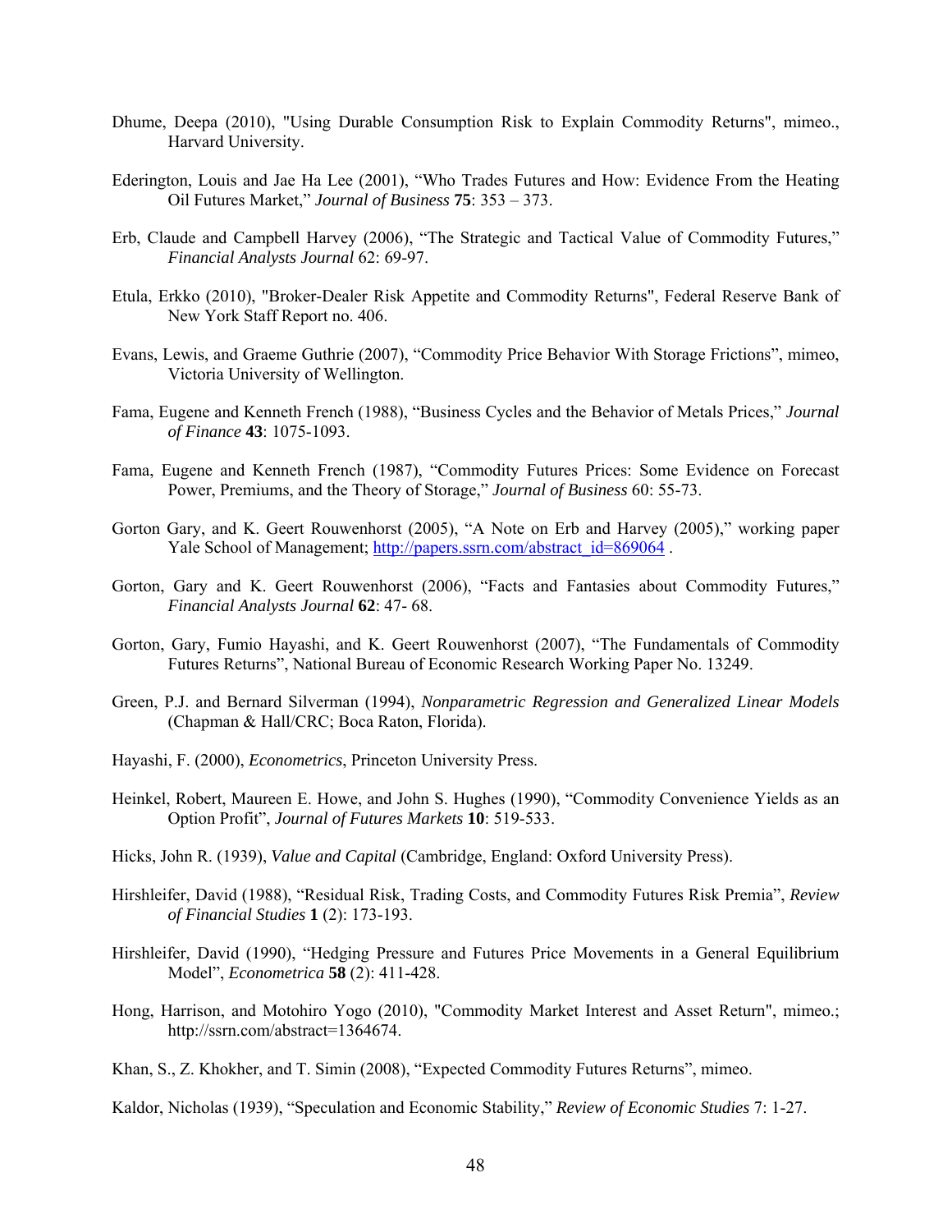Dhume, Deepa (2010), "Using Durable Consumption Risk to Explain Commodity Returns", mimeo., Harvard University.

Ederington, Louis and Jae Ha Lee (2001), "Who Trades Futures and How: Evidence From the Heating Oil Futures Market," *Journal of Business* **75**: 353 – 373.

Erb, Claude and Campbell Harvey (2006), "The Strategic and Tactical Value of Commodity Futures," *Financial Analysts Journal* 62: 69-97.

Etula, Erkko (2010), "Broker-Dealer Risk Appetite and Commodity Returns", Federal Reserve Bank of New York Staff Report no. 406.

Evans, Lewis, and Graeme Guthrie (2007), "Commodity Price Behavior With Storage Frictions", mimeo, Victoria University of Wellington.

Fama, Eugene and Kenneth French (1988), "Business Cycles and the Behavior of Metals Prices," *Journal of Finance* **43**: 1075-1093.

Fama, Eugene and Kenneth French (1987), "Commodity Futures Prices: Some Evidence on Forecast Power, Premiums, and the Theory of Storage," *Journal of Business* 60: 55-73.

Gorton Gary, and K. Geert Rouwenhorst (2005), "A Note on Erb and Harvey (2005)," working paper Yale School of Management; http://papers.ssrn.com/abstract_id=869064 .

Gorton, Gary and K. Geert Rouwenhorst (2006), "Facts and Fantasies about Commodity Futures," *Financial Analysts Journal* **62**: 47- 68.

Gorton, Gary, Fumio Hayashi, and K. Geert Rouwenhorst (2007), "The Fundamentals of Commodity Futures Returns", National Bureau of Economic Research Working Paper No. 13249.

Green, P.J. and Bernard Silverman (1994), *Nonparametric Regression and Generalized Linear Models* (Chapman & Hall/CRC; Boca Raton, Florida).

Hayashi, F. (2000), *Econometrics*, Princeton University Press.

Heinkel, Robert, Maureen E. Howe, and John S. Hughes (1990), "Commodity Convenience Yields as an Option Profit", *Journal of Futures Markets* **10**: 519-533.

Hicks, John R. (1939), *Value and Capital* (Cambridge, England: Oxford University Press).

Hirshleifer, David (1988), "Residual Risk, Trading Costs, and Commodity Futures Risk Premia", *Review of Financial Studies* **1** (2): 173-193.

Hirshleifer, David (1990), "Hedging Pressure and Futures Price Movements in a General Equilibrium Model", *Econometrica* **58** (2): 411-428.

Hong, Harrison, and Motohiro Yogo (2010), "Commodity Market Interest and Asset Return", mimeo.; http://ssrn.com/abstract=1364674.

Khan, S., Z. Khokher, and T. Simin (2008), "Expected Commodity Futures Returns", mimeo.

Kaldor, Nicholas (1939), "Speculation and Economic Stability," *Review of Economic Studies* 7: 1-27.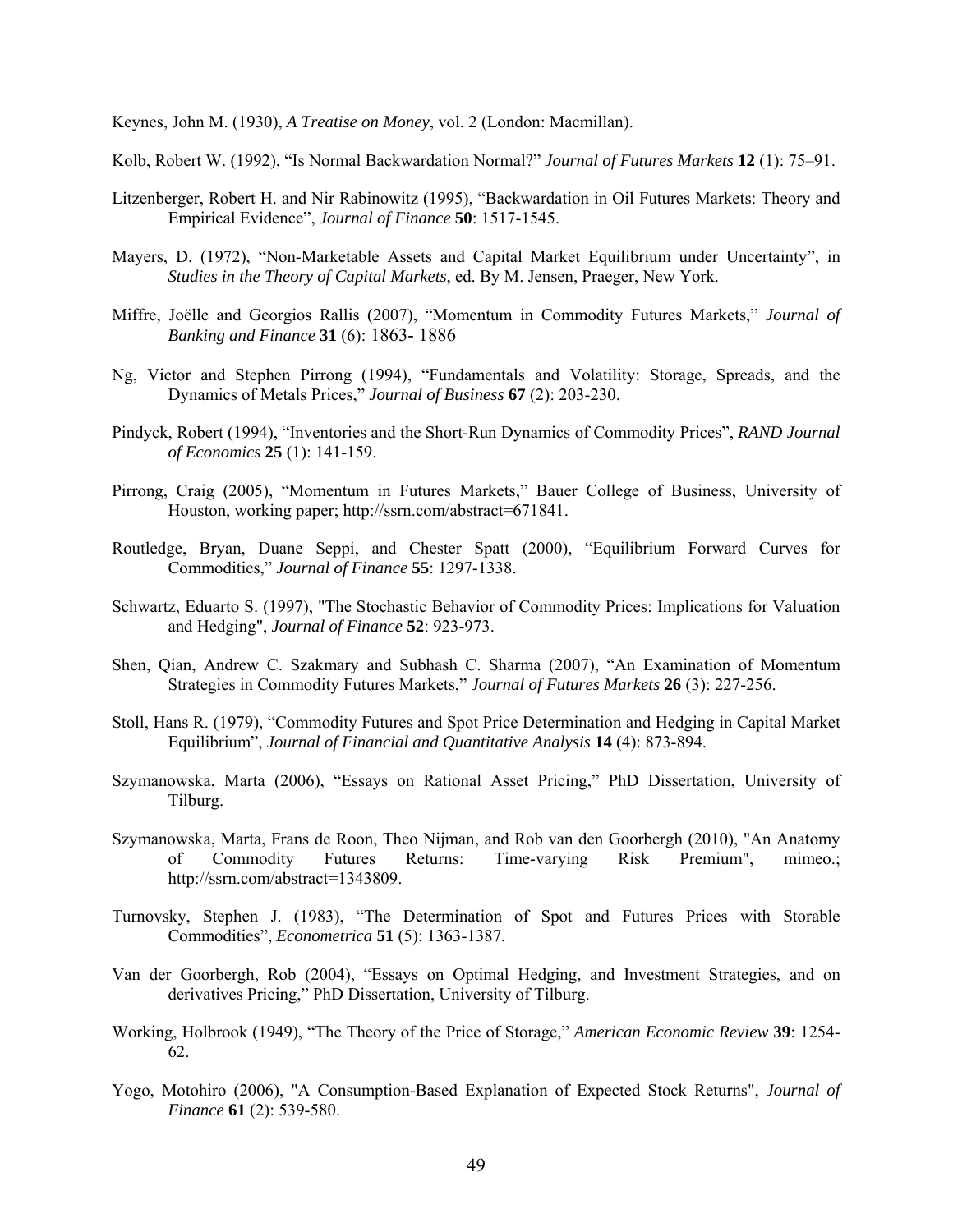Keynes, John M. (1930), *A Treatise on Money*, vol. 2 (London: Macmillan).

Kolb, Robert W. (1992), "Is Normal Backwardation Normal?" *Journal of Futures Markets* **12** (1): 75–91.

Litzenberger, Robert H. and Nir Rabinowitz (1995), "Backwardation in Oil Futures Markets: Theory and Empirical Evidence", *Journal of Finance* **50**: 1517-1545.

Mayers, D. (1972), "Non-Marketable Assets and Capital Market Equilibrium under Uncertainty", in *Studies in the Theory of Capital Markets*, ed. By M. Jensen, Praeger, New York.

Miffre, Joëlle and Georgios Rallis (2007), "Momentum in Commodity Futures Markets," *Journal of Banking and Finance* **31** (6): 1863- 1886

Ng, Victor and Stephen Pirrong (1994), "Fundamentals and Volatility: Storage, Spreads, and the Dynamics of Metals Prices," *Journal of Business* **67** (2): 203-230.

Pindyck, Robert (1994), "Inventories and the Short-Run Dynamics of Commodity Prices", *RAND Journal of Economics* **25** (1): 141-159.

Pirrong, Craig (2005), "Momentum in Futures Markets," Bauer College of Business, University of Houston, working paper; http://ssrn.com/abstract=671841.

Routledge, Bryan, Duane Seppi, and Chester Spatt (2000), "Equilibrium Forward Curves for Commodities," *Journal of Finance* **55**: 1297-1338.

Schwartz, Eduarto S. (1997), "The Stochastic Behavior of Commodity Prices: Implications for Valuation and Hedging", *Journal of Finance* **52**: 923-973.

Shen, Qian, Andrew C. Szakmary and Subhash C. Sharma (2007), "An Examination of Momentum Strategies in Commodity Futures Markets," *Journal of Futures Markets* **26** (3): 227-256.

Stoll, Hans R. (1979), "Commodity Futures and Spot Price Determination and Hedging in Capital Market Equilibrium", *Journal of Financial and Quantitative Analysis* **14** (4): 873-894.

Szymanowska, Marta (2006), "Essays on Rational Asset Pricing," PhD Dissertation, University of Tilburg.

Szymanowska, Marta, Frans de Roon, Theo Nijman, and Rob van den Goorbergh (2010), "An Anatomy of Commodity Futures Returns: Time-varying Risk Premium", mimeo.; http://ssrn.com/abstract=1343809.

Turnovsky, Stephen J. (1983), "The Determination of Spot and Futures Prices with Storable Commodities", *Econometrica* **51** (5): 1363-1387.

Van der Goorbergh, Rob (2004), "Essays on Optimal Hedging, and Investment Strategies, and on derivatives Pricing," PhD Dissertation, University of Tilburg.

Working, Holbrook (1949), "The Theory of the Price of Storage," *American Economic Review* **39**: 1254-62.

Yogo, Motohiro (2006), "A Consumption-Based Explanation of Expected Stock Returns", *Journal of Finance* **61** (2): 539-580.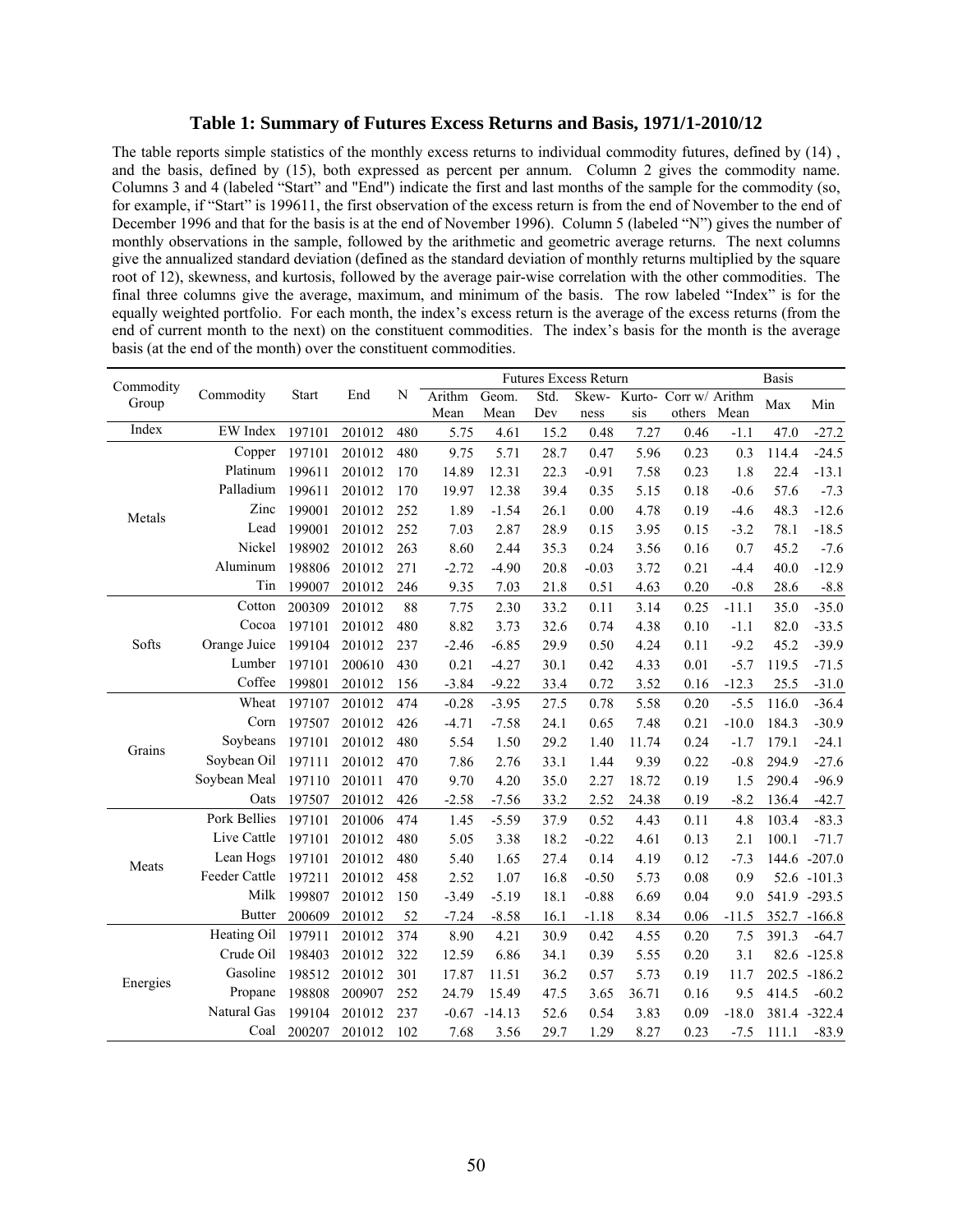# Table 1: Summary of Futures Excess Returns and Basis, 1971/1-2010/12

The table reports simple statistics of the monthly excess returns to individual commodity futures, defined by (14) , and the basis, defined by (15), both expressed as percent per annum. Column 2 gives the commodity name. Columns 3 and 4 (labeled "Start" and "End") indicate the first and last months of the sample for the commodity (so, for example, if "Start" is 199611, the first observation of the excess return is from the end of November to the end of December 1996 and that for the basis is at the end of November 1996). Column 5 (labeled "N") gives the number of monthly observations in the sample, followed by the arithmetic and geometric average returns. The next columns give the annualized standard deviation (defined as the standard deviation of monthly returns multiplied by the square root of 12), skewness, and kurtosis, followed by the average pair-wise correlation with the other commodities. The final three columns give the average, maximum, and minimum of the basis. The row labeled "Index" is for the equally weighted portfolio. For each month, the index's excess return is the average of the excess returns (from the end of current month to the next) on the constituent commodities. The index's basis for the month is the average basis (at the end of the month) over the constituent commodities.

| Commodity Group | Commodity | Start | End | N | Futures Excess Return | | | | | | Basis | | |
|---|---|---|---|---|---|---|---|---|---|---|---|---|---|
| | | | | | Arithm Mean | Geom. Mean | Std. Dev | Skewness | Kurtosis | Corr w/ others | Arithm Mean | Max | Min |
| Index | EW Index | 197101 | 201012 | 480 | 5.75 | 4.61 | 15.2 | 0.48 | 7.27 | 0.46 | -1.1 | 47.0 | -27.2 |
| Metals | Copper | 197101 | 201012 | 480 | 9.75 | 5.71 | 28.7 | 0.47 | 5.96 | 0.23 | 0.3 | 114.4 | -24.5 |
| | Platinum | 199611 | 201012 | 170 | 14.89 | 12.31 | 22.3 | -0.91 | 7.58 | 0.23 | 1.8 | 22.4 | -13.1 |
| | Palladium | 199611 | 201012 | 170 | 19.97 | 12.38 | 39.4 | 0.35 | 5.15 | 0.18 | -0.6 | 57.6 | -7.3 |
| | Zinc | 199001 | 201012 | 252 | 1.89 | -1.54 | 26.1 | 0.00 | 4.78 | 0.19 | -4.6 | 48.3 | -12.6 |
| | Lead | 199001 | 201012 | 252 | 7.03 | 2.87 | 28.9 | 0.15 | 3.95 | 0.15 | -3.2 | 78.1 | -18.5 |
| | Nickel | 198902 | 201012 | 263 | 8.60 | 2.44 | 35.3 | 0.24 | 3.56 | 0.16 | 0.7 | 45.2 | -7.6 |
| | Aluminum | 198806 | 201012 | 271 | -2.72 | -4.90 | 20.8 | -0.03 | 3.72 | 0.21 | -4.4 | 40.0 | -12.9 |
| | Tin | 199007 | 201012 | 246 | 9.35 | 7.03 | 21.8 | 0.51 | 4.63 | 0.20 | -0.8 | 28.6 | -8.8 |
| Softs | Cotton | 200309 | 201012 | 88 | 7.75 | 2.30 | 33.2 | 0.11 | 3.14 | 0.25 | -11.1 | 35.0 | -35.0 |
| | Cocoa | 197101 | 201012 | 480 | 8.82 | 3.73 | 32.6 | 0.74 | 4.38 | 0.10 | -1.1 | 82.0 | -33.5 |
| | Orange Juice | 199104 | 201012 | 237 | -2.46 | -6.85 | 29.9 | 0.50 | 4.24 | 0.11 | -9.2 | 45.2 | -39.9 |
| | Lumber | 197101 | 200610 | 430 | 0.21 | -4.27 | 30.1 | 0.42 | 4.33 | 0.01 | -5.7 | 119.5 | -71.5 |
| | Coffee | 199801 | 201012 | 156 | -3.84 | -9.22 | 33.4 | 0.72 | 3.52 | 0.16 | -12.3 | 25.5 | -31.0 |
| Grains | Wheat | 197107 | 201012 | 474 | -0.28 | -3.95 | 27.5 | 0.78 | 5.58 | 0.20 | -5.5 | 116.0 | -36.4 |
| | Corn | 197507 | 201012 | 426 | -4.71 | -7.58 | 24.1 | 0.65 | 7.48 | 0.21 | -10.0 | 184.3 | -30.9 |
| | Soybeans | 197101 | 201012 | 480 | 5.54 | 1.50 | 29.2 | 1.40 | 11.74 | 0.24 | -1.7 | 179.1 | -24.1 |
| | Soybean Oil | 197111 | 201012 | 470 | 7.86 | 2.76 | 33.1 | 1.44 | 9.39 | 0.22 | -0.8 | 294.9 | -27.6 |
| | Soybean Meal | 197110 | 201011 | 470 | 9.70 | 4.20 | 35.0 | 2.27 | 18.72 | 0.19 | 1.5 | 290.4 | -96.9 |
| | Oats | 197507 | 201012 | 426 | -2.58 | -7.56 | 33.2 | 2.52 | 24.38 | 0.19 | -8.2 | 136.4 | -42.7 |
| Meats | Pork Bellies | 197101 | 201006 | 474 | 1.45 | -5.59 | 37.9 | 0.52 | 4.43 | 0.11 | 4.8 | 103.4 | -83.3 |
| | Live Cattle | 197101 | 201012 | 480 | 5.05 | 3.38 | 18.2 | -0.22 | 4.61 | 0.13 | 2.1 | 100.1 | -71.7 |
| | Lean Hogs | 197101 | 201012 | 480 | 5.40 | 1.65 | 27.4 | 0.14 | 4.19 | 0.12 | -7.3 | 144.6 | -207.0 |
| | Feeder Cattle | 197211 | 201012 | 458 | 2.52 | 1.07 | 16.8 | -0.50 | 5.73 | 0.08 | 0.9 | 52.6 | -101.3 |
| | Milk | 199807 | 201012 | 150 | -3.49 | -5.19 | 18.1 | -0.88 | 6.69 | 0.04 | 9.0 | 541.9 | -293.5 |
| | Butter | 200609 | 201012 | 52 | -7.24 | -8.58 | 16.1 | -1.18 | 8.34 | 0.06 | -11.5 | 352.7 | -166.8 |
| Energies | Heating Oil | 197911 | 201012 | 374 | 8.90 | 4.21 | 30.9 | 0.42 | 4.55 | 0.20 | 7.5 | 391.3 | -64.7 |
| | Crude Oil | 198403 | 201012 | 322 | 12.59 | 6.86 | 34.1 | 0.39 | 5.55 | 0.20 | 3.1 | 82.6 | -125.8 |
| | Gasoline | 198512 | 201012 | 301 | 17.87 | 11.51 | 36.2 | 0.57 | 5.73 | 0.19 | 11.7 | 202.5 | -186.2 |
| | Propane | 198808 | 200907 | 252 | 24.79 | 15.49 | 47.5 | 3.65 | 36.71 | 0.16 | 9.5 | 414.5 | -60.2 |
| | Natural Gas | 199104 | 201012 | 237 | -0.67 | -14.13 | 52.6 | 0.54 | 3.83 | 0.09 | -18.0 | 381.4 | -322.4 |
| | Coal | 200207 | 201012 | 102 | 7.68 | 3.56 | 29.7 | 1.29 | 8.27 | 0.23 | -7.5 | 111.1 | -83.9 |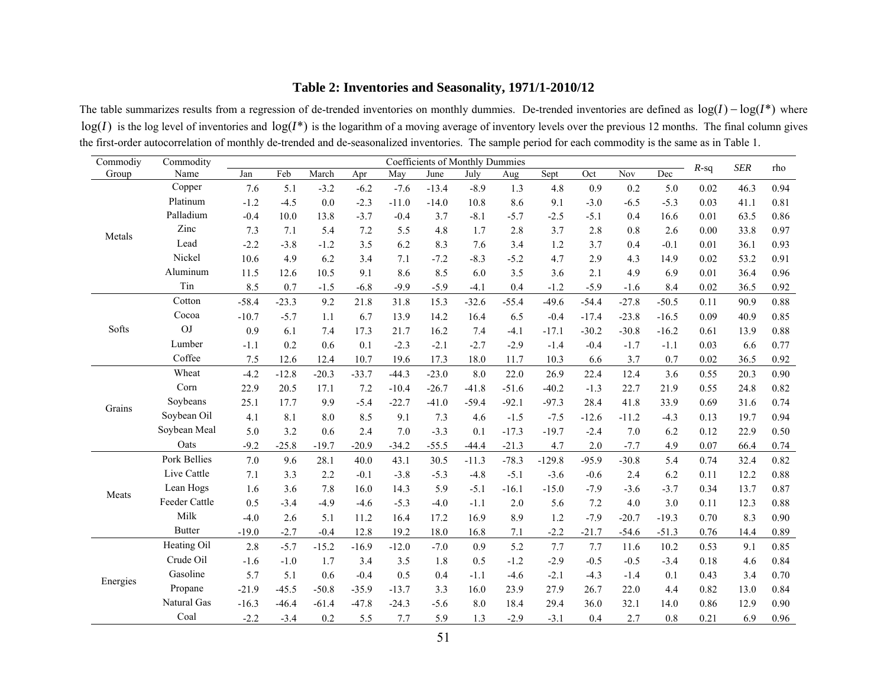**Table 2: Inventories and Seasonality, 1971/1-2010/12**

The table summarizes results from a regression of de-trended inventories on monthly dummies. De-trended inventories are defined as $\log(I)-\log(I^*)$ where $\log(I)$ is the log level of inventories and $\log(I^*)$ is the logarithm of a moving average of inventory levels over the previous 12 months. The final column gives the first-order autocorrelation of monthly de-trended and de-seasonalized inventories. The sample period for each commodity is the same as in Table 1.

| Commodiy Group | Commodity Name | Coefficients of Monthly Dummies | | | | | | | | | | | | $R$-sq | *SER* | rho |
|---|---|---|---|---|---|---|---|---|---|---|---|---|---|---|---|---|
| | | Jan | Feb | March | Apr | May | June | July | Aug | Sept | Oct | Nov | Dec | | | |
| Metals | Copper | 7.6 | 5.1 | -3.2 | -6.2 | -7.6 | -13.4 | -8.9 | 1.3 | 4.8 | 0.9 | 0.2 | 5.0 | 0.02 | 46.3 | 0.94 |
| | Platinum | -1.2 | -4.5 | 0.0 | -2.3 | -11.0 | -14.0 | 10.8 | 8.6 | 9.1 | -3.0 | -6.5 | -5.3 | 0.03 | 41.1 | 0.81 |
| | Palladium | -0.4 | 10.0 | 13.8 | -3.7 | -0.4 | 3.7 | -8.1 | -5.7 | -2.5 | -5.1 | 0.4 | 16.6 | 0.01 | 63.5 | 0.86 |
| | Zinc | 7.3 | 7.1 | 5.4 | 7.2 | 5.5 | 4.8 | 1.7 | 2.8 | 3.7 | 2.8 | 0.8 | 2.6 | 0.00 | 33.8 | 0.97 |
| | Lead | -2.2 | -3.8 | -1.2 | 3.5 | 6.2 | 8.3 | 7.6 | 3.4 | 1.2 | 3.7 | 0.4 | -0.1 | 0.01 | 36.1 | 0.93 |
| | Nickel | 10.6 | 4.9 | 6.2 | 3.4 | 7.1 | -7.2 | -8.3 | -5.2 | 4.7 | 2.9 | 4.3 | 14.9 | 0.02 | 53.2 | 0.91 |
| | Aluminum | 11.5 | 12.6 | 10.5 | 9.1 | 8.6 | 8.5 | 6.0 | 3.5 | 3.6 | 2.1 | 4.9 | 6.9 | 0.01 | 36.4 | 0.96 |
| | Tin | 8.5 | 0.7 | -1.5 | -6.8 | -9.9 | -5.9 | -4.1 | 0.4 | -1.2 | -5.9 | -1.6 | 8.4 | 0.02 | 36.5 | 0.92 |
| Softs | Cotton | -58.4 | -23.3 | 9.2 | 21.8 | 31.8 | 15.3 | -32.6 | -55.4 | -49.6 | -54.4 | -27.8 | -50.5 | 0.11 | 90.9 | 0.88 |
| | Cocoa | -10.7 | -5.7 | 1.1 | 6.7 | 13.9 | 14.2 | 16.4 | 6.5 | -0.4 | -17.4 | -23.8 | -16.5 | 0.09 | 40.9 | 0.85 |
| | OJ | 0.9 | 6.1 | 7.4 | 17.3 | 21.7 | 16.2 | 7.4 | -4.1 | -17.1 | -30.2 | -30.8 | -16.2 | 0.61 | 13.9 | 0.88 |
| | Lumber | -1.1 | 0.2 | 0.6 | 0.1 | -2.3 | -2.1 | -2.7 | -2.9 | -1.4 | -0.4 | -1.7 | -1.1 | 0.03 | 6.6 | 0.77 |
| | Coffee | 7.5 | 12.6 | 12.4 | 10.7 | 19.6 | 17.3 | 18.0 | 11.7 | 10.3 | 6.6 | 3.7 | 0.7 | 0.02 | 36.5 | 0.92 |
| Grains | Wheat | -4.2 | -12.8 | -20.3 | -33.7 | -44.3 | -23.0 | 8.0 | 22.0 | 26.9 | 22.4 | 12.4 | 3.6 | 0.55 | 20.3 | 0.90 |
| | Corn | 22.9 | 20.5 | 17.1 | 7.2 | -10.4 | -26.7 | -41.8 | -51.6 | -40.2 | -1.3 | 22.7 | 21.9 | 0.55 | 24.8 | 0.82 |
| | Soybeans | 25.1 | 17.7 | 9.9 | -5.4 | -22.7 | -41.0 | -59.4 | -92.1 | -97.3 | 28.4 | 41.8 | 33.9 | 0.69 | 31.6 | 0.74 |
| | Soybean Oil | 4.1 | 8.1 | 8.0 | 8.5 | 9.1 | 7.3 | 4.6 | -1.5 | -7.5 | -12.6 | -11.2 | -4.3 | 0.13 | 19.7 | 0.94 |
| | Soybean Meal | 5.0 | 3.2 | 0.6 | 2.4 | 7.0 | -3.3 | 0.1 | -17.3 | -19.7 | -2.4 | 7.0 | 6.2 | 0.12 | 22.9 | 0.50 |
| | Oats | -9.2 | -25.8 | -19.7 | -20.9 | -34.2 | -55.5 | -44.4 | -21.3 | 4.7 | 2.0 | -7.7 | 4.9 | 0.07 | 66.4 | 0.74 |
| Meats | Pork Bellies | 7.0 | 9.6 | 28.1 | 40.0 | 43.1 | 30.5 | -11.3 | -78.3 | -129.8 | -95.9 | -30.8 | 5.4 | 0.74 | 32.4 | 0.82 |
| | Live Cattle | 7.1 | 3.3 | 2.2 | -0.1 | -3.8 | -5.3 | -4.8 | -5.1 | -3.6 | -0.6 | 2.4 | 6.2 | 0.11 | 12.2 | 0.88 |
| | Lean Hogs | 1.6 | 3.6 | 7.8 | 16.0 | 14.3 | 5.9 | -5.1 | -16.1 | -15.0 | -7.9 | -3.6 | -3.7 | 0.34 | 13.7 | 0.87 |
| | Feeder Cattle | 0.5 | -3.4 | -4.9 | -4.6 | -5.3 | -4.0 | -1.1 | 2.0 | 5.6 | 7.2 | 4.0 | 3.0 | 0.11 | 12.3 | 0.88 |
| | Milk | -4.0 | 2.6 | 5.1 | 11.2 | 16.4 | 17.2 | 16.9 | 8.9 | 1.2 | -7.9 | -20.7 | -19.3 | 0.70 | 8.3 | 0.90 |
| | Butter | -19.0 | -2.7 | -0.4 | 12.8 | 19.2 | 18.0 | 16.8 | 7.1 | -2.2 | -21.7 | -54.6 | -51.3 | 0.76 | 14.4 | 0.89 |
| Energies | Heating Oil | 2.8 | -5.7 | -15.2 | -16.9 | -12.0 | -7.0 | 0.9 | 5.2 | 7.7 | 7.7 | 11.6 | 10.2 | 0.53 | 9.1 | 0.85 |
| | Crude Oil | -1.6 | -1.0 | 1.7 | 3.4 | 3.5 | 1.8 | 0.5 | -1.2 | -2.9 | -0.5 | -0.5 | -3.4 | 0.18 | 4.6 | 0.84 |
| | Gasoline | 5.7 | 5.1 | 0.6 | -0.4 | 0.5 | 0.4 | -1.1 | -4.6 | -2.1 | -4.3 | -1.4 | 0.1 | 0.43 | 3.4 | 0.70 |
| | Propane | -21.9 | -45.5 | -50.8 | -35.9 | -13.7 | 3.3 | 16.0 | 23.9 | 27.9 | 26.7 | 22.0 | 4.4 | 0.82 | 13.0 | 0.84 |
| | Natural Gas | -16.3 | -46.4 | -61.4 | -47.8 | -24.3 | -5.6 | 8.0 | 18.4 | 29.4 | 36.0 | 32.1 | 14.0 | 0.86 | 12.9 | 0.90 |
| | Coal | -2.2 | -3.4 | 0.2 | 5.5 | 7.7 | 5.9 | 1.3 | -2.9 | -3.1 | 0.4 | 2.7 | 0.8 | 0.21 | 6.9 | 0.96 |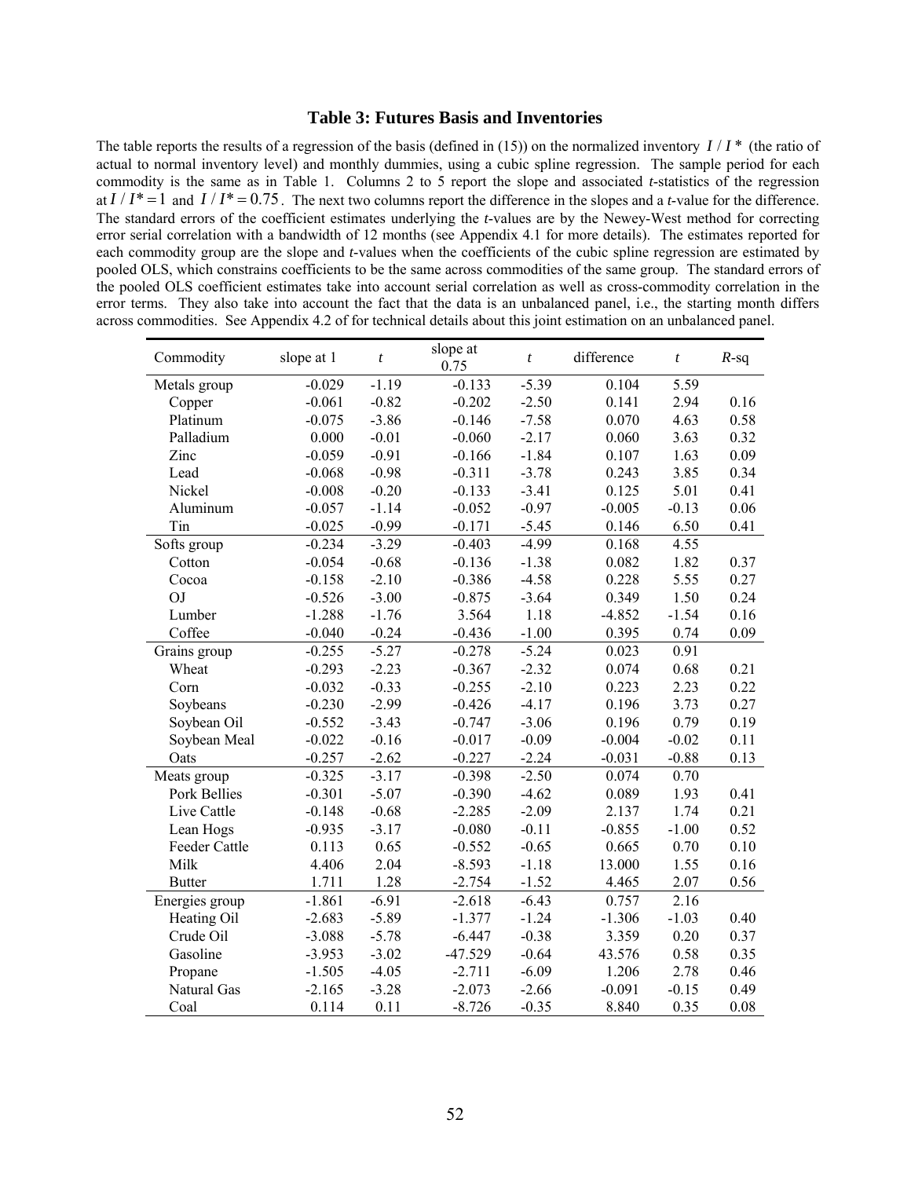# Table 3: Futures Basis and Inventories

The table reports the results of a regression of the basis (defined in (15)) on the normalized inventory $I / I^*$ (the ratio of actual to normal inventory level) and monthly dummies, using a cubic spline regression. The sample period for each commodity is the same as in Table 1. Columns 2 to 5 report the slope and associated *t*-statistics of the regression at $I / I^* = 1$ and $I / I^* = 0.75$. The next two columns report the difference in the slopes and a *t*-value for the difference. The standard errors of the coefficient estimates underlying the *t*-values are by the Newey-West method for correcting error serial correlation with a bandwidth of 12 months (see Appendix 4.1 for more details). The estimates reported for each commodity group are the slope and *t*-values when the coefficients of the cubic spline regression are estimated by pooled OLS, which constrains coefficients to be the same across commodities of the same group. The standard errors of the pooled OLS coefficient estimates take into account serial correlation as well as cross-commodity correlation in the error terms. They also take into account the fact that the data is an unbalanced panel, i.e., the starting month differs across commodities. See Appendix 4.2 of for technical details about this joint estimation on an unbalanced panel.

| Commodity | slope at 1 | *t* | slope at 0.75 | *t* | difference | *t* | *R*-sq |
|---|---|---|---|---|---|---|---|
| Metals group | -0.029 | -1.19 | -0.133 | -5.39 | 0.104 | 5.59 | |
| Copper | -0.061 | -0.82 | -0.202 | -2.50 | 0.141 | 2.94 | 0.16 |
| Platinum | -0.075 | -3.86 | -0.146 | -7.58 | 0.070 | 4.63 | 0.58 |
| Palladium | 0.000 | -0.01 | -0.060 | -2.17 | 0.060 | 3.63 | 0.32 |
| Zinc | -0.059 | -0.91 | -0.166 | -1.84 | 0.107 | 1.63 | 0.09 |
| Lead | -0.068 | -0.98 | -0.311 | -3.78 | 0.243 | 3.85 | 0.34 |
| Nickel | -0.008 | -0.20 | -0.133 | -3.41 | 0.125 | 5.01 | 0.41 |
| Aluminum | -0.057 | -1.14 | -0.052 | -0.97 | -0.005 | -0.13 | 0.06 |
| Tin | -0.025 | -0.99 | -0.171 | -5.45 | 0.146 | 6.50 | 0.41 |
| Softs group | -0.234 | -3.29 | -0.403 | -4.99 | 0.168 | 4.55 | |
| Cotton | -0.054 | -0.68 | -0.136 | -1.38 | 0.082 | 1.82 | 0.37 |
| Cocoa | -0.158 | -2.10 | -0.386 | -4.58 | 0.228 | 5.55 | 0.27 |
| OJ | -0.526 | -3.00 | -0.875 | -3.64 | 0.349 | 1.50 | 0.24 |
| Lumber | -1.288 | -1.76 | 3.564 | 1.18 | -4.852 | -1.54 | 0.16 |
| Coffee | -0.040 | -0.24 | -0.436 | -1.00 | 0.395 | 0.74 | 0.09 |
| Grains group | -0.255 | -5.27 | -0.278 | -5.24 | 0.023 | 0.91 | |
| Wheat | -0.293 | -2.23 | -0.367 | -2.32 | 0.074 | 0.68 | 0.21 |
| Corn | -0.032 | -0.33 | -0.255 | -2.10 | 0.223 | 2.23 | 0.22 |
| Soybeans | -0.230 | -2.99 | -0.426 | -4.17 | 0.196 | 3.73 | 0.27 |
| Soybean Oil | -0.552 | -3.43 | -0.747 | -3.06 | 0.196 | 0.79 | 0.19 |
| Soybean Meal | -0.022 | -0.16 | -0.017 | -0.09 | -0.004 | -0.02 | 0.11 |
| Oats | -0.257 | -2.62 | -0.227 | -2.24 | -0.031 | -0.88 | 0.13 |
| Meats group | -0.325 | -3.17 | -0.398 | -2.50 | 0.074 | 0.70 | |
| Pork Bellies | -0.301 | -5.07 | -0.390 | -4.62 | 0.089 | 1.93 | 0.41 |
| Live Cattle | -0.148 | -0.68 | -2.285 | -2.09 | 2.137 | 1.74 | 0.21 |
| Lean Hogs | -0.935 | -3.17 | -0.080 | -0.11 | -0.855 | -1.00 | 0.52 |
| Feeder Cattle | 0.113 | 0.65 | -0.552 | -0.65 | 0.665 | 0.70 | 0.10 |
| Milk | 4.406 | 2.04 | -8.593 | -1.18 | 13.000 | 1.55 | 0.16 |
| Butter | 1.711 | 1.28 | -2.754 | -1.52 | 4.465 | 2.07 | 0.56 |
| Energies group | -1.861 | -6.91 | -2.618 | -6.43 | 0.757 | 2.16 | |
| Heating Oil | -2.683 | -5.89 | -1.377 | -1.24 | -1.306 | -1.03 | 0.40 |
| Crude Oil | -3.088 | -5.78 | -6.447 | -0.38 | 3.359 | 0.20 | 0.37 |
| Gasoline | -3.953 | -3.02 | -47.529 | -0.64 | 43.576 | 0.58 | 0.35 |
| Propane | -1.505 | -4.05 | -2.711 | -6.09 | 1.206 | 2.78 | 0.46 |
| Natural Gas | -2.165 | -3.28 | -2.073 | -2.66 | -0.091 | -0.15 | 0.49 |
| Coal | 0.114 | 0.11 | -8.726 | -0.35 | 8.840 | 0.35 | 0.08 |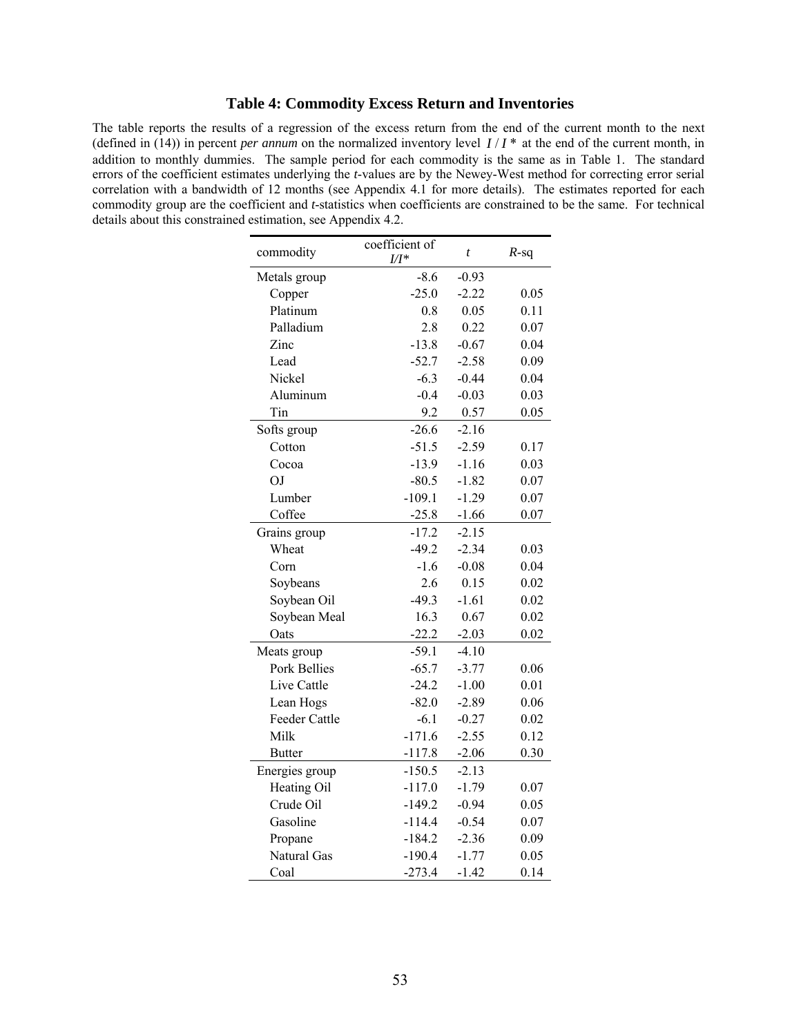## Table 4: Commodity Excess Return and Inventories

The table reports the results of a regression of the excess return from the end of the current month to the next (defined in (14)) in percent *per annum* on the normalized inventory level $I / I^*$ at the end of the current month, in addition to monthly dummies. The sample period for each commodity is the same as in Table 1. The standard errors of the coefficient estimates underlying the *t*-values are by the Newey-West method for correcting error serial correlation with a bandwidth of 12 months (see Appendix 4.1 for more details). The estimates reported for each commodity group are the coefficient and *t*-statistics when coefficients are constrained to be the same. For technical details about this constrained estimation, see Appendix 4.2.

| commodity | coefficient of $I/I^*$ | $t$ | $R$-sq |
|---|---|---|---|
| Metals group | -8.6 | -0.93 | |
| Copper | -25.0 | -2.22 | 0.05 |
| Platinum | 0.8 | 0.05 | 0.11 |
| Palladium | 2.8 | 0.22 | 0.07 |
| Zinc | -13.8 | -0.67 | 0.04 |
| Lead | -52.7 | -2.58 | 0.09 |
| Nickel | -6.3 | -0.44 | 0.04 |
| Aluminum | -0.4 | -0.03 | 0.03 |
| Tin | 9.2 | 0.57 | 0.05 |
| Softs group | -26.6 | -2.16 | |
| Cotton | -51.5 | -2.59 | 0.17 |
| Cocoa | -13.9 | -1.16 | 0.03 |
| OJ | -80.5 | -1.82 | 0.07 |
| Lumber | -109.1 | -1.29 | 0.07 |
| Coffee | -25.8 | -1.66 | 0.07 |
| Grains group | -17.2 | -2.15 | |
| Wheat | -49.2 | -2.34 | 0.03 |
| Corn | -1.6 | -0.08 | 0.04 |
| Soybeans | 2.6 | 0.15 | 0.02 |
| Soybean Oil | -49.3 | -1.61 | 0.02 |
| Soybean Meal | 16.3 | 0.67 | 0.02 |
| Oats | -22.2 | -2.03 | 0.02 |
| Meats group | -59.1 | -4.10 | |
| Pork Bellies | -65.7 | -3.77 | 0.06 |
| Live Cattle | -24.2 | -1.00 | 0.01 |
| Lean Hogs | -82.0 | -2.89 | 0.06 |
| Feeder Cattle | -6.1 | -0.27 | 0.02 |
| Milk | -171.6 | -2.55 | 0.12 |
| Butter | -117.8 | -2.06 | 0.30 |
| Energies group | -150.5 | -2.13 | |
| Heating Oil | -117.0 | -1.79 | 0.07 |
| Crude Oil | -149.2 | -0.94 | 0.05 |
| Gasoline | -114.4 | -0.54 | 0.07 |
| Propane | -184.2 | -2.36 | 0.09 |
| Natural Gas | -190.4 | -1.77 | 0.05 |
| Coal | -273.4 | -1.42 | 0.14 |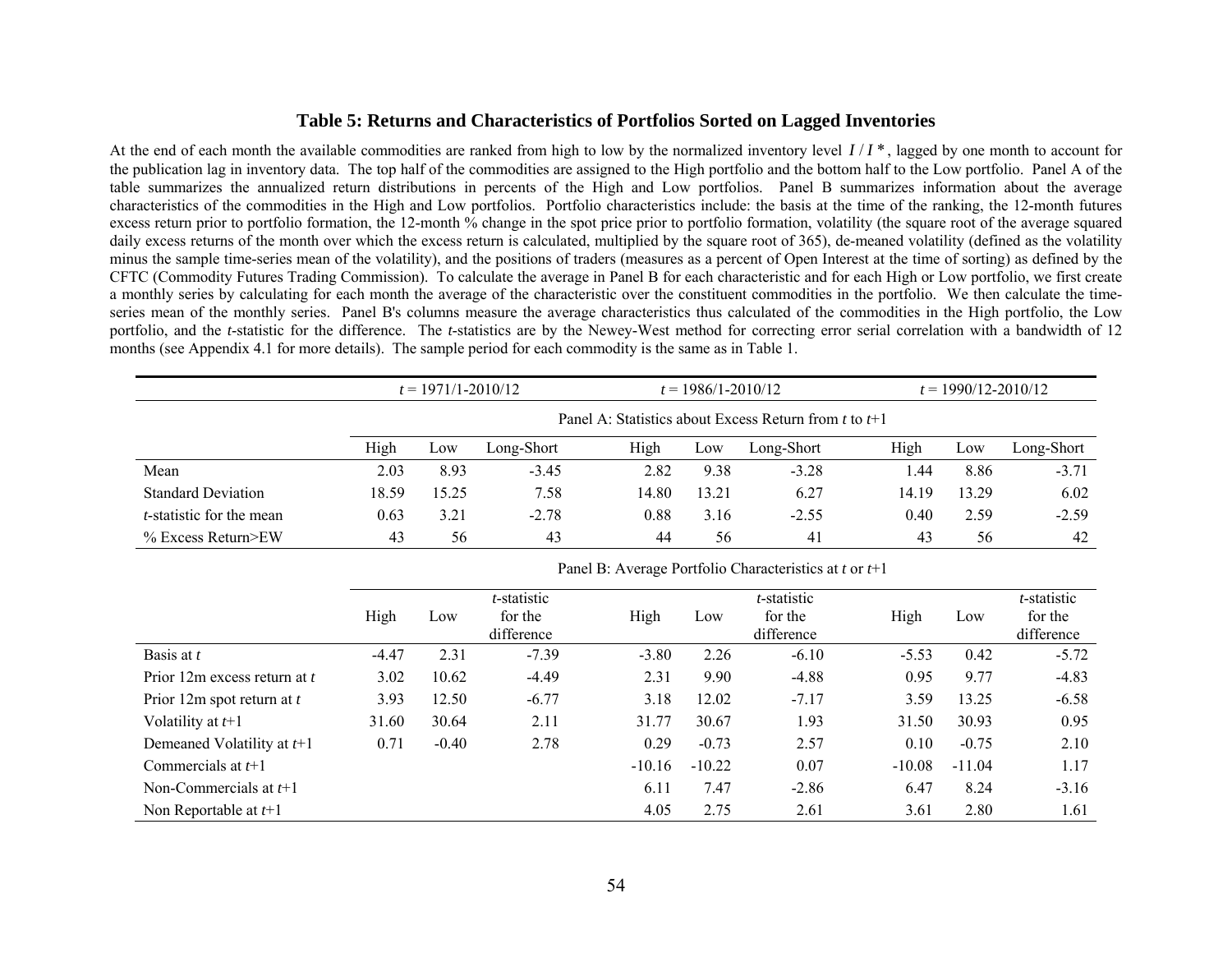### Table 5: Returns and Characteristics of Portfolios Sorted on Lagged Inventories

At the end of each month the available commodities are ranked from high to low by the normalized inventory level $I / I^*$, lagged by one month to account for the publication lag in inventory data. The top half of the commodities are assigned to the High portfolio and the bottom half to the Low portfolio. Panel A of the table summarizes the annualized return distributions in percents of the High and Low portfolios. Panel B summarizes information about the average characteristics of the commodities in the High and Low portfolios. Portfolio characteristics include: the basis at the time of the ranking, the 12-month futures excess return prior to portfolio formation, the 12-month % change in the spot price prior to portfolio formation, volatility (the square root of the average squared daily excess returns of the month over which the excess return is calculated, multiplied by the square root of 365), de-meaned volatility (defined as the volatility minus the sample time-series mean of the volatility), and the positions of traders (measures as a percent of Open Interest at the time of sorting) as defined by the CFTC (Commodity Futures Trading Commission). To calculate the average in Panel B for each characteristic and for each High or Low portfolio, we first create a monthly series by calculating for each month the average of the characteristic over the constituent commodities in the portfolio. We then calculate the time-series mean of the monthly series. Panel B's columns measure the average characteristics thus calculated of the commodities in the High portfolio, the Low portfolio, and the *t*-statistic for the difference. The *t*-statistics are by the Newey-West method for correcting error serial correlation with a bandwidth of 12 months (see Appendix 4.1 for more details). The sample period for each commodity is the same as in Table 1.

| | $t$ = 1971/1-2010/12 | | | $t$ = 1986/1-2010/12 | | | $t$ = 1990/12-2010/12 | | |
|---|---|---|---|---|---|---|---|---|---|
| | Panel A: Statistics about Excess Return from $t$ to $t$+1 | | | | | | | | |
| | High | Low | Long-Short | High | Low | Long-Short | High | Low | Long-Short |
| Mean | 2.03 | 8.93 | -3.45 | 2.82 | 9.38 | -3.28 | 1.44 | 8.86 | -3.71 |
| Standard Deviation | 18.59 | 15.25 | 7.58 | 14.80 | 13.21 | 6.27 | 14.19 | 13.29 | 6.02 |
| *t*-statistic for the mean | 0.63 | 3.21 | -2.78 | 0.88 | 3.16 | -2.55 | 0.40 | 2.59 | -2.59 |
| % Excess Return>EW | 43 | 56 | 43 | 44 | 56 | 41 | 43 | 56 | 42 |
| | Panel B: Average Portfolio Characteristics at $t$ or $t$+1 | | | | | | | | |
| | High | Low | *t*-statistic for the difference | High | Low | *t*-statistic for the difference | High | Low | *t*-statistic for the difference |
| Basis at $t$ | -4.47 | 2.31 | -7.39 | -3.80 | 2.26 | -6.10 | -5.53 | 0.42 | -5.72 |
| Prior 12m excess return at $t$ | 3.02 | 10.62 | -4.49 | 2.31 | 9.90 | -4.88 | 0.95 | 9.77 | -4.83 |
| Prior 12m spot return at $t$ | 3.93 | 12.50 | -6.77 | 3.18 | 12.02 | -7.17 | 3.59 | 13.25 | -6.58 |
| Volatility at $t$+1 | 31.60 | 30.64 | 2.11 | 31.77 | 30.67 | 1.93 | 31.50 | 30.93 | 0.95 |
| Demeaned Volatility at $t$+1 | 0.71 | -0.40 | 2.78 | 0.29 | -0.73 | 2.57 | 0.10 | -0.75 | 2.10 |
| Commercials at $t$+1 | | | | -10.16 | -10.22 | 0.07 | -10.08 | -11.04 | 1.17 |
| Non-Commercials at $t$+1 | | | | 6.11 | 7.47 | -2.86 | 6.47 | 8.24 | -3.16 |
| Non Reportable at $t$+1 | | | | 4.05 | 2.75 | 2.61 | 3.61 | 2.80 | 1.61 |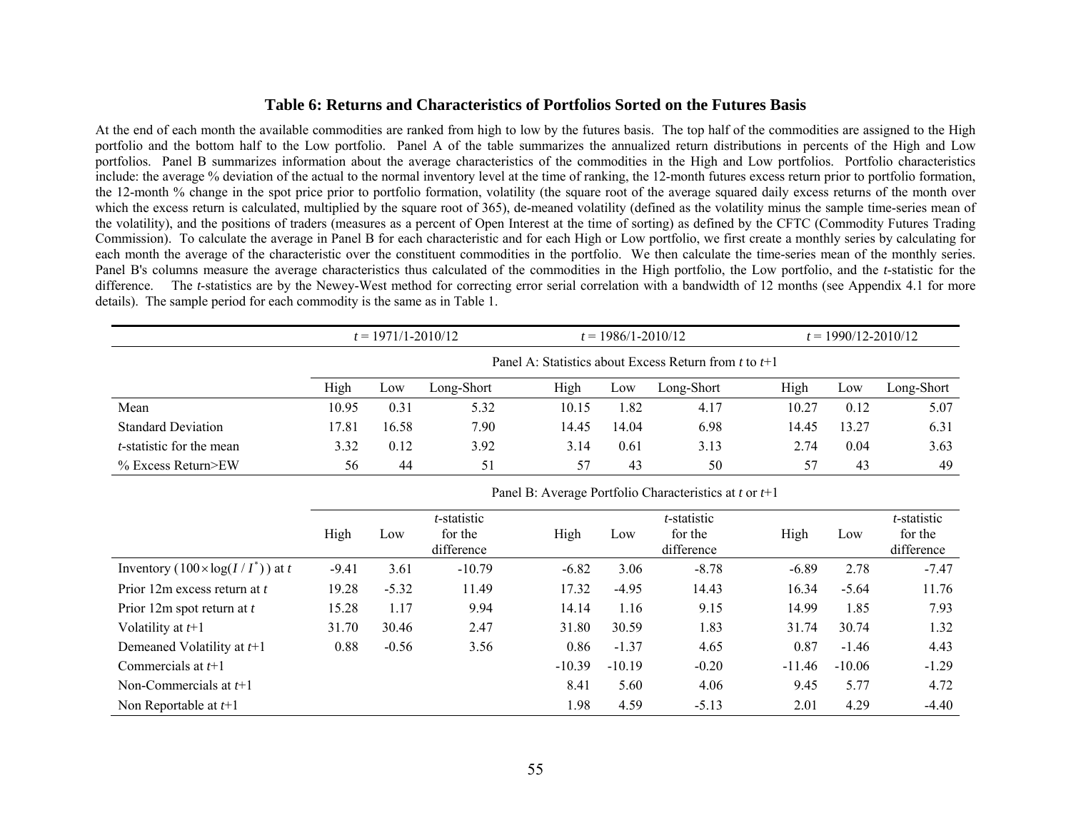### Table 6: Returns and Characteristics of Portfolios Sorted on the Futures Basis

At the end of each month the available commodities are ranked from high to low by the futures basis. The top half of the commodities are assigned to the High portfolio and the bottom half to the Low portfolio. Panel A of the table summarizes the annualized return distributions in percents of the High and Low portfolios. Panel B summarizes information about the average characteristics of the commodities in the High and Low portfolios. Portfolio characteristics include: the average % deviation of the actual to the normal inventory level at the time of ranking, the 12-month futures excess return prior to portfolio formation, the 12-month % change in the spot price prior to portfolio formation, volatility (the square root of the average squared daily excess returns of the month over which the excess return is calculated, multiplied by the square root of 365), de-meaned volatility (defined as the volatility minus the sample time-series mean of the volatility), and the positions of traders (measures as a percent of Open Interest at the time of sorting) as defined by the CFTC (Commodity Futures Trading Commission). To calculate the average in Panel B for each characteristic and for each High or Low portfolio, we first create a monthly series by calculating for each month the average of the characteristic over the constituent commodities in the portfolio. We then calculate the time-series mean of the monthly series. Panel B's columns measure the average characteristics thus calculated of the commodities in the High portfolio, the Low portfolio, and the *t*-statistic for the difference. The *t*-statistics are by the Newey-West method for correcting error serial correlation with a bandwidth of 12 months (see Appendix 4.1 for more details). The sample period for each commodity is the same as in Table 1.

| | $t$ = 1971/1-2010/12 | | | $t$ = 1986/1-2010/12 | | | $t$ = 1990/12-2010/12 | | |
|---|---|---|---|---|---|---|---|---|---|
| | Panel A: Statistics about Excess Return from $t$ to $t$+1 | | | | | | | | |
| | High | Low | Long-Short | High | Low | Long-Short | High | Low | Long-Short |
| Mean | 10.95 | 0.31 | 5.32 | 10.15 | 1.82 | 4.17 | 10.27 | 0.12 | 5.07 |
| Standard Deviation | 17.81 | 16.58 | 7.90 | 14.45 | 14.04 | 6.98 | 14.45 | 13.27 | 6.31 |
| *t*-statistic for the mean | 3.32 | 0.12 | 3.92 | 3.14 | 0.61 | 3.13 | 2.74 | 0.04 | 3.63 |
| % Excess Return>EW | 56 | 44 | 51 | 57 | 43 | 50 | 57 | 43 | 49 |
| | Panel B: Average Portfolio Characteristics at $t$ or $t$+1 | | | | | | | | |
| | High | Low | *t*-statistic for the difference | High | Low | *t*-statistic for the difference | High | Low | *t*-statistic for the difference |
| Inventory ($100 \times \log(I / I^*)$) at $t$ | -9.41 | 3.61 | -10.79 | -6.82 | 3.06 | -8.78 | -6.89 | 2.78 | -7.47 |
| Prior 12m excess return at $t$ | 19.28 | -5.32 | 11.49 | 17.32 | -4.95 | 14.43 | 16.34 | -5.64 | 11.76 |
| Prior 12m spot return at $t$ | 15.28 | 1.17 | 9.94 | 14.14 | 1.16 | 9.15 | 14.99 | 1.85 | 7.93 |
| Volatility at $t$+1 | 31.70 | 30.46 | 2.47 | 31.80 | 30.59 | 1.83 | 31.74 | 30.74 | 1.32 |
| Demeaned Volatility at $t$+1 | 0.88 | -0.56 | 3.56 | 0.86 | -1.37 | 4.65 | 0.87 | -1.46 | 4.43 |
| Commercials at $t$+1 | | | | -10.39 | -10.19 | -0.20 | -11.46 | -10.06 | -1.29 |
| Non-Commercials at $t$+1 | | | | 8.41 | 5.60 | 4.06 | 9.45 | 5.77 | 4.72 |
| Non Reportable at $t$+1 | | | | 1.98 | 4.59 | -5.13 | 2.01 | 4.29 | -4.40 |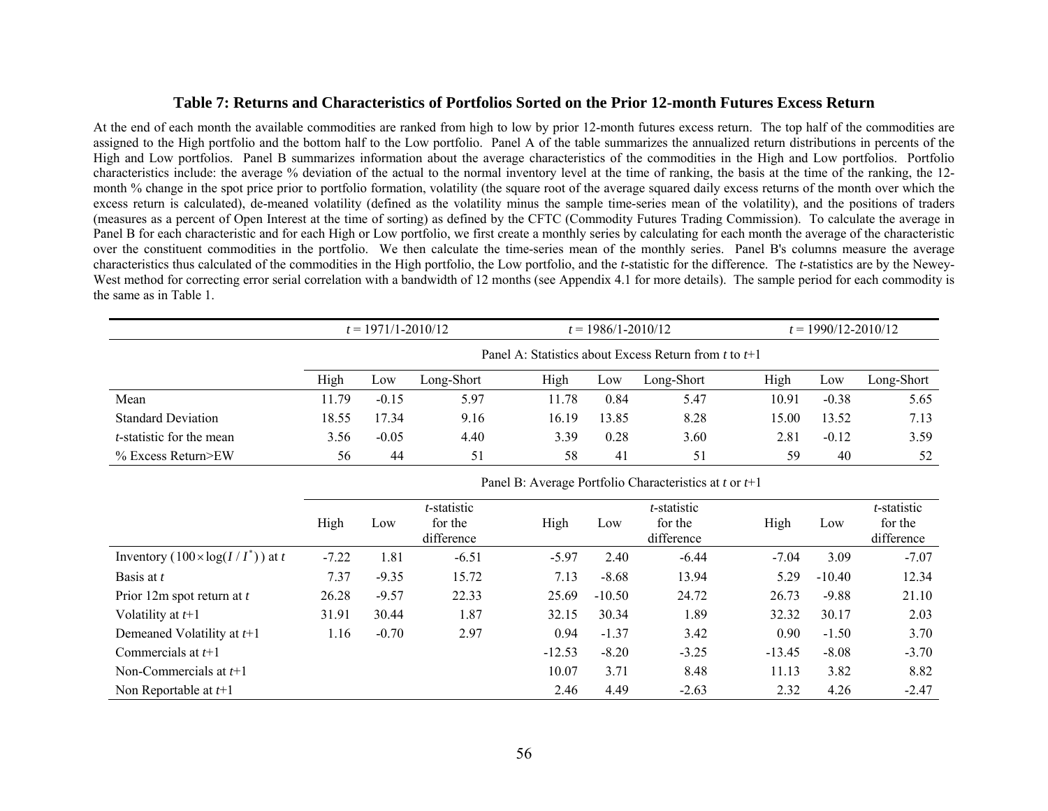## Table 7: Returns and Characteristics of Portfolios Sorted on the Prior 12-month Futures Excess Return

At the end of each month the available commodities are ranked from high to low by prior 12-month futures excess return. The top half of the commodities are assigned to the High portfolio and the bottom half to the Low portfolio. Panel A of the table summarizes the annualized return distributions in percents of the High and Low portfolios. Panel B summarizes information about the average characteristics of the commodities in the High and Low portfolios. Portfolio characteristics include: the average % deviation of the actual to the normal inventory level at the time of ranking, the basis at the time of the ranking, the 12-month % change in the spot price prior to portfolio formation, volatility (the square root of the average squared daily excess returns of the month over which the excess return is calculated), de-meaned volatility (defined as the volatility minus the sample time-series mean of the volatility), and the positions of traders (measures as a percent of Open Interest at the time of sorting) as defined by the CFTC (Commodity Futures Trading Commission). To calculate the average in Panel B for each characteristic and for each High or Low portfolio, we first create a monthly series by calculating for each month the average of the characteristic over the constituent commodities in the portfolio. We then calculate the time-series mean of the monthly series. Panel B's columns measure the average characteristics thus calculated of the commodities in the High portfolio, the Low portfolio, and the *t*-statistic for the difference. The *t*-statistics are by the Newey-West method for correcting error serial correlation with a bandwidth of 12 months (see Appendix 4.1 for more details). The sample period for each commodity is the same as in Table 1.

| | $t$ = 1971/1-2010/12 | | | $t$ = 1986/1-2010/12 | | | $t$ = 1990/12-2010/12 | | |
|---|---|---|---|---|---|---|---|---|---|
| | Panel A: Statistics about Excess Return from $t$ to $t$+1 | | | | | | | | |
| | High | Low | Long-Short | High | Low | Long-Short | High | Low | Long-Short |
| Mean | 11.79 | -0.15 | 5.97 | 11.78 | 0.84 | 5.47 | 10.91 | -0.38 | 5.65 |
| Standard Deviation | 18.55 | 17.34 | 9.16 | 16.19 | 13.85 | 8.28 | 15.00 | 13.52 | 7.13 |
| *t*-statistic for the mean | 3.56 | -0.05 | 4.40 | 3.39 | 0.28 | 3.60 | 2.81 | -0.12 | 3.59 |
| % Excess Return>EW | 56 | 44 | 51 | 58 | 41 | 51 | 59 | 40 | 52 |
| | Panel B: Average Portfolio Characteristics at $t$ or $t$+1 | | | | | | | | |
| | High | Low | *t*-statistic for the difference | High | Low | *t*-statistic for the difference | High | Low | *t*-statistic for the difference |
| Inventory ($100\times\log(I/I^*)$) at $t$ | -7.22 | 1.81 | -6.51 | -5.97 | 2.40 | -6.44 | -7.04 | 3.09 | -7.07 |
| Basis at $t$ | 7.37 | -9.35 | 15.72 | 7.13 | -8.68 | 13.94 | 5.29 | -10.40 | 12.34 |
| Prior 12m spot return at $t$ | 26.28 | -9.57 | 22.33 | 25.69 | -10.50 | 24.72 | 26.73 | -9.88 | 21.10 |
| Volatility at $t$+1 | 31.91 | 30.44 | 1.87 | 32.15 | 30.34 | 1.89 | 32.32 | 30.17 | 2.03 |
| Demeaned Volatility at $t$+1 | 1.16 | -0.70 | 2.97 | 0.94 | -1.37 | 3.42 | 0.90 | -1.50 | 3.70 |
| Commercials at $t$+1 | | | | -12.53 | -8.20 | -3.25 | -13.45 | -8.08 | -3.70 |
| Non-Commercials at $t$+1 | | | | 10.07 | 3.71 | 8.48 | 11.13 | 3.82 | 8.82 |
| Non Reportable at $t$+1 | | | | 2.46 | 4.49 | -2.63 | 2.32 | 4.26 | -2.47 |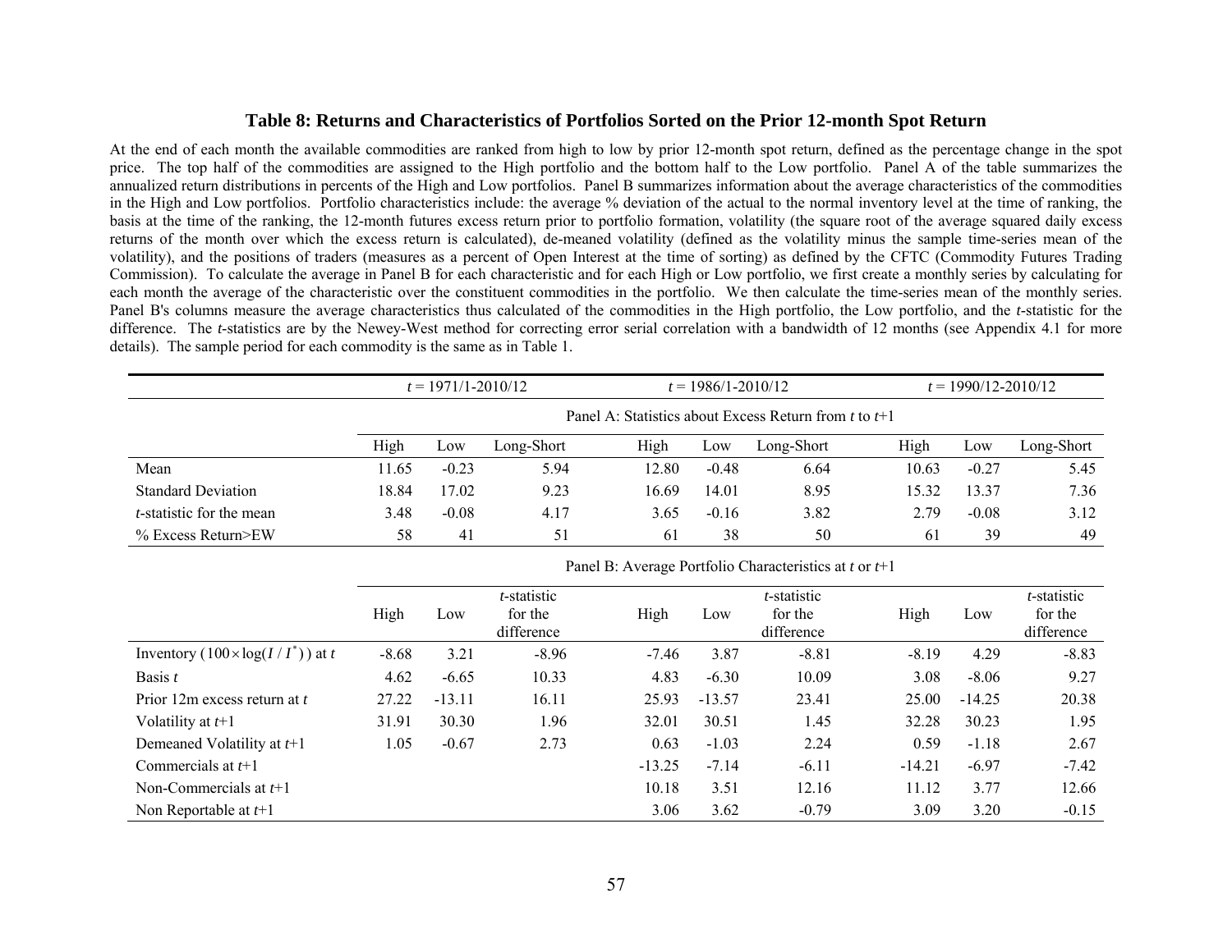### Table 8: Returns and Characteristics of Portfolios Sorted on the Prior 12-month Spot Return

At the end of each month the available commodities are ranked from high to low by prior 12-month spot return, defined as the percentage change in the spot price. The top half of the commodities are assigned to the High portfolio and the bottom half to the Low portfolio. Panel A of the table summarizes the annualized return distributions in percents of the High and Low portfolios. Panel B summarizes information about the average characteristics of the commodities in the High and Low portfolios. Portfolio characteristics include: the average % deviation of the actual to the normal inventory level at the time of ranking, the basis at the time of the ranking, the 12-month futures excess return prior to portfolio formation, volatility (the square root of the average squared daily excess returns of the month over which the excess return is calculated), de-meaned volatility (defined as the volatility minus the sample time-series mean of the volatility), and the positions of traders (measures as a percent of Open Interest at the time of sorting) as defined by the CFTC (Commodity Futures Trading Commission). To calculate the average in Panel B for each characteristic and for each High or Low portfolio, we first create a monthly series by calculating for each month the average of the characteristic over the constituent commodities in the portfolio. We then calculate the time-series mean of the monthly series. Panel B's columns measure the average characteristics thus calculated of the commodities in the High portfolio, the Low portfolio, and the *t*-statistic for the difference. The *t*-statistics are by the Newey-West method for correcting error serial correlation with a bandwidth of 12 months (see Appendix 4.1 for more details). The sample period for each commodity is the same as in Table 1.

| | $t$ = 1971/1-2010/12 | | | $t$ = 1986/1-2010/12 | | | $t$ = 1990/12-2010/12 | | |
|---|---|---|---|---|---|---|---|---|---|
| | Panel A: Statistics about Excess Return from $t$ to $t$+1 | | | | | | | | |
| | High | Low | Long-Short | High | Low | Long-Short | High | Low | Long-Short |
| Mean | 11.65 | -0.23 | 5.94 | 12.80 | -0.48 | 6.64 | 10.63 | -0.27 | 5.45 |
| Standard Deviation | 18.84 | 17.02 | 9.23 | 16.69 | 14.01 | 8.95 | 15.32 | 13.37 | 7.36 |
| *t*-statistic for the mean | 3.48 | -0.08 | 4.17 | 3.65 | -0.16 | 3.82 | 2.79 | -0.08 | 3.12 |
| % Excess Return>EW | 58 | 41 | 51 | 61 | 38 | 50 | 61 | 39 | 49 |
| | Panel B: Average Portfolio Characteristics at $t$ or $t$+1 | | | | | | | | |
| | High | Low | *t*-statistic for the difference | High | Low | *t*-statistic for the difference | High | Low | *t*-statistic for the difference |
| Inventory ($100 \times \log(I/I^*)$) at $t$ | -8.68 | 3.21 | -8.96 | -7.46 | 3.87 | -8.81 | -8.19 | 4.29 | -8.83 |
| Basis $t$ | 4.62 | -6.65 | 10.33 | 4.83 | -6.30 | 10.09 | 3.08 | -8.06 | 9.27 |
| Prior 12m excess return at $t$ | 27.22 | -13.11 | 16.11 | 25.93 | -13.57 | 23.41 | 25.00 | -14.25 | 20.38 |
| Volatility at $t$+1 | 31.91 | 30.30 | 1.96 | 32.01 | 30.51 | 1.45 | 32.28 | 30.23 | 1.95 |
| Demeaned Volatility at $t$+1 | 1.05 | -0.67 | 2.73 | 0.63 | -1.03 | 2.24 | 0.59 | -1.18 | 2.67 |
| Commercials at $t$+1 | | | | -13.25 | -7.14 | -6.11 | -14.21 | -6.97 | -7.42 |
| Non-Commercials at $t$+1 | | | | 10.18 | 3.51 | 12.16 | 11.12 | 3.77 | 12.66 |
| Non Reportable at $t$+1 | | | | 3.06 | 3.62 | -0.79 | 3.09 | 3.20 | -0.15 |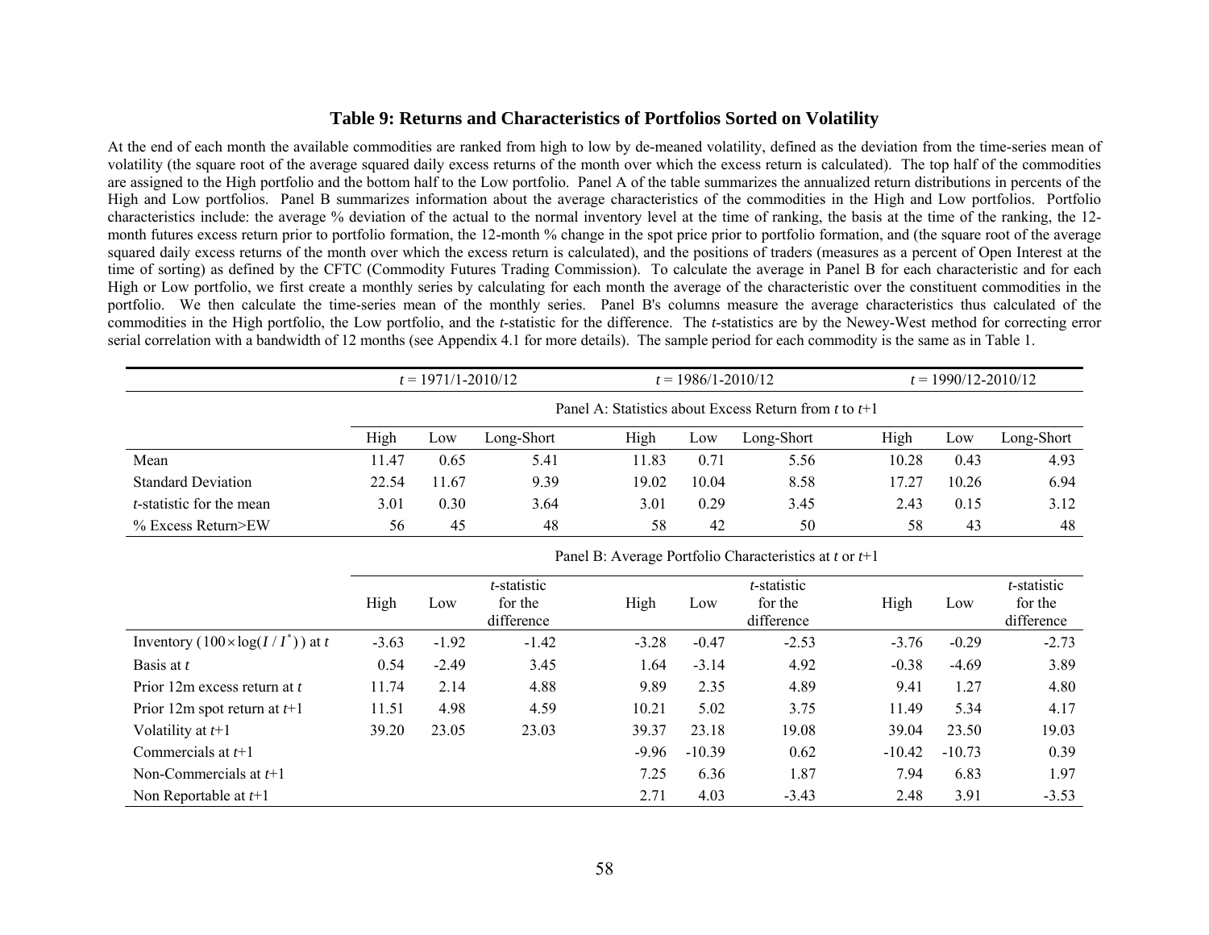**Table 9: Returns and Characteristics of Portfolios Sorted on Volatility**

At the end of each month the available commodities are ranked from high to low by de-meaned volatility, defined as the deviation from the time-series mean of volatility (the square root of the average squared daily excess returns of the month over which the excess return is calculated). The top half of the commodities are assigned to the High portfolio and the bottom half to the Low portfolio. Panel A of the table summarizes the annualized return distributions in percents of the High and Low portfolios. Panel B summarizes information about the average characteristics of the commodities in the High and Low portfolios. Portfolio characteristics include: the average % deviation of the actual to the normal inventory level at the time of ranking, the basis at the time of the ranking, the 12-month futures excess return prior to portfolio formation, the 12-month % change in the spot price prior to portfolio formation, and (the square root of the average squared daily excess returns of the month over which the excess return is calculated), and the positions of traders (measures as a percent of Open Interest at the time of sorting) as defined by the CFTC (Commodity Futures Trading Commission). To calculate the average in Panel B for each characteristic and for each High or Low portfolio, we first create a monthly series by calculating for each month the average of the characteristic over the constituent commodities in the portfolio. We then calculate the time-series mean of the monthly series. Panel B's columns measure the average characteristics thus calculated of the commodities in the High portfolio, the Low portfolio, and the *t*-statistic for the difference. The *t*-statistics are by the Newey-West method for correcting error serial correlation with a bandwidth of 12 months (see Appendix 4.1 for more details). The sample period for each commodity is the same as in Table 1.

| | $t$ = 1971/1-2010/12 | | | $t$ = 1986/1-2010/12 | | | $t$ = 1990/12-2010/12 | | |
|---|---|---|---|---|---|---|---|---|---|
| | Panel A: Statistics about Excess Return from $t$ to $t$+1 | | | | | | | | |
| | High | Low | Long-Short | High | Low | Long-Short | High | Low | Long-Short |
| Mean | 11.47 | 0.65 | 5.41 | 11.83 | 0.71 | 5.56 | 10.28 | 0.43 | 4.93 |
| Standard Deviation | 22.54 | 11.67 | 9.39 | 19.02 | 10.04 | 8.58 | 17.27 | 10.26 | 6.94 |
| *t*-statistic for the mean | 3.01 | 0.30 | 3.64 | 3.01 | 0.29 | 3.45 | 2.43 | 0.15 | 3.12 |
| % Excess Return>EW | 56 | 45 | 48 | 58 | 42 | 50 | 58 | 43 | 48 |
| | Panel B: Average Portfolio Characteristics at $t$ or $t$+1 | | | | | | | | |
| | High | Low | *t*-statistic for the difference | High | Low | *t*-statistic for the difference | High | Low | *t*-statistic for the difference |
| Inventory ($100 \times \log(I / I^*)$) at $t$ | -3.63 | -1.92 | -1.42 | -3.28 | -0.47 | -2.53 | -3.76 | -0.29 | -2.73 |
| Basis at $t$ | 0.54 | -2.49 | 3.45 | 1.64 | -3.14 | 4.92 | -0.38 | -4.69 | 3.89 |
| Prior 12m excess return at $t$ | 11.74 | 2.14 | 4.88 | 9.89 | 2.35 | 4.89 | 9.41 | 1.27 | 4.80 |
| Prior 12m spot return at $t$+1 | 11.51 | 4.98 | 4.59 | 10.21 | 5.02 | 3.75 | 11.49 | 5.34 | 4.17 |
| Volatility at $t$+1 | 39.20 | 23.05 | 23.03 | 39.37 | 23.18 | 19.08 | 39.04 | 23.50 | 19.03 |
| Commercials at $t$+1 | | | | -9.96 | -10.39 | 0.62 | -10.42 | -10.73 | 0.39 |
| Non-Commercials at $t$+1 | | | | 7.25 | 6.36 | 1.87 | 7.94 | 6.83 | 1.97 |
| Non Reportable at $t$+1 | | | | 2.71 | 4.03 | -3.43 | 2.48 | 3.91 | -3.53 |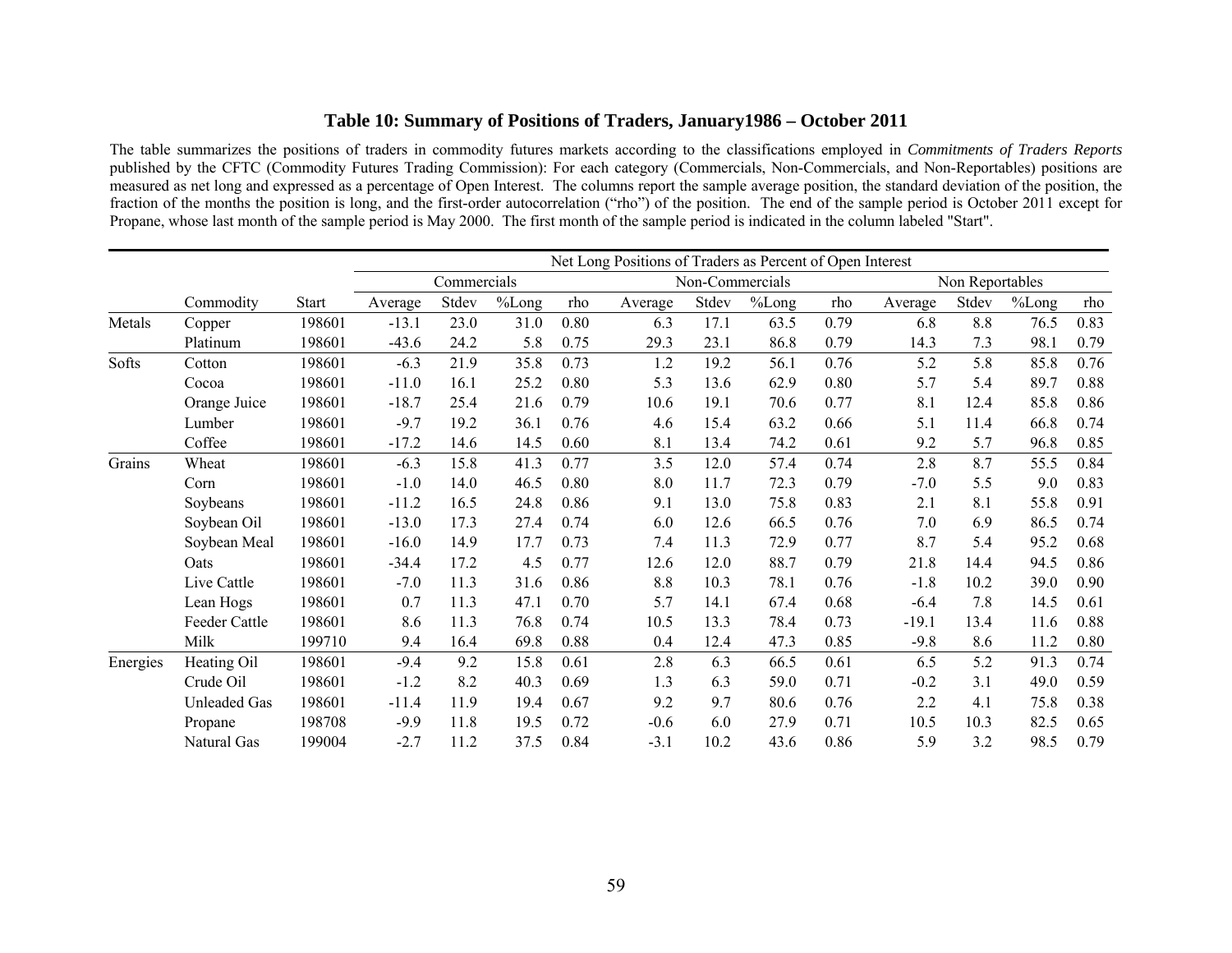### Table 10: Summary of Positions of Traders, January1986 – October 2011

The table summarizes the positions of traders in commodity futures markets according to the classifications employed in *Commitments of Traders Reports* published by the CFTC (Commodity Futures Trading Commission): For each category (Commercials, Non-Commercials, and Non-Reportables) positions are measured as net long and expressed as a percentage of Open Interest. The columns report the sample average position, the standard deviation of the position, the fraction of the months the position is long, and the first-order autocorrelation ("rho") of the position. The end of the sample period is October 2011 except for Propane, whose last month of the sample period is May 2000. The first month of the sample period is indicated in the column labeled "Start".

| | | | Net Long Positions of Traders as Percent of Open Interest | | | | | | | | | | | |
|---|---|---|---|---|---|---|---|---|---|---|---|---|---|---|
| | | | Commercials | | | | Non-Commercials | | | | Non Reportables | | | |
| | Commodity | Start | Average | Stdev | %Long | rho | Average | Stdev | %Long | rho | Average | Stdev | %Long | rho |
| Metals | Copper | 198601 | -13.1 | 23.0 | 31.0 | 0.80 | 6.3 | 17.1 | 63.5 | 0.79 | 6.8 | 8.8 | 76.5 | 0.83 |
| | Platinum | 198601 | -43.6 | 24.2 | 5.8 | 0.75 | 29.3 | 23.1 | 86.8 | 0.79 | 14.3 | 7.3 | 98.1 | 0.79 |
| Softs | Cotton | 198601 | -6.3 | 21.9 | 35.8 | 0.73 | 1.2 | 19.2 | 56.1 | 0.76 | 5.2 | 5.8 | 85.8 | 0.76 |
| | Cocoa | 198601 | -11.0 | 16.1 | 25.2 | 0.80 | 5.3 | 13.6 | 62.9 | 0.80 | 5.7 | 5.4 | 89.7 | 0.88 |
| | Orange Juice | 198601 | -18.7 | 25.4 | 21.6 | 0.79 | 10.6 | 19.1 | 70.6 | 0.77 | 8.1 | 12.4 | 85.8 | 0.86 |
| | Lumber | 198601 | -9.7 | 19.2 | 36.1 | 0.76 | 4.6 | 15.4 | 63.2 | 0.66 | 5.1 | 11.4 | 66.8 | 0.74 |
| | Coffee | 198601 | -17.2 | 14.6 | 14.5 | 0.60 | 8.1 | 13.4 | 74.2 | 0.61 | 9.2 | 5.7 | 96.8 | 0.85 |
| Grains | Wheat | 198601 | -6.3 | 15.8 | 41.3 | 0.77 | 3.5 | 12.0 | 57.4 | 0.74 | 2.8 | 8.7 | 55.5 | 0.84 |
| | Corn | 198601 | -1.0 | 14.0 | 46.5 | 0.80 | 8.0 | 11.7 | 72.3 | 0.79 | -7.0 | 5.5 | 9.0 | 0.83 |
| | Soybeans | 198601 | -11.2 | 16.5 | 24.8 | 0.86 | 9.1 | 13.0 | 75.8 | 0.83 | 2.1 | 8.1 | 55.8 | 0.91 |
| | Soybean Oil | 198601 | -13.0 | 17.3 | 27.4 | 0.74 | 6.0 | 12.6 | 66.5 | 0.76 | 7.0 | 6.9 | 86.5 | 0.74 |
| | Soybean Meal | 198601 | -16.0 | 14.9 | 17.7 | 0.73 | 7.4 | 11.3 | 72.9 | 0.77 | 8.7 | 5.4 | 95.2 | 0.68 |
| | Oats | 198601 | -34.4 | 17.2 | 4.5 | 0.77 | 12.6 | 12.0 | 88.7 | 0.79 | 21.8 | 14.4 | 94.5 | 0.86 |
| | Live Cattle | 198601 | -7.0 | 11.3 | 31.6 | 0.86 | 8.8 | 10.3 | 78.1 | 0.76 | -1.8 | 10.2 | 39.0 | 0.90 |
| | Lean Hogs | 198601 | 0.7 | 11.3 | 47.1 | 0.70 | 5.7 | 14.1 | 67.4 | 0.68 | -6.4 | 7.8 | 14.5 | 0.61 |
| | Feeder Cattle | 198601 | 8.6 | 11.3 | 76.8 | 0.74 | 10.5 | 13.3 | 78.4 | 0.73 | -19.1 | 13.4 | 11.6 | 0.88 |
| | Milk | 199710 | 9.4 | 16.4 | 69.8 | 0.88 | 0.4 | 12.4 | 47.3 | 0.85 | -9.8 | 8.6 | 11.2 | 0.80 |
| Energies | Heating Oil | 198601 | -9.4 | 9.2 | 15.8 | 0.61 | 2.8 | 6.3 | 66.5 | 0.61 | 6.5 | 5.2 | 91.3 | 0.74 |
| | Crude Oil | 198601 | -1.2 | 8.2 | 40.3 | 0.69 | 1.3 | 6.3 | 59.0 | 0.71 | -0.2 | 3.1 | 49.0 | 0.59 |
| | Unleaded Gas | 198601 | -11.4 | 11.9 | 19.4 | 0.67 | 9.2 | 9.7 | 80.6 | 0.76 | 2.2 | 4.1 | 75.8 | 0.38 |
| | Propane | 198708 | -9.9 | 11.8 | 19.5 | 0.72 | -0.6 | 6.0 | 27.9 | 0.71 | 10.5 | 10.3 | 82.5 | 0.65 |
| | Natural Gas | 199004 | -2.7 | 11.2 | 37.5 | 0.84 | -3.1 | 10.2 | 43.6 | 0.86 | 5.9 | 3.2 | 98.5 | 0.79 |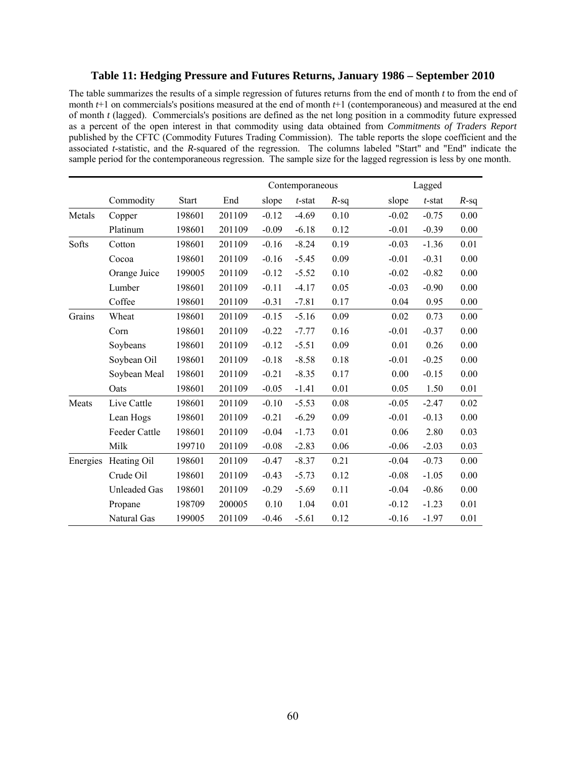# Table 11: Hedging Pressure and Futures Returns, January 1986 – September 2010

The table summarizes the results of a simple regression of futures returns from the end of month *t* to from the end of month *t*+1 on commercials's positions measured at the end of month *t*+1 (contemporaneous) and measured at the end of month *t* (lagged). Commercials's positions are defined as the net long position in a commodity future expressed as a percent of the open interest in that commodity using data obtained from *Commitments of Traders Report* published by the CFTC (Commodity Futures Trading Commission). The table reports the slope coefficient and the associated *t*-statistic, and the *R*-squared of the regression. The columns labeled "Start" and "End" indicate the sample period for the contemporaneous regression. The sample size for the lagged regression is less by one month.

| | | | | Contemporaneous | | | Lagged | | |
|---|---|---|---|---|---|---|---|---|---|
| | Commodity | Start | End | slope | *t*-stat | *R*-sq | slope | *t*-stat | *R*-sq |
| Metals | Copper | 198601 | 201109 | -0.12 | -4.69 | 0.10 | -0.02 | -0.75 | 0.00 |
| | Platinum | 198601 | 201109 | -0.09 | -6.18 | 0.12 | -0.01 | -0.39 | 0.00 |
| Softs | Cotton | 198601 | 201109 | -0.16 | -8.24 | 0.19 | -0.03 | -1.36 | 0.01 |
| | Cocoa | 198601 | 201109 | -0.16 | -5.45 | 0.09 | -0.01 | -0.31 | 0.00 |
| | Orange Juice | 199005 | 201109 | -0.12 | -5.52 | 0.10 | -0.02 | -0.82 | 0.00 |
| | Lumber | 198601 | 201109 | -0.11 | -4.17 | 0.05 | -0.03 | -0.90 | 0.00 |
| | Coffee | 198601 | 201109 | -0.31 | -7.81 | 0.17 | 0.04 | 0.95 | 0.00 |
| Grains | Wheat | 198601 | 201109 | -0.15 | -5.16 | 0.09 | 0.02 | 0.73 | 0.00 |
| | Corn | 198601 | 201109 | -0.22 | -7.77 | 0.16 | -0.01 | -0.37 | 0.00 |
| | Soybeans | 198601 | 201109 | -0.12 | -5.51 | 0.09 | 0.01 | 0.26 | 0.00 |
| | Soybean Oil | 198601 | 201109 | -0.18 | -8.58 | 0.18 | -0.01 | -0.25 | 0.00 |
| | Soybean Meal | 198601 | 201109 | -0.21 | -8.35 | 0.17 | 0.00 | -0.15 | 0.00 |
| | Oats | 198601 | 201109 | -0.05 | -1.41 | 0.01 | 0.05 | 1.50 | 0.01 |
| Meats | Live Cattle | 198601 | 201109 | -0.10 | -5.53 | 0.08 | -0.05 | -2.47 | 0.02 |
| | Lean Hogs | 198601 | 201109 | -0.21 | -6.29 | 0.09 | -0.01 | -0.13 | 0.00 |
| | Feeder Cattle | 198601 | 201109 | -0.04 | -1.73 | 0.01 | 0.06 | 2.80 | 0.03 |
| | Milk | 199710 | 201109 | -0.08 | -2.83 | 0.06 | -0.06 | -2.03 | 0.03 |
| Energies | Heating Oil | 198601 | 201109 | -0.47 | -8.37 | 0.21 | -0.04 | -0.73 | 0.00 |
| | Crude Oil | 198601 | 201109 | -0.43 | -5.73 | 0.12 | -0.08 | -1.05 | 0.00 |
| | Unleaded Gas | 198601 | 201109 | -0.29 | -5.69 | 0.11 | -0.04 | -0.86 | 0.00 |
| | Propane | 198709 | 200005 | 0.10 | 1.04 | 0.01 | -0.12 | -1.23 | 0.01 |
| | Natural Gas | 199005 | 201109 | -0.46 | -5.61 | 0.12 | -0.16 | -1.97 | 0.01 |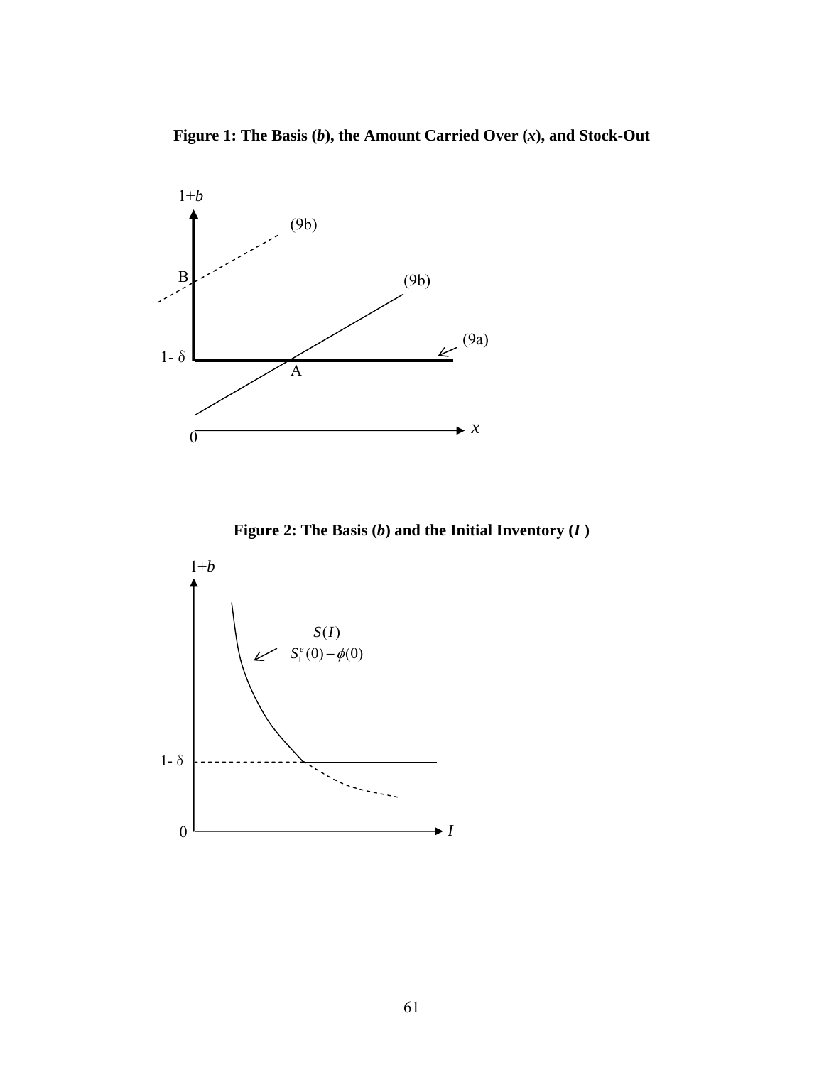**Figure 1: The Basis (*b*), the Amount Carried Over (*x*), and Stock-Out**

**Figure 2: The Basis (*b*) and the Initial Inventory (*I* )**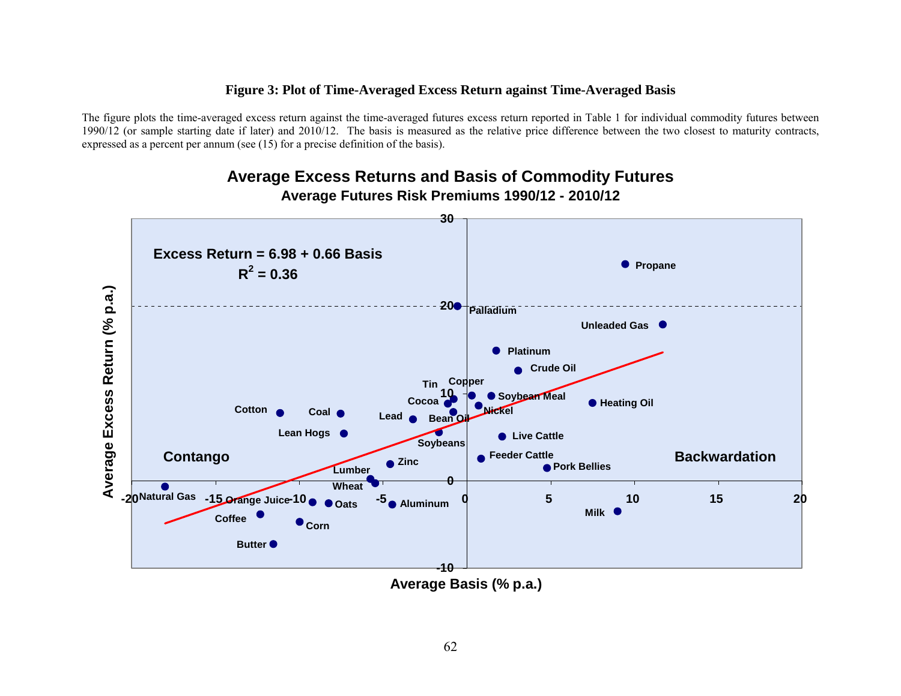**Figure 3: Plot of Time-Averaged Excess Return against Time-Averaged Basis**

The figure plots the time-averaged excess return against the time-averaged futures excess return reported in Table 1 for individual commodity futures between 1990/12 (or sample starting date if later) and 2010/12. The basis is measured as the relative price difference between the two closest to maturity contracts, expressed as a percent per annum (see (15) for a precise definition of the basis).

**Average Excess Returns and Basis of Commodity Futures**

**Average Futures Risk Premiums 1990/12 - 2010/12**

Excess Return = 6.98 + 0.66 Basis

$R^2 = 0.36$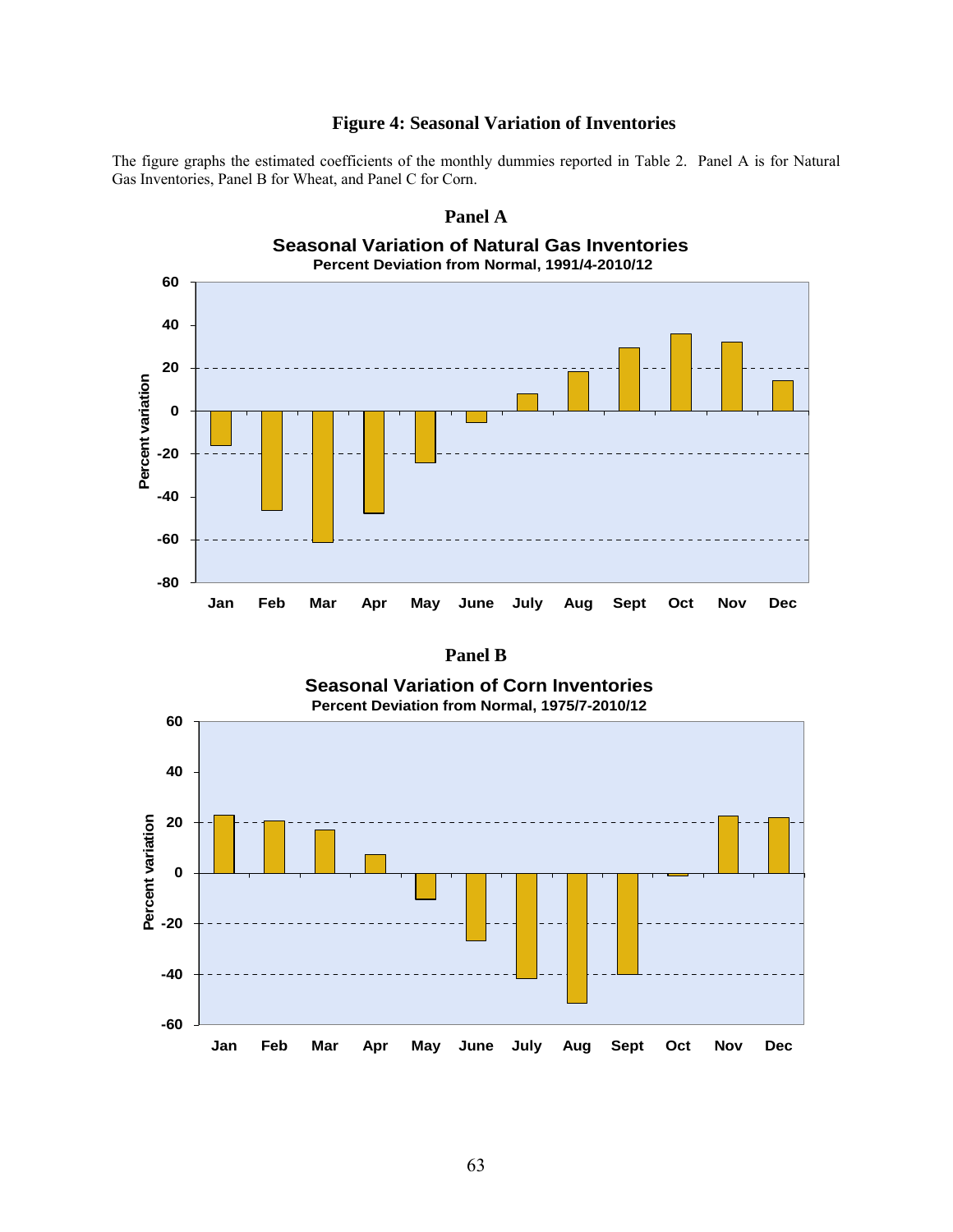**Figure 4: Seasonal Variation of Inventories**

The figure graphs the estimated coefficients of the monthly dummies reported in Table 2. Panel A is for Natural Gas Inventories, Panel B for Wheat, and Panel C for Corn.

**Panel A**

**Seasonal Variation of Natural Gas Inventories**
**Percent Deviation from Normal, 1991/4-2010/12**

**Panel B**

**Seasonal Variation of Corn Inventories**
**Percent Deviation from Normal, 1975/7-2010/12**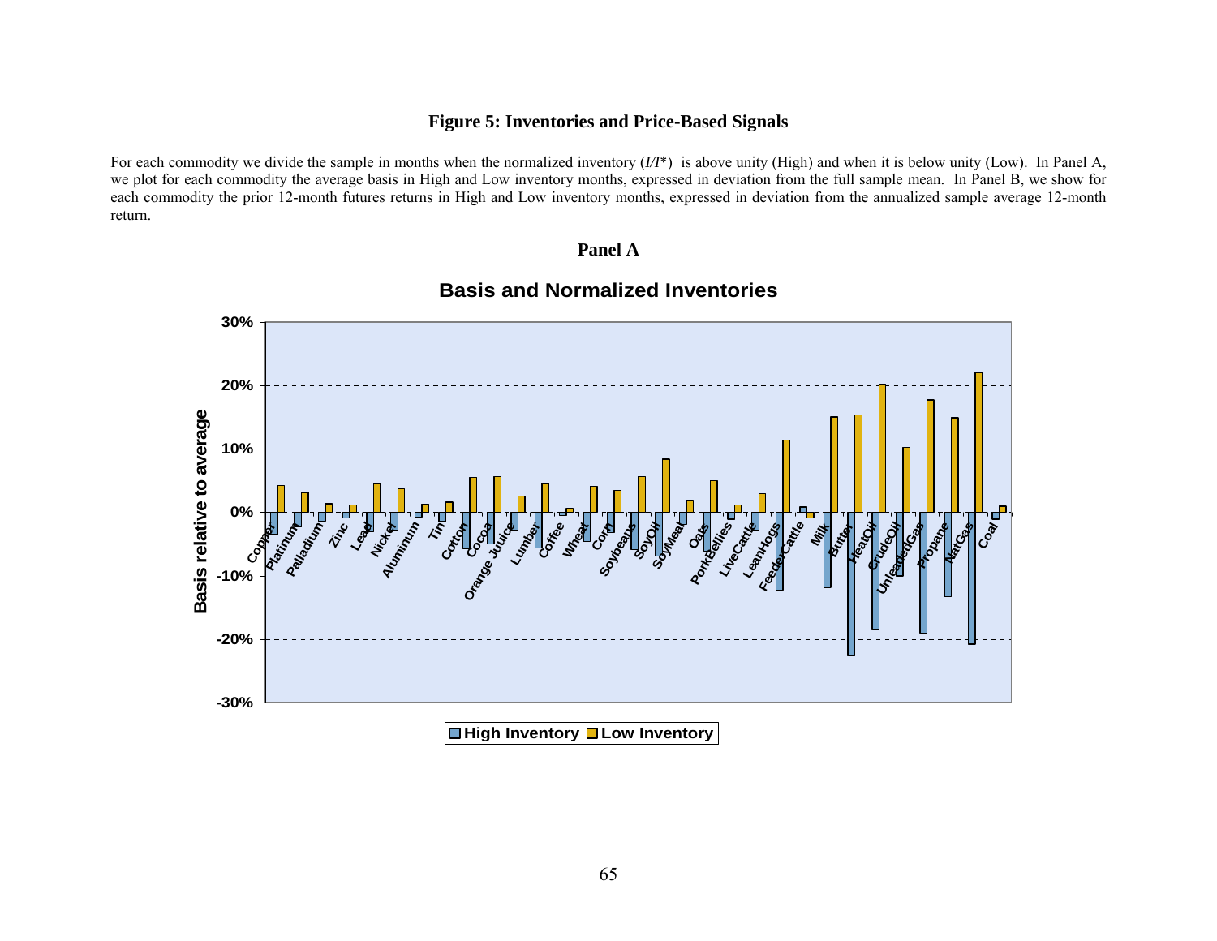**Figure 5: Inventories and Price-Based Signals**

For each commodity we divide the sample in months when the normalized inventory ($I/I^*$) is above unity (High) and when it is below unity (Low). In Panel A, we plot for each commodity the average basis in High and Low inventory months, expressed in deviation from the full sample mean. In Panel B, we show for each commodity the prior 12-month futures returns in High and Low inventory months, expressed in deviation from the annualized sample average 12-month return.

**Panel A**

**Basis and Normalized Inventories**

Basis relative to average

30%
20%
10%
0%
-10%
-20%
-30%

Copper, Platinum, Palladium, Zinc, Lead, Nickel, Aluminum, Tin, Cotton, Cocoa, Orange Juice, Lumber, Coffee, Wheat, Corn, Soybeans, SoyOil, SoyMeal, Oats, PorkBellies, LiveCattle, LeanHogs, FeederCattle, Milk, Butter, HeatOil, CrudeOil, UnleadedGas, Propane, NatGas, Coal

High Inventory, Low Inventory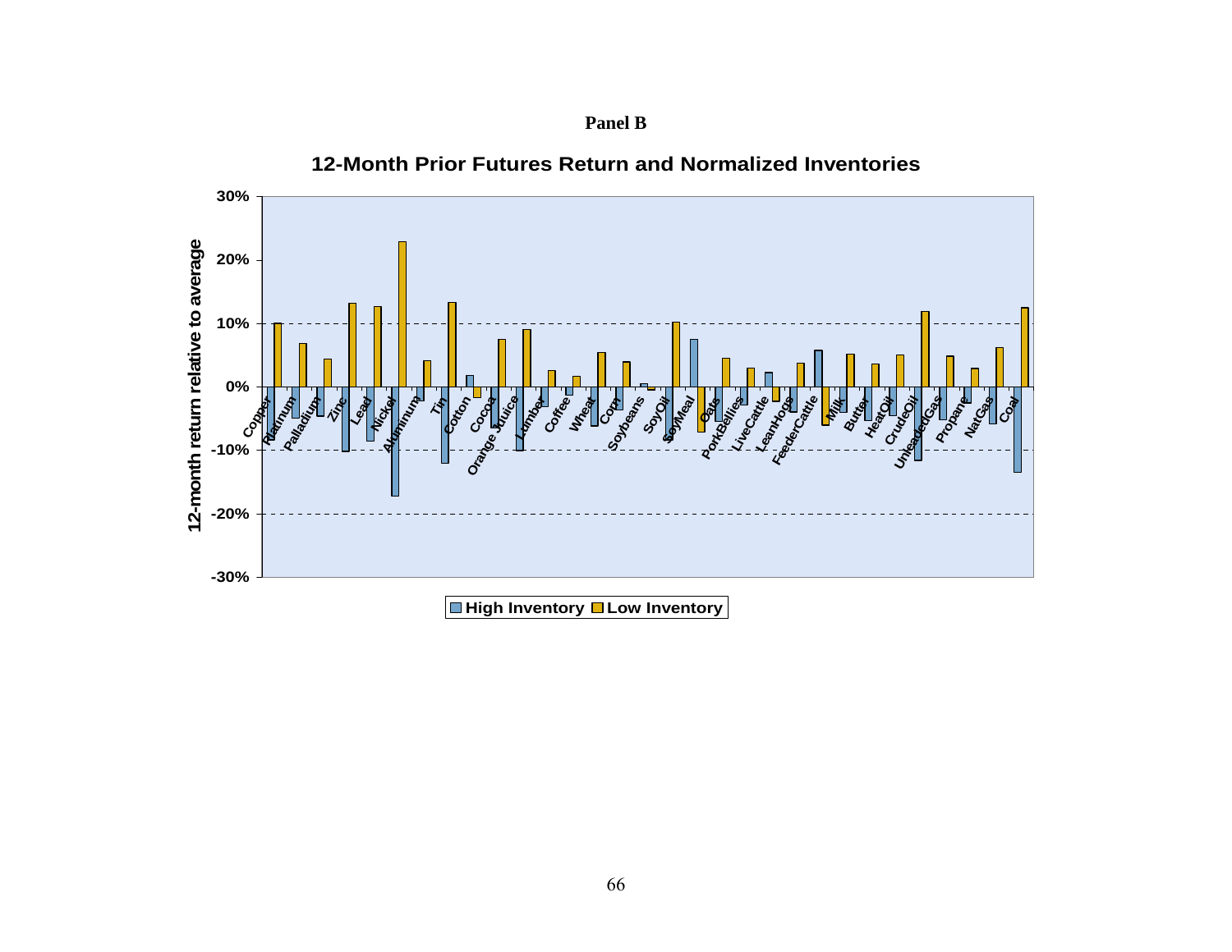**Panel B**

**12-Month Prior Futures Return and Normalized Inventories**

12-month return relative to average

30%
20%
10%
0%
-10%
-20%
-30%

Copper, Platinum, Palladium, Zinc, Lead, Nickel, Aluminum, Tin, Cotton, Cocoa, Orange Juice, Lumber, Coffee, Wheat, Corn, Soybeans, SoyOil, SoyMeal, Oats, PorkBellies, LiveCattle, LeanHogs, FeederCattle, Milk, Butter, HeatOil, CrudeOil, UnleadedGas, Propane, NatGas, Coal

High Inventory | Low Inventory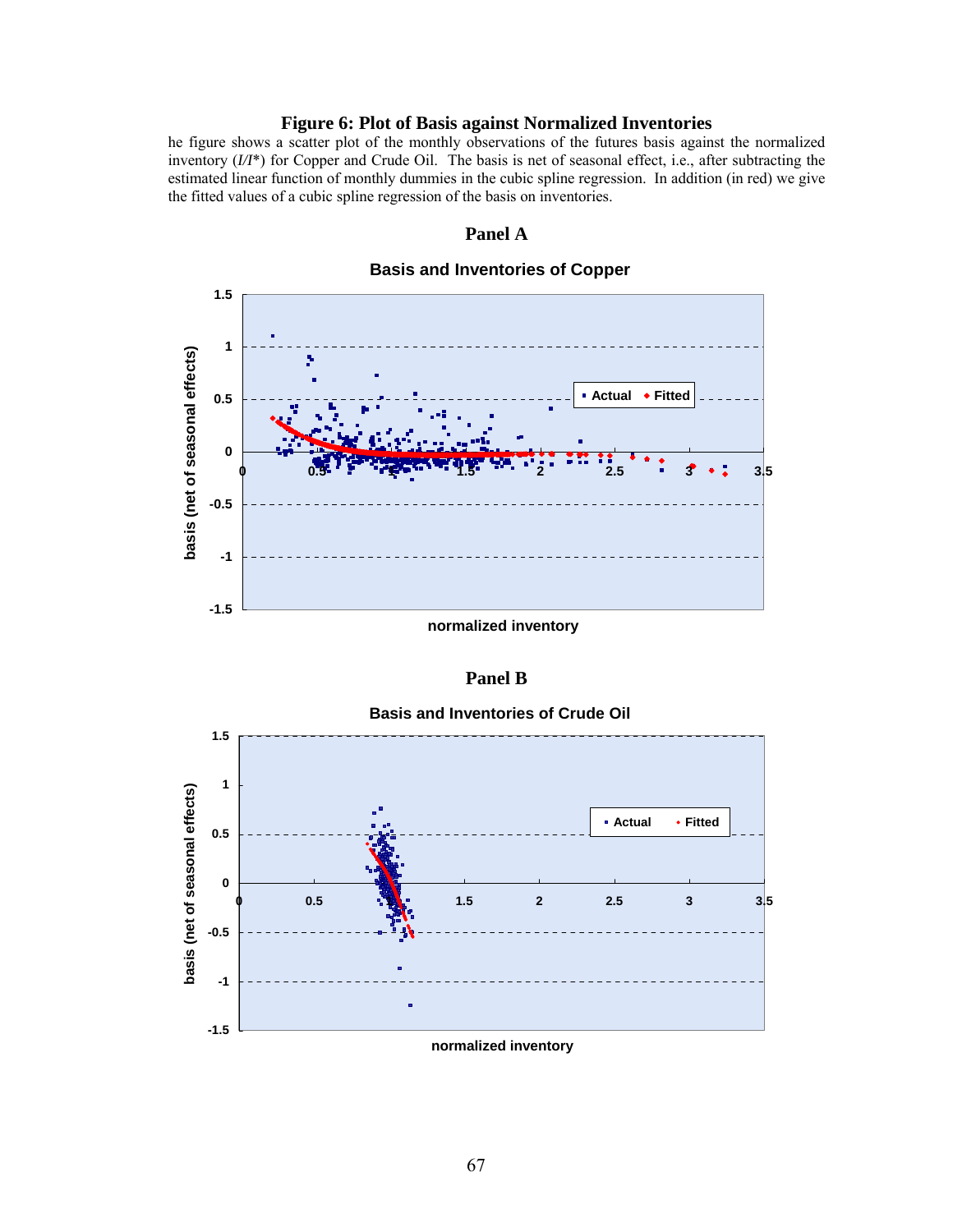**Figure 6: Plot of Basis against Normalized Inventories**

he figure shows a scatter plot of the monthly observations of the futures basis against the normalized inventory ($I/I^*$) for Copper and Crude Oil. The basis is net of seasonal effect, i.e., after subtracting the estimated linear function of monthly dummies in the cubic spline regression. In addition (in red) we give the fitted values of a cubic spline regression of the basis on inventories.

**Panel A**

Basis and Inventories of Copper

1.5
1
0.5
0
-0.5
-1
-1.5

0
0.5
1.5
2
2.5
3
3.5

basis (net of seasonal effects)

normalized inventory

Actual
Fitted

**Panel B**

Basis and Inventories of Crude Oil

1.5
1
0.5
0
-0.5
-1
-1.5

0
0.5
1.5
2
2.5
3
3.5

basis (net of seasonal effects)

normalized inventory

Actual
Fitted